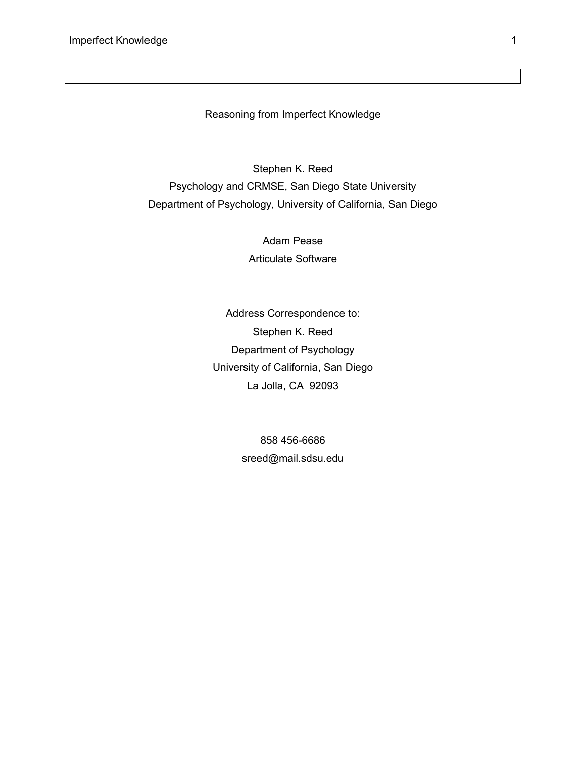# Reasoning from Imperfect Knowledge

Stephen K. Reed

Psychology and CRMSE, San Diego State University

Department of Psychology, University of California, San Diego

Adam Pease

Articulate Software

Address Correspondence to:

Stephen K. Reed

Department of Psychology

University of California, San Diego

La Jolla, CA 92093

858 456-6686

sreed@mail.sdsu.edu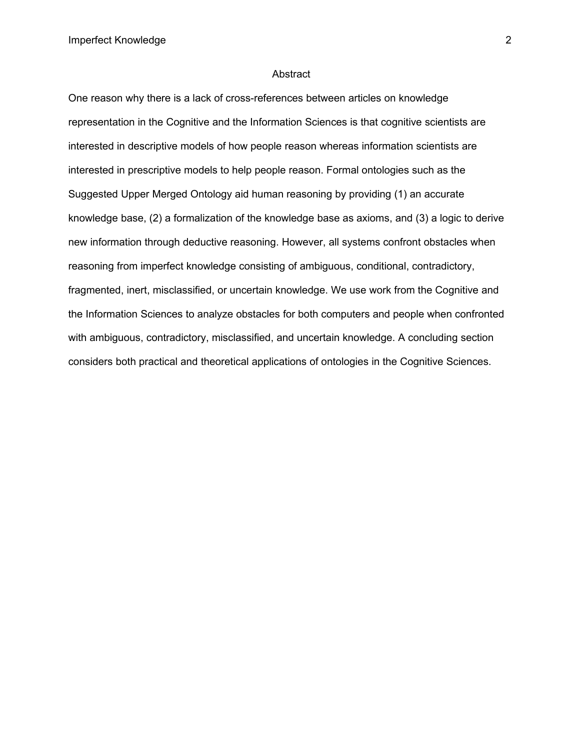## Abstract

One reason why there is a lack of cross-references between articles on knowledge representation in the Cognitive and the Information Sciences is that cognitive scientists are interested in descriptive models of how people reason whereas information scientists are interested in prescriptive models to help people reason. Formal ontologies such as the Suggested Upper Merged Ontology aid human reasoning by providing (1) an accurate knowledge base, (2) a formalization of the knowledge base as axioms, and (3) a logic to derive new information through deductive reasoning. However, all systems confront obstacles when reasoning from imperfect knowledge consisting of ambiguous, conditional, contradictory, fragmented, inert, misclassified, or uncertain knowledge. We use work from the Cognitive and the Information Sciences to analyze obstacles for both computers and people when confronted with ambiguous, contradictory, misclassified, and uncertain knowledge. A concluding section considers both practical and theoretical applications of ontologies in the Cognitive Sciences.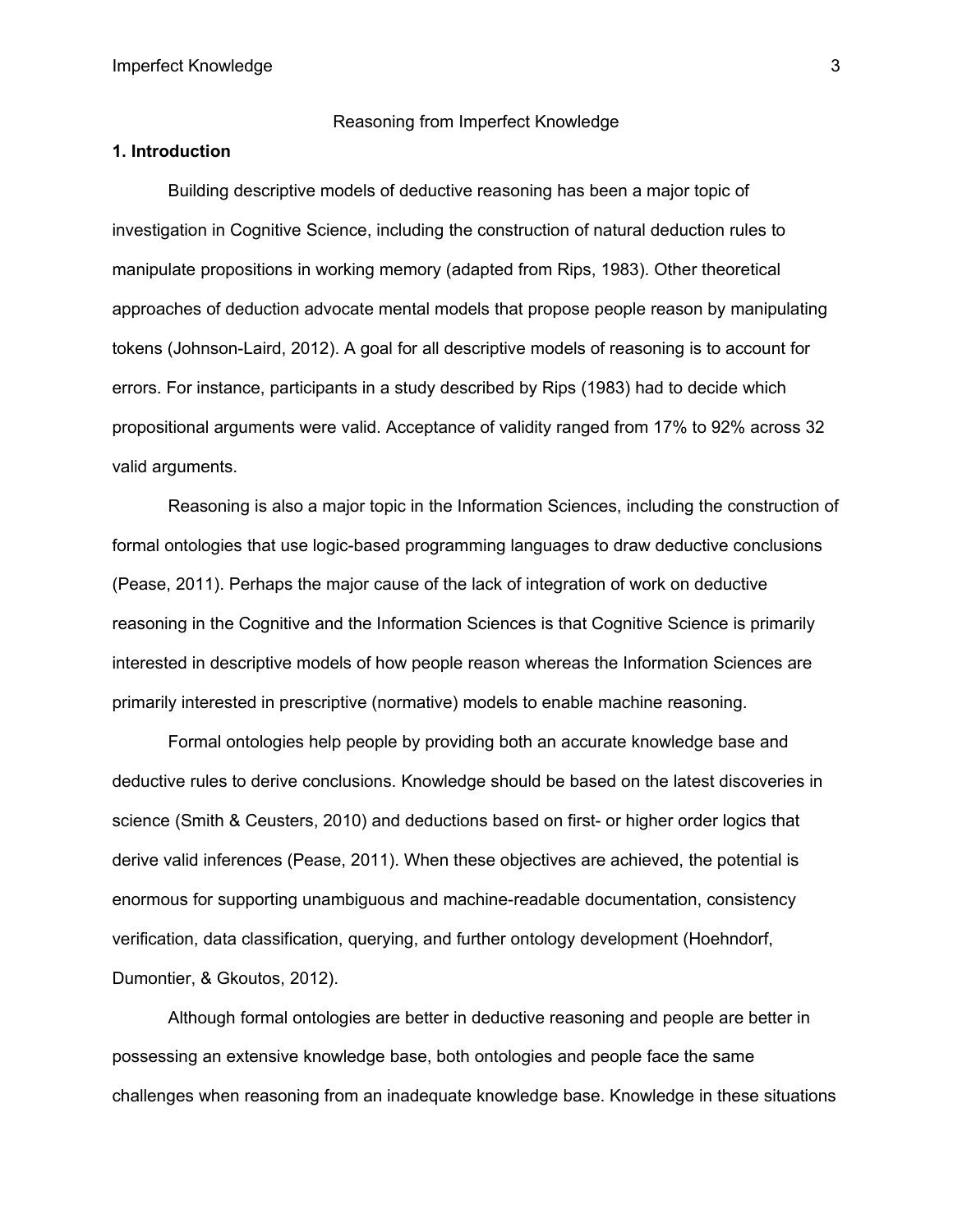Reasoning from Imperfect Knowledge

## 1. Introduction

Building descriptive models of deductive reasoning has been a major topic of investigation in Cognitive Science, including the construction of natural deduction rules to manipulate propositions in working memory (adapted from Rips, 1983). Other theoretical approaches of deduction advocate mental models that propose people reason by manipulating tokens (Johnson-Laird, 2012). A goal for all descriptive models of reasoning is to account for errors. For instance, participants in a study described by Rips (1983) had to decide which propositional arguments were valid. Acceptance of validity ranged from 17% to 92% across 32 valid arguments.

Reasoning is also a major topic in the Information Sciences, including the construction of formal ontologies that use logic-based programming languages to draw deductive conclusions (Pease, 2011). Perhaps the major cause of the lack of integration of work on deductive reasoning in the Cognitive and the Information Sciences is that Cognitive Science is primarily interested in descriptive models of how people reason whereas the Information Sciences are primarily interested in prescriptive (normative) models to enable machine reasoning.

Formal ontologies help people by providing both an accurate knowledge base and deductive rules to derive conclusions. Knowledge should be based on the latest discoveries in science (Smith & Ceusters, 2010) and deductions based on first- or higher order logics that derive valid inferences (Pease, 2011). When these objectives are achieved, the potential is enormous for supporting unambiguous and machine-readable documentation, consistency verification, data classification, querying, and further ontology development (Hoehndorf, Dumontier, & Gkoutos, 2012).

Although formal ontologies are better in deductive reasoning and people are better in possessing an extensive knowledge base, both ontologies and people face the same challenges when reasoning from an inadequate knowledge base. Knowledge in these situations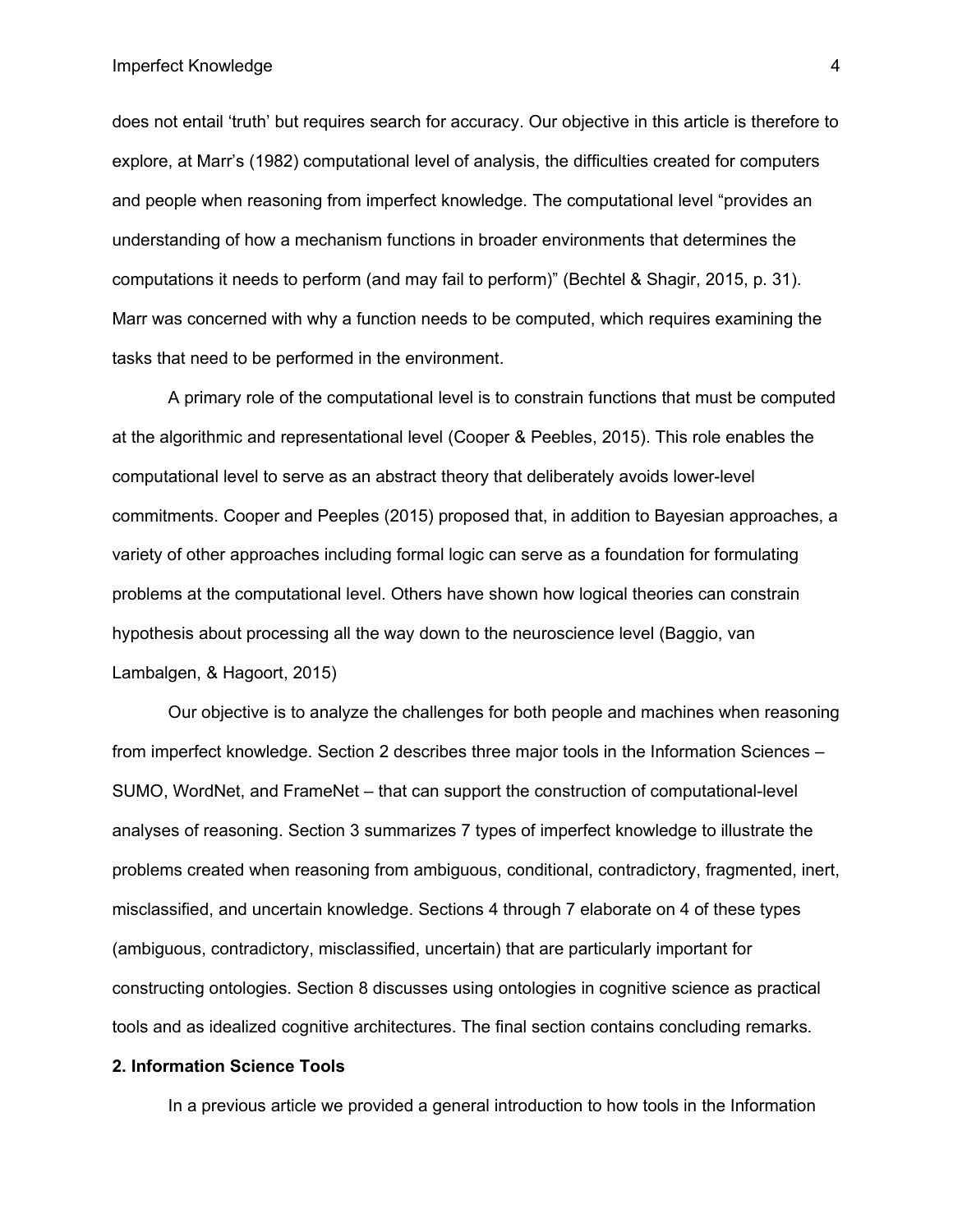does not entail 'truth' but requires search for accuracy. Our objective in this article is therefore to explore, at Marr's (1982) computational level of analysis, the difficulties created for computers and people when reasoning from imperfect knowledge. The computational level "provides an understanding of how a mechanism functions in broader environments that determines the computations it needs to perform (and may fail to perform)" (Bechtel & Shagir, 2015, p. 31). Marr was concerned with why a function needs to be computed, which requires examining the tasks that need to be performed in the environment.

A primary role of the computational level is to constrain functions that must be computed at the algorithmic and representational level (Cooper & Peebles, 2015). This role enables the computational level to serve as an abstract theory that deliberately avoids lower-level commitments. Cooper and Peeples (2015) proposed that, in addition to Bayesian approaches, a variety of other approaches including formal logic can serve as a foundation for formulating problems at the computational level. Others have shown how logical theories can constrain hypothesis about processing all the way down to the neuroscience level (Baggio, van Lambalgen, & Hagoort, 2015)

Our objective is to analyze the challenges for both people and machines when reasoning from imperfect knowledge. Section 2 describes three major tools in the Information Sciences – SUMO, WordNet, and FrameNet – that can support the construction of computational-level analyses of reasoning. Section 3 summarizes 7 types of imperfect knowledge to illustrate the problems created when reasoning from ambiguous, conditional, contradictory, fragmented, inert, misclassified, and uncertain knowledge. Sections 4 through 7 elaborate on 4 of these types (ambiguous, contradictory, misclassified, uncertain) that are particularly important for constructing ontologies. Section 8 discusses using ontologies in cognitive science as practical tools and as idealized cognitive architectures. The final section contains concluding remarks.

## 2. Information Science Tools

In a previous article we provided a general introduction to how tools in the Information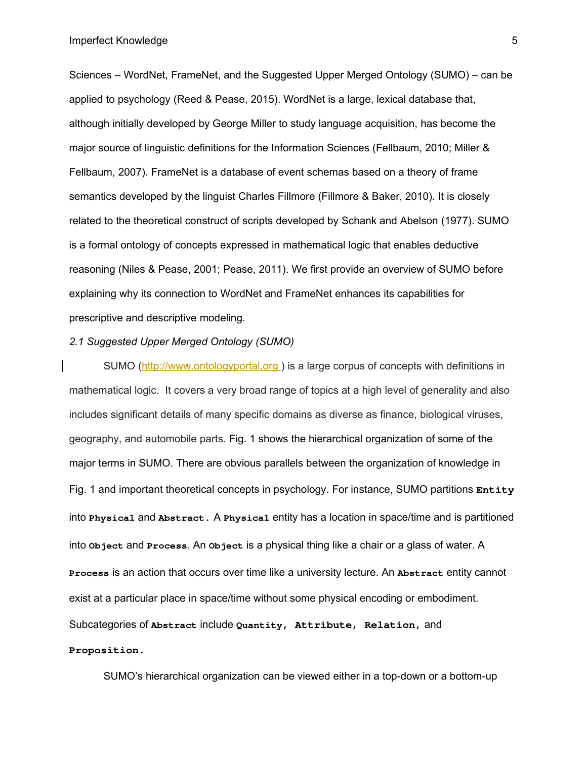Sciences – WordNet, FrameNet, and the Suggested Upper Merged Ontology (SUMO) – can be applied to psychology (Reed & Pease, 2015). WordNet is a large, lexical database that, although initially developed by George Miller to study language acquisition, has become the major source of linguistic definitions for the Information Sciences (Fellbaum, 2010; Miller & Fellbaum, 2007). FrameNet is a database of event schemas based on a theory of frame semantics developed by the linguist Charles Fillmore (Fillmore & Baker, 2010). It is closely related to the theoretical construct of scripts developed by Schank and Abelson (1977). SUMO is a formal ontology of concepts expressed in mathematical logic that enables deductive reasoning (Niles & Pease, 2001; Pease, 2011). We first provide an overview of SUMO before explaining why its connection to WordNet and FrameNet enhances its capabilities for prescriptive and descriptive modeling.

### *2.1 Suggested Upper Merged Ontology (SUMO)*

SUMO (http://www.ontologyportal.org) is a large corpus of concepts with definitions in mathematical logic. It covers a very broad range of topics at a high level of generality and also includes significant details of many specific domains as diverse as finance, biological viruses, geography, and automobile parts. Fig. 1 shows the hierarchical organization of some of the major terms in SUMO. There are obvious parallels between the organization of knowledge in Fig. 1 and important theoretical concepts in psychology. For instance, SUMO partitions **`Entity`** into **`Physical`** and **`Abstract`**. A **`Physical`** entity has a location in space/time and is partitioned into **`Object`** and **`Process`**. An **`Object`** is a physical thing like a chair or a glass of water. A **`Process`** is an action that occurs over time like a university lecture. An **`Abstract`** entity cannot exist at a particular place in space/time without some physical encoding or embodiment. Subcategories of **`Abstract`** include **`Quantity`**, **`Attribute`**, **`Relation`**, and **`Proposition`**.

SUMO's hierarchical organization can be viewed either in a top-down or a bottom-up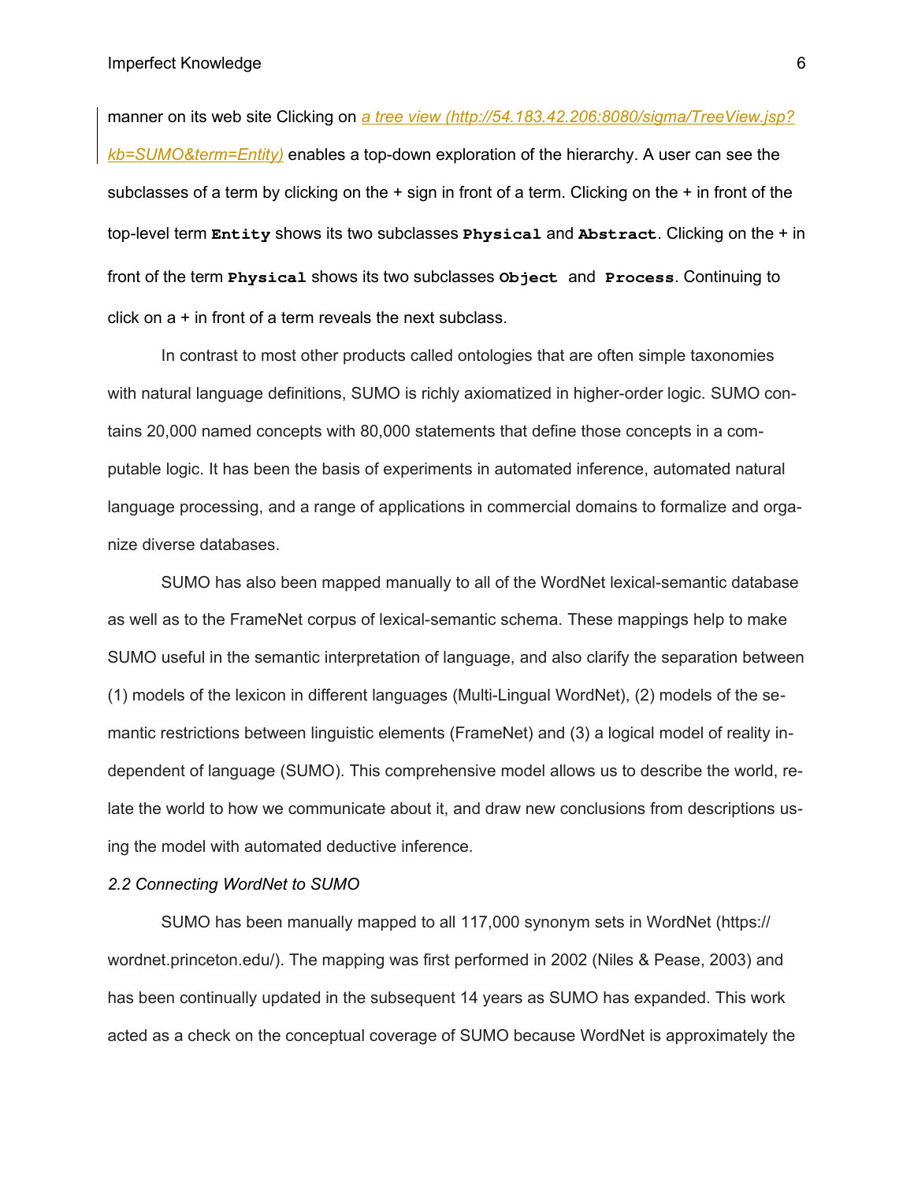manner on its web site Clicking on [*a tree view (http://54.183.42.206:8080/sigma/TreeView.jsp?kb=SUMO&term=Entity)*](http://54.183.42.206:8080/sigma/TreeView.jsp?kb=SUMO&term=Entity) enables a top-down exploration of the hierarchy. A user can see the subclasses of a term by clicking on the + sign in front of a term. Clicking on the + in front of the top-level term **`Entity`** shows its two subclasses **`Physical`** and **`Abstract`**. Clicking on the + in front of the term **`Physical`** shows its two subclasses **`Object`** and **`Process`**. Continuing to click on a + in front of a term reveals the next subclass.

In contrast to most other products called ontologies that are often simple taxonomies with natural language definitions, SUMO is richly axiomatized in higher-order logic. SUMO contains 20,000 named concepts with 80,000 statements that define those concepts in a computable logic. It has been the basis of experiments in automated inference, automated natural language processing, and a range of applications in commercial domains to formalize and organize diverse databases.

SUMO has also been mapped manually to all of the WordNet lexical-semantic database as well as to the FrameNet corpus of lexical-semantic schema. These mappings help to make SUMO useful in the semantic interpretation of language, and also clarify the separation between (1) models of the lexicon in different languages (Multi-Lingual WordNet), (2) models of the semantic restrictions between linguistic elements (FrameNet) and (3) a logical model of reality independent of language (SUMO). This comprehensive model allows us to describe the world, relate the world to how we communicate about it, and draw new conclusions from descriptions using the model with automated deductive inference.

*2.2 Connecting WordNet to SUMO*

SUMO has been manually mapped to all 117,000 synonym sets in WordNet (https://wordnet.princeton.edu/). The mapping was first performed in 2002 (Niles & Pease, 2003) and has been continually updated in the subsequent 14 years as SUMO has expanded. This work acted as a check on the conceptual coverage of SUMO because WordNet is approximately the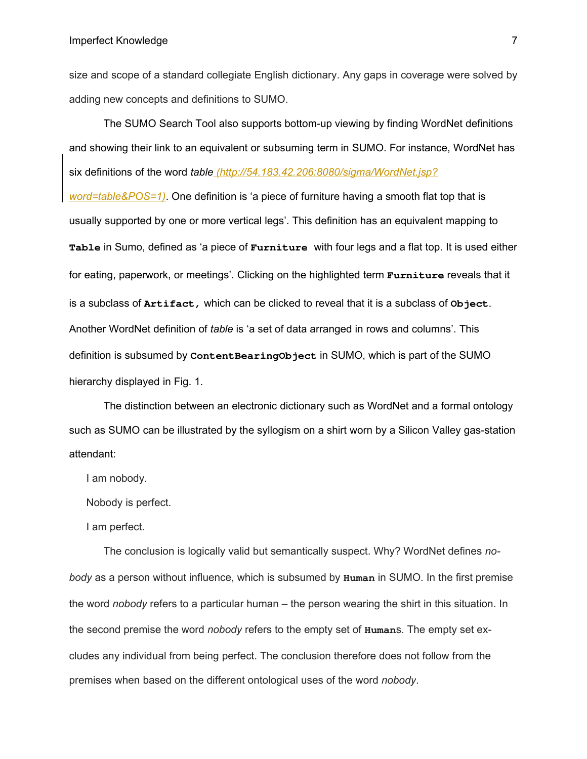size and scope of a standard collegiate English dictionary. Any gaps in coverage were solved by adding new concepts and definitions to SUMO.

The SUMO Search Tool also supports bottom-up viewing by finding WordNet definitions and showing their link to an equivalent or subsuming term in SUMO. For instance, WordNet has six definitions of the word *table* (http://54.183.42.206:8080/sigma/WordNet.jsp?word=table&POS=1). One definition is 'a piece of furniture having a smooth flat top that is usually supported by one or more vertical legs'. This definition has an equivalent mapping to **`Table`** in Sumo, defined as 'a piece of **`Furniture`** with four legs and a flat top. It is used either for eating, paperwork, or meetings'. Clicking on the highlighted term **`Furniture`** reveals that it is a subclass of **`Artifact,`** which can be clicked to reveal that it is a subclass of **`Object`**. Another WordNet definition of *table* is 'a set of data arranged in rows and columns'. This definition is subsumed by **`ContentBearingObject`** in SUMO, which is part of the SUMO hierarchy displayed in Fig. 1.

The distinction between an electronic dictionary such as WordNet and a formal ontology such as SUMO can be illustrated by the syllogism on a shirt worn by a Silicon Valley gas-station attendant:

I am nobody.

Nobody is perfect.

I am perfect.

The conclusion is logically valid but semantically suspect. Why? WordNet defines *nobody* as a person without influence, which is subsumed by **`Human`** in SUMO. In the first premise the word *nobody* refers to a particular human – the person wearing the shirt in this situation. In the second premise the word *nobody* refers to the empty set of **`Human`**s. The empty set excludes any individual from being perfect. The conclusion therefore does not follow from the premises when based on the different ontological uses of the word *nobody*.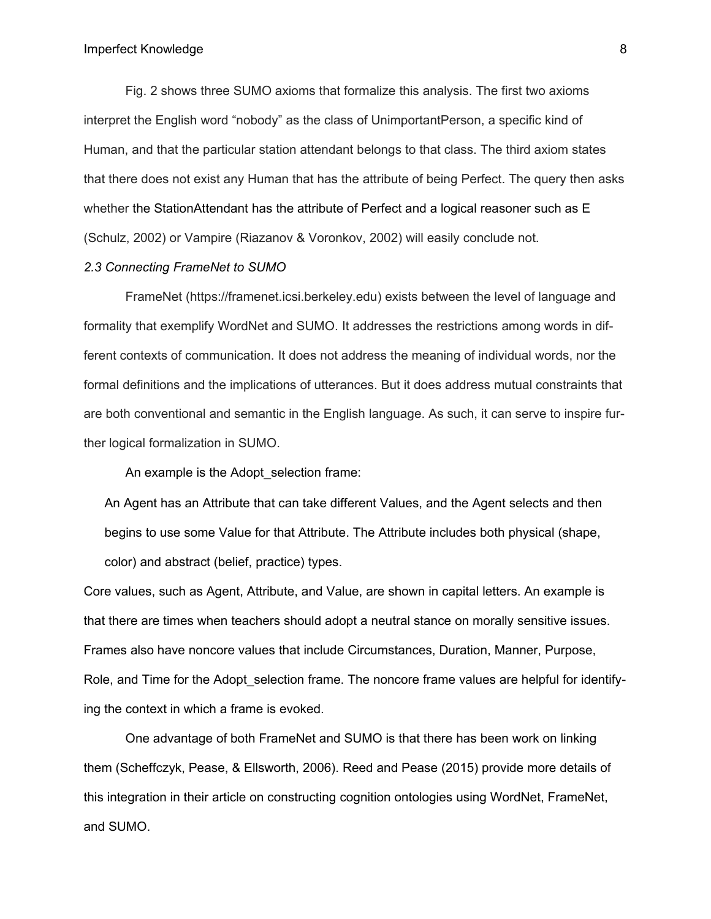Fig. 2 shows three SUMO axioms that formalize this analysis. The first two axioms interpret the English word "nobody" as the class of UnimportantPerson, a specific kind of Human, and that the particular station attendant belongs to that class. The third axiom states that there does not exist any Human that has the attribute of being Perfect. The query then asks whether the StationAttendant has the attribute of Perfect and a logical reasoner such as E (Schulz, 2002) or Vampire (Riazanov & Voronkov, 2002) will easily conclude not.

### *2.3 Connecting FrameNet to SUMO*

FrameNet (https://framenet.icsi.berkeley.edu) exists between the level of language and formality that exemplify WordNet and SUMO. It addresses the restrictions among words in different contexts of communication. It does not address the meaning of individual words, nor the formal definitions and the implications of utterances. But it does address mutual constraints that are both conventional and semantic in the English language. As such, it can serve to inspire further logical formalization in SUMO.

An example is the Adopt_selection frame:

> An Agent has an Attribute that can take different Values, and the Agent selects and then begins to use some Value for that Attribute. The Attribute includes both physical (shape, color) and abstract (belief, practice) types.

Core values, such as Agent, Attribute, and Value, are shown in capital letters. An example is that there are times when teachers should adopt a neutral stance on morally sensitive issues. Frames also have noncore values that include Circumstances, Duration, Manner, Purpose, Role, and Time for the Adopt_selection frame. The noncore frame values are helpful for identifying the context in which a frame is evoked.

One advantage of both FrameNet and SUMO is that there has been work on linking them (Scheffczyk, Pease, & Ellsworth, 2006). Reed and Pease (2015) provide more details of this integration in their article on constructing cognition ontologies using WordNet, FrameNet, and SUMO.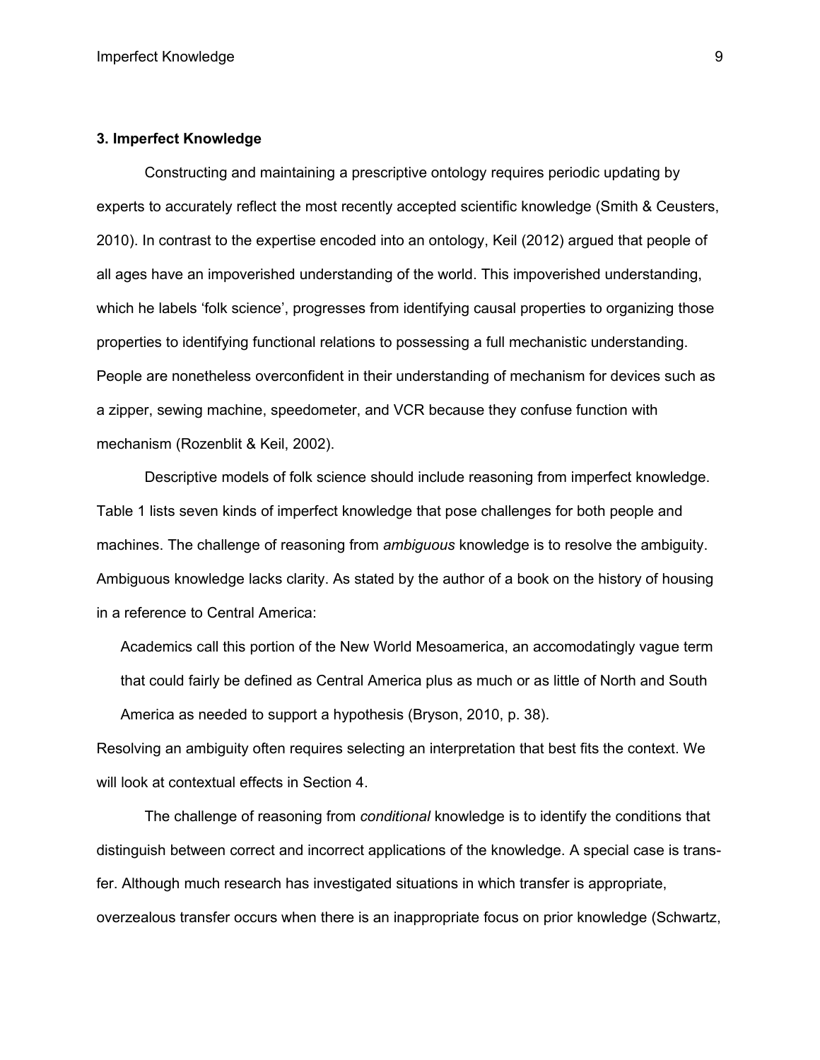## 3. Imperfect Knowledge

Constructing and maintaining a prescriptive ontology requires periodic updating by experts to accurately reflect the most recently accepted scientific knowledge (Smith & Ceusters, 2010). In contrast to the expertise encoded into an ontology, Keil (2012) argued that people of all ages have an impoverished understanding of the world. This impoverished understanding, which he labels 'folk science', progresses from identifying causal properties to organizing those properties to identifying functional relations to possessing a full mechanistic understanding. People are nonetheless overconfident in their understanding of mechanism for devices such as a zipper, sewing machine, speedometer, and VCR because they confuse function with mechanism (Rozenblit & Keil, 2002).

Descriptive models of folk science should include reasoning from imperfect knowledge. Table 1 lists seven kinds of imperfect knowledge that pose challenges for both people and machines. The challenge of reasoning from *ambiguous* knowledge is to resolve the ambiguity. Ambiguous knowledge lacks clarity. As stated by the author of a book on the history of housing in a reference to Central America:

> Academics call this portion of the New World Mesoamerica, an accomodatingly vague term that could fairly be defined as Central America plus as much or as little of North and South America as needed to support a hypothesis (Bryson, 2010, p. 38).

Resolving an ambiguity often requires selecting an interpretation that best fits the context. We will look at contextual effects in Section 4.

The challenge of reasoning from *conditional* knowledge is to identify the conditions that distinguish between correct and incorrect applications of the knowledge. A special case is transfer. Although much research has investigated situations in which transfer is appropriate, overzealous transfer occurs when there is an inappropriate focus on prior knowledge (Schwartz,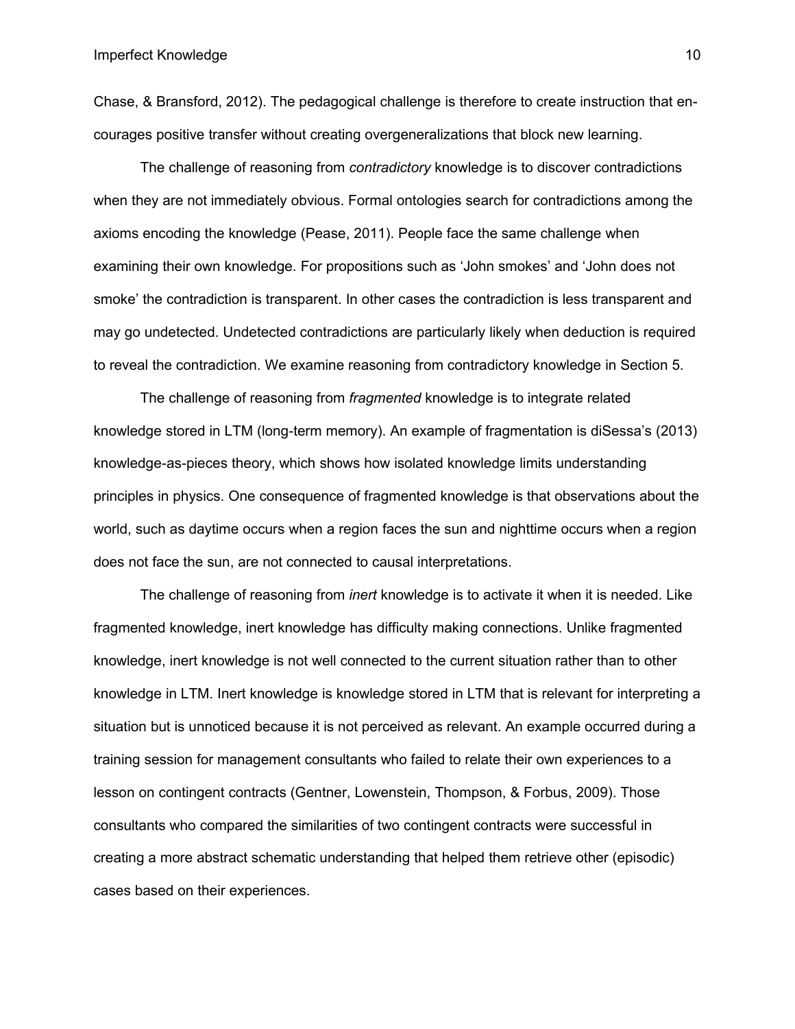Chase, & Bransford, 2012). The pedagogical challenge is therefore to create instruction that encourages positive transfer without creating overgeneralizations that block new learning.

The challenge of reasoning from *contradictory* knowledge is to discover contradictions when they are not immediately obvious. Formal ontologies search for contradictions among the axioms encoding the knowledge (Pease, 2011). People face the same challenge when examining their own knowledge. For propositions such as 'John smokes' and 'John does not smoke' the contradiction is transparent. In other cases the contradiction is less transparent and may go undetected. Undetected contradictions are particularly likely when deduction is required to reveal the contradiction. We examine reasoning from contradictory knowledge in Section 5.

The challenge of reasoning from *fragmented* knowledge is to integrate related knowledge stored in LTM (long-term memory). An example of fragmentation is diSessa's (2013) knowledge-as-pieces theory, which shows how isolated knowledge limits understanding principles in physics. One consequence of fragmented knowledge is that observations about the world, such as daytime occurs when a region faces the sun and nighttime occurs when a region does not face the sun, are not connected to causal interpretations.

The challenge of reasoning from *inert* knowledge is to activate it when it is needed. Like fragmented knowledge, inert knowledge has difficulty making connections. Unlike fragmented knowledge, inert knowledge is not well connected to the current situation rather than to other knowledge in LTM. Inert knowledge is knowledge stored in LTM that is relevant for interpreting a situation but is unnoticed because it is not perceived as relevant. An example occurred during a training session for management consultants who failed to relate their own experiences to a lesson on contingent contracts (Gentner, Lowenstein, Thompson, & Forbus, 2009). Those consultants who compared the similarities of two contingent contracts were successful in creating a more abstract schematic understanding that helped them retrieve other (episodic) cases based on their experiences.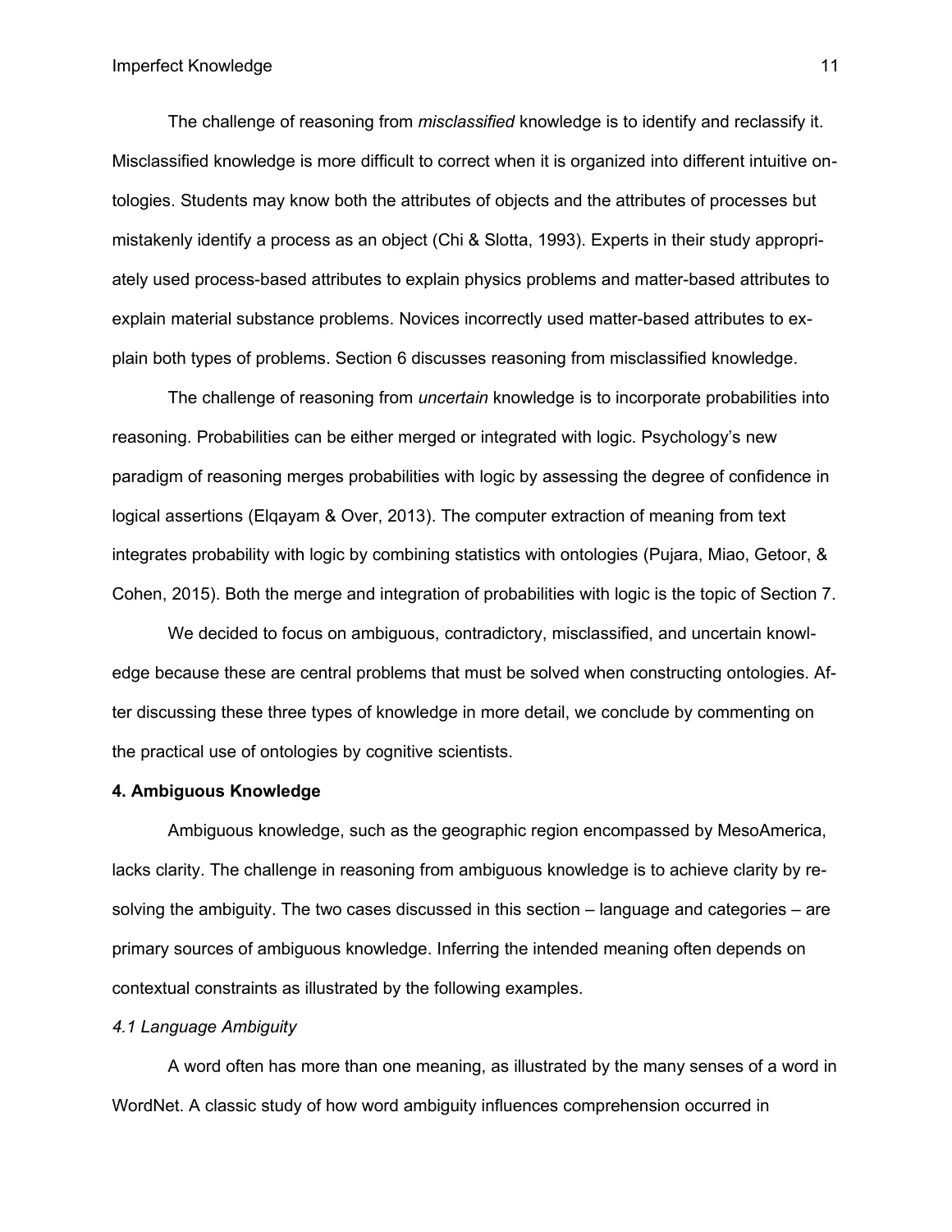The challenge of reasoning from *misclassified* knowledge is to identify and reclassify it. Misclassified knowledge is more difficult to correct when it is organized into different intuitive ontologies. Students may know both the attributes of objects and the attributes of processes but mistakenly identify a process as an object (Chi & Slotta, 1993). Experts in their study appropriately used process-based attributes to explain physics problems and matter-based attributes to explain material substance problems. Novices incorrectly used matter-based attributes to explain both types of problems. Section 6 discusses reasoning from misclassified knowledge.

The challenge of reasoning from *uncertain* knowledge is to incorporate probabilities into reasoning. Probabilities can be either merged or integrated with logic. Psychology's new paradigm of reasoning merges probabilities with logic by assessing the degree of confidence in logical assertions (Elqayam & Over, 2013). The computer extraction of meaning from text integrates probability with logic by combining statistics with ontologies (Pujara, Miao, Getoor, & Cohen, 2015). Both the merge and integration of probabilities with logic is the topic of Section 7.

We decided to focus on ambiguous, contradictory, misclassified, and uncertain knowledge because these are central problems that must be solved when constructing ontologies. After discussing these three types of knowledge in more detail, we conclude by commenting on the practical use of ontologies by cognitive scientists.

## 4. Ambiguous Knowledge

Ambiguous knowledge, such as the geographic region encompassed by MesoAmerica, lacks clarity. The challenge in reasoning from ambiguous knowledge is to achieve clarity by resolving the ambiguity. The two cases discussed in this section – language and categories – are primary sources of ambiguous knowledge. Inferring the intended meaning often depends on contextual constraints as illustrated by the following examples.

### *4.1 Language Ambiguity*

A word often has more than one meaning, as illustrated by the many senses of a word in WordNet. A classic study of how word ambiguity influences comprehension occurred in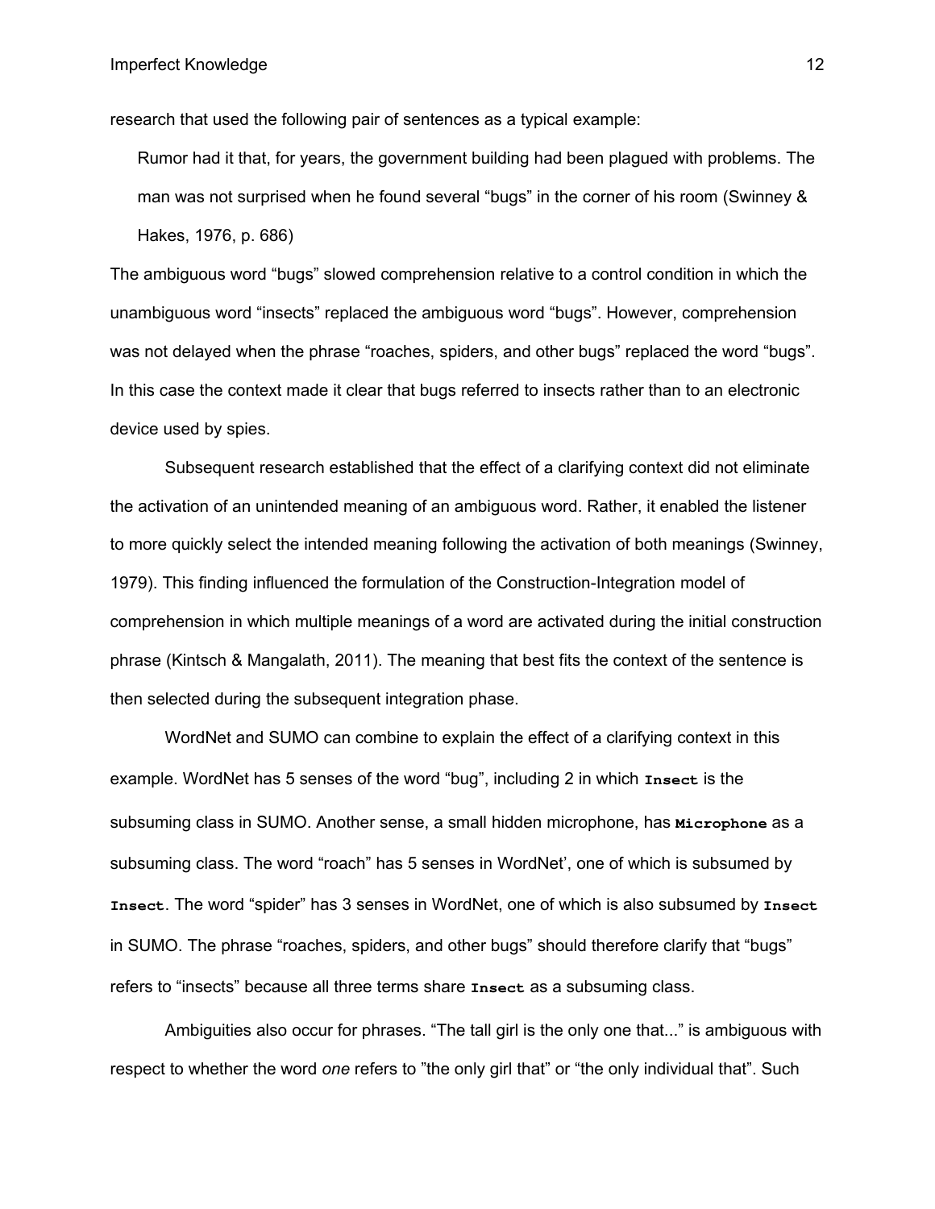research that used the following pair of sentences as a typical example:

> Rumor had it that, for years, the government building had been plagued with problems. The man was not surprised when he found several "bugs" in the corner of his room (Swinney & Hakes, 1976, p. 686)

The ambiguous word "bugs" slowed comprehension relative to a control condition in which the unambiguous word "insects" replaced the ambiguous word "bugs". However, comprehension was not delayed when the phrase "roaches, spiders, and other bugs" replaced the word "bugs". In this case the context made it clear that bugs referred to insects rather than to an electronic device used by spies.

Subsequent research established that the effect of a clarifying context did not eliminate the activation of an unintended meaning of an ambiguous word. Rather, it enabled the listener to more quickly select the intended meaning following the activation of both meanings (Swinney, 1979). This finding influenced the formulation of the Construction-Integration model of comprehension in which multiple meanings of a word are activated during the initial construction phrase (Kintsch & Mangalath, 2011). The meaning that best fits the context of the sentence is then selected during the subsequent integration phase.

WordNet and SUMO can combine to explain the effect of a clarifying context in this example. WordNet has 5 senses of the word "bug", including 2 in which **`Insect`** is the subsuming class in SUMO. Another sense, a small hidden microphone, has **`Microphone`** as a subsuming class. The word "roach" has 5 senses in WordNet', one of which is subsumed by **`Insect`**. The word "spider" has 3 senses in WordNet, one of which is also subsumed by **`Insect`** in SUMO. The phrase "roaches, spiders, and other bugs" should therefore clarify that "bugs" refers to "insects" because all three terms share **`Insect`** as a subsuming class.

Ambiguities also occur for phrases. "The tall girl is the only one that..." is ambiguous with respect to whether the word *one* refers to "the only girl that" or "the only individual that". Such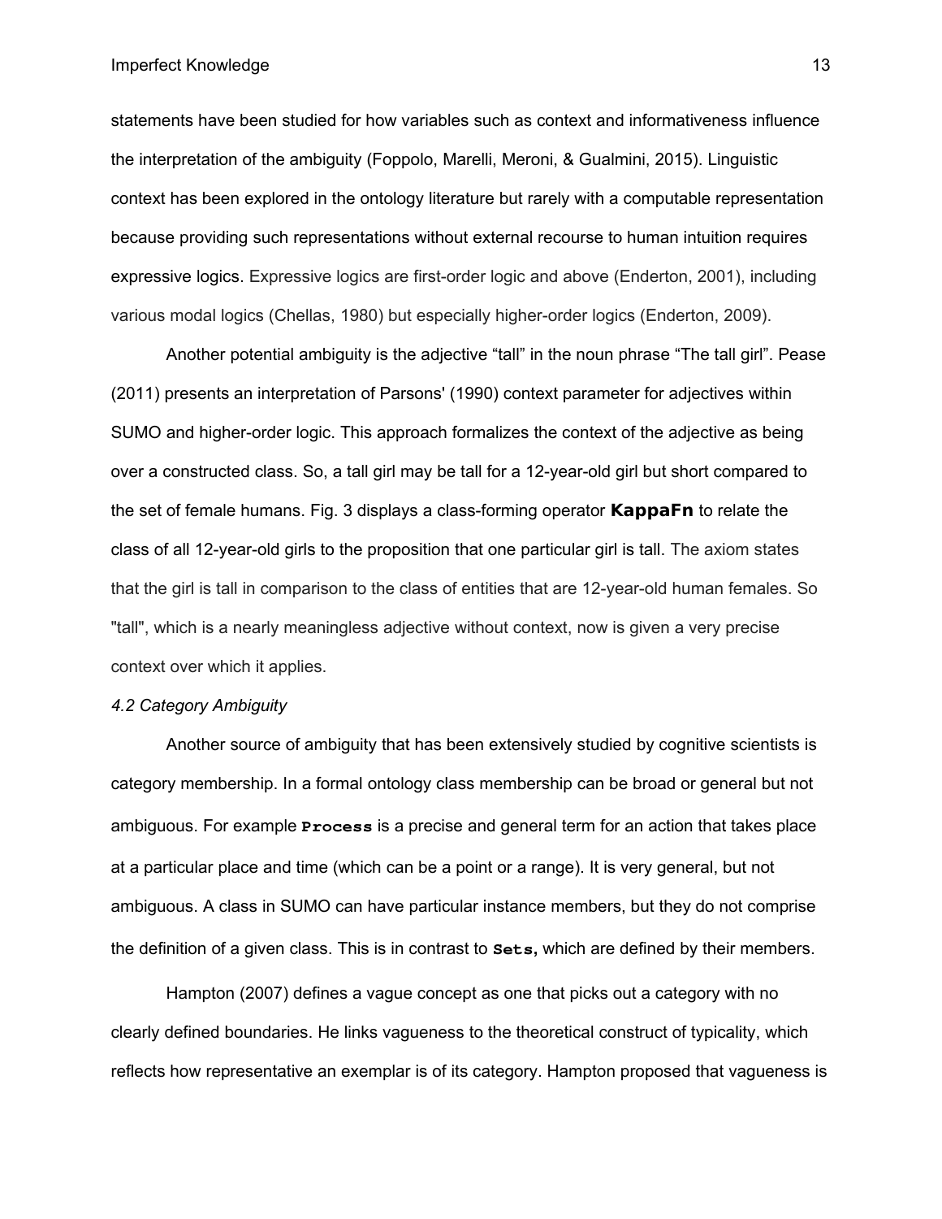statements have been studied for how variables such as context and informativeness influence the interpretation of the ambiguity (Foppolo, Marelli, Meroni, & Gualmini, 2015). Linguistic context has been explored in the ontology literature but rarely with a computable representation because providing such representations without external recourse to human intuition requires expressive logics. Expressive logics are first-order logic and above (Enderton, 2001), including various modal logics (Chellas, 1980) but especially higher-order logics (Enderton, 2009).

Another potential ambiguity is the adjective “tall” in the noun phrase “The tall girl”. Pease (2011) presents an interpretation of Parsons' (1990) context parameter for adjectives within SUMO and higher-order logic. This approach formalizes the context of the adjective as being over a constructed class. So, a tall girl may be tall for a 12-year-old girl but short compared to the set of female humans. Fig. 3 displays a class-forming operator **KappaFn** to relate the class of all 12-year-old girls to the proposition that one particular girl is tall. The axiom states that the girl is tall in comparison to the class of entities that are 12-year-old human females. So "tall", which is a nearly meaningless adjective without context, now is given a very precise context over which it applies.

*4.2 Category Ambiguity*

Another source of ambiguity that has been extensively studied by cognitive scientists is category membership. In a formal ontology class membership can be broad or general but not ambiguous. For example **Process** is a precise and general term for an action that takes place at a particular place and time (which can be a point or a range). It is very general, but not ambiguous. A class in SUMO can have particular instance members, but they do not comprise the definition of a given class. This is in contrast to **Sets,** which are defined by their members.

Hampton (2007) defines a vague concept as one that picks out a category with no clearly defined boundaries. He links vagueness to the theoretical construct of typicality, which reflects how representative an exemplar is of its category. Hampton proposed that vagueness is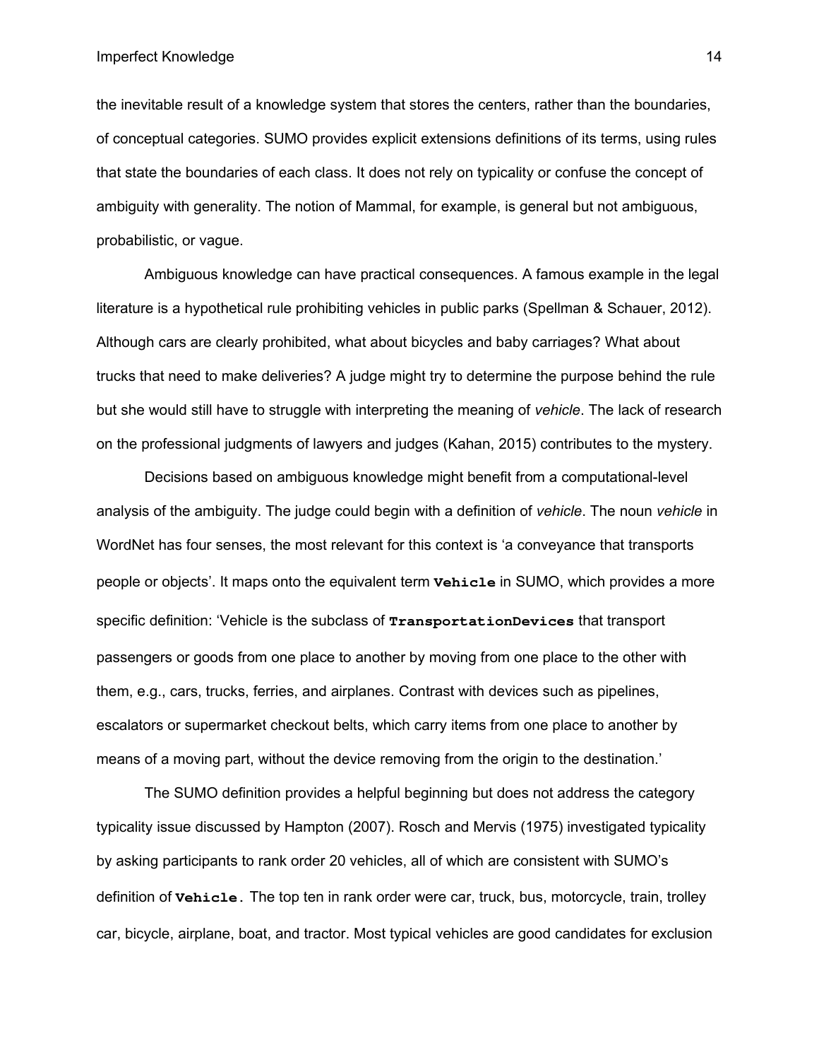the inevitable result of a knowledge system that stores the centers, rather than the boundaries, of conceptual categories. SUMO provides explicit extensions definitions of its terms, using rules that state the boundaries of each class. It does not rely on typicality or confuse the concept of ambiguity with generality. The notion of Mammal, for example, is general but not ambiguous, probabilistic, or vague.

Ambiguous knowledge can have practical consequences. A famous example in the legal literature is a hypothetical rule prohibiting vehicles in public parks (Spellman & Schauer, 2012). Although cars are clearly prohibited, what about bicycles and baby carriages? What about trucks that need to make deliveries? A judge might try to determine the purpose behind the rule but she would still have to struggle with interpreting the meaning of *vehicle*. The lack of research on the professional judgments of lawyers and judges (Kahan, 2015) contributes to the mystery.

Decisions based on ambiguous knowledge might benefit from a computational-level analysis of the ambiguity. The judge could begin with a definition of *vehicle*. The noun *vehicle* in WordNet has four senses, the most relevant for this context is 'a conveyance that transports people or objects'. It maps onto the equivalent term **`Vehicle`** in SUMO, which provides a more specific definition: 'Vehicle is the subclass of **`TransportationDevices`** that transport passengers or goods from one place to another by moving from one place to the other with them, e.g., cars, trucks, ferries, and airplanes. Contrast with devices such as pipelines, escalators or supermarket checkout belts, which carry items from one place to another by means of a moving part, without the device removing from the origin to the destination.'

The SUMO definition provides a helpful beginning but does not address the category typicality issue discussed by Hampton (2007). Rosch and Mervis (1975) investigated typicality by asking participants to rank order 20 vehicles, all of which are consistent with SUMO's definition of **`Vehicle`**. The top ten in rank order were car, truck, bus, motorcycle, train, trolley car, bicycle, airplane, boat, and tractor. Most typical vehicles are good candidates for exclusion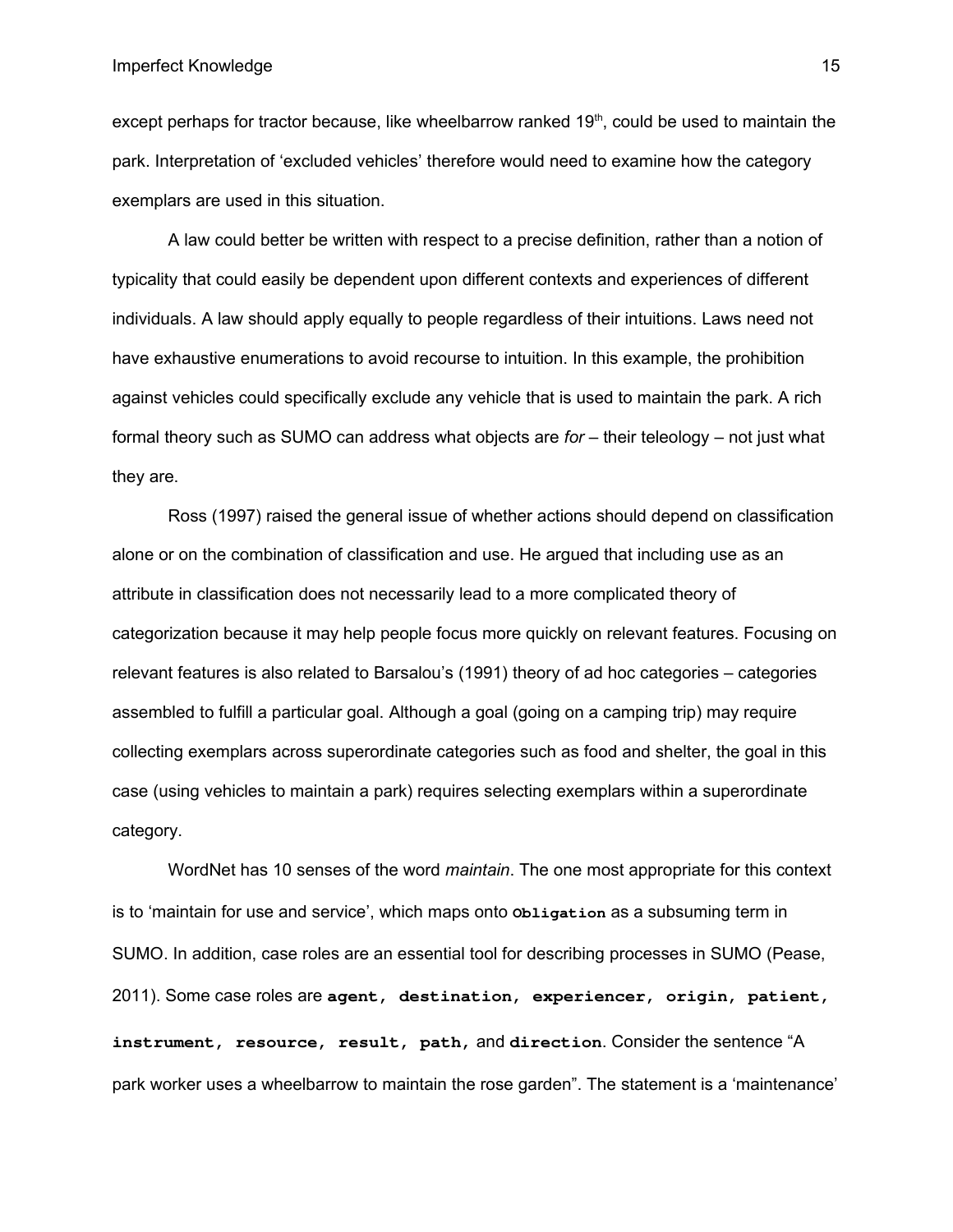except perhaps for tractor because, like wheelbarrow ranked 19th, could be used to maintain the park. Interpretation of 'excluded vehicles' therefore would need to examine how the category exemplars are used in this situation.

A law could better be written with respect to a precise definition, rather than a notion of typicality that could easily be dependent upon different contexts and experiences of different individuals. A law should apply equally to people regardless of their intuitions. Laws need not have exhaustive enumerations to avoid recourse to intuition. In this example, the prohibition against vehicles could specifically exclude any vehicle that is used to maintain the park. A rich formal theory such as SUMO can address what objects are *for* – their teleology – not just what they are.

Ross (1997) raised the general issue of whether actions should depend on classification alone or on the combination of classification and use. He argued that including use as an attribute in classification does not necessarily lead to a more complicated theory of categorization because it may help people focus more quickly on relevant features. Focusing on relevant features is also related to Barsalou's (1991) theory of ad hoc categories – categories assembled to fulfill a particular goal. Although a goal (going on a camping trip) may require collecting exemplars across superordinate categories such as food and shelter, the goal in this case (using vehicles to maintain a park) requires selecting exemplars within a superordinate category.

WordNet has 10 senses of the word *maintain*. The one most appropriate for this context is to 'maintain for use and service', which maps onto **`Obligation`** as a subsuming term in SUMO. In addition, case roles are an essential tool for describing processes in SUMO (Pease, 2011). Some case roles are **`agent, destination, experiencer, origin, patient, instrument, resource, result, path,`** and **`direction`**. Consider the sentence "A park worker uses a wheelbarrow to maintain the rose garden". The statement is a 'maintenance'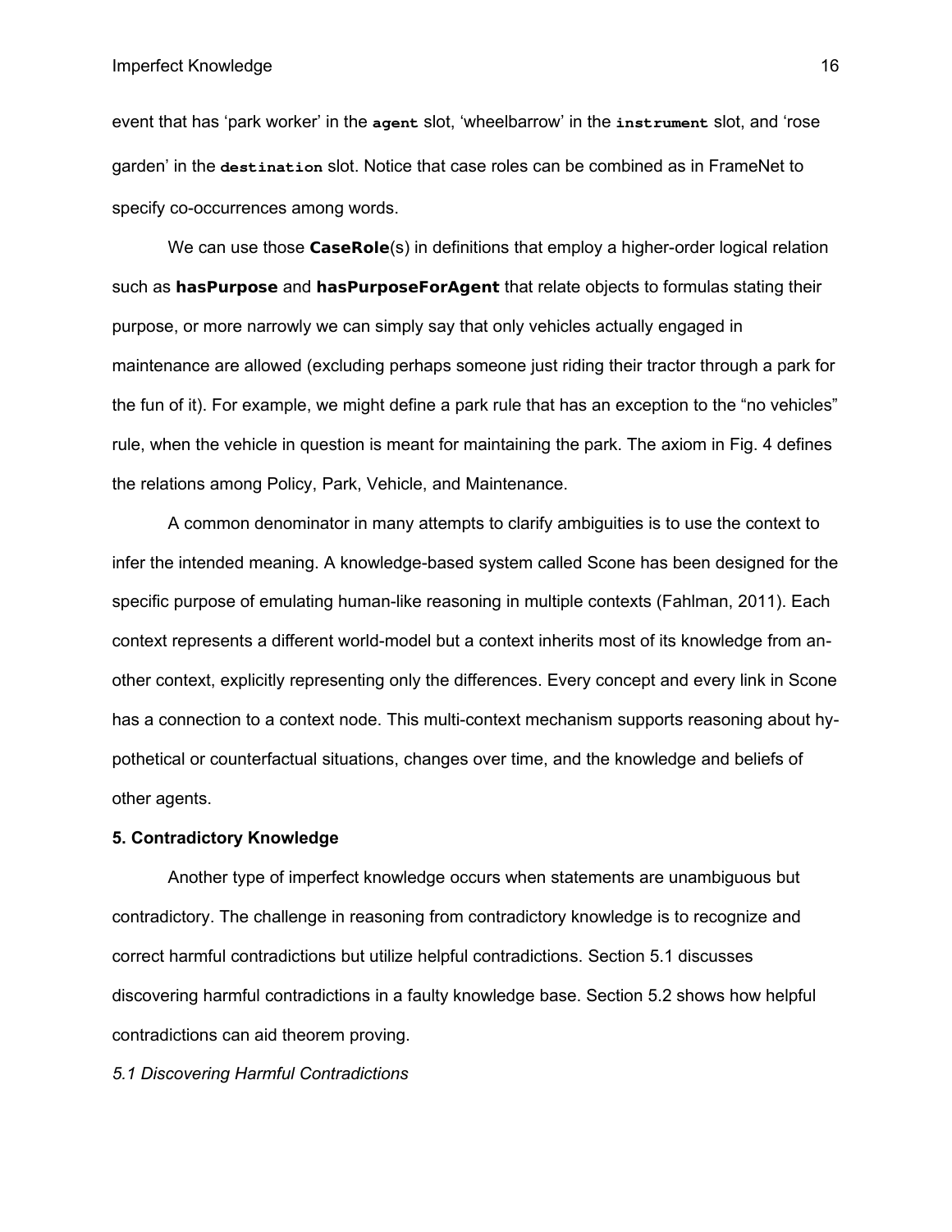event that has 'park worker' in the `agent` slot, 'wheelbarrow' in the `instrument` slot, and 'rose garden' in the `destination` slot. Notice that case roles can be combined as in FrameNet to specify co-occurrences among words.

We can use those **CaseRole**(s) in definitions that employ a higher-order logical relation such as **hasPurpose** and **hasPurposeForAgent** that relate objects to formulas stating their purpose, or more narrowly we can simply say that only vehicles actually engaged in maintenance are allowed (excluding perhaps someone just riding their tractor through a park for the fun of it). For example, we might define a park rule that has an exception to the "no vehicles" rule, when the vehicle in question is meant for maintaining the park. The axiom in Fig. 4 defines the relations among Policy, Park, Vehicle, and Maintenance.

A common denominator in many attempts to clarify ambiguities is to use the context to infer the intended meaning. A knowledge-based system called Scone has been designed for the specific purpose of emulating human-like reasoning in multiple contexts (Fahlman, 2011). Each context represents a different world-model but a context inherits most of its knowledge from another context, explicitly representing only the differences. Every concept and every link in Scone has a connection to a context node. This multi-context mechanism supports reasoning about hypothetical or counterfactual situations, changes over time, and the knowledge and beliefs of other agents.

## 5. Contradictory Knowledge

Another type of imperfect knowledge occurs when statements are unambiguous but contradictory. The challenge in reasoning from contradictory knowledge is to recognize and correct harmful contradictions but utilize helpful contradictions. Section 5.1 discusses discovering harmful contradictions in a faulty knowledge base. Section 5.2 shows how helpful contradictions can aid theorem proving.

### *5.1 Discovering Harmful Contradictions*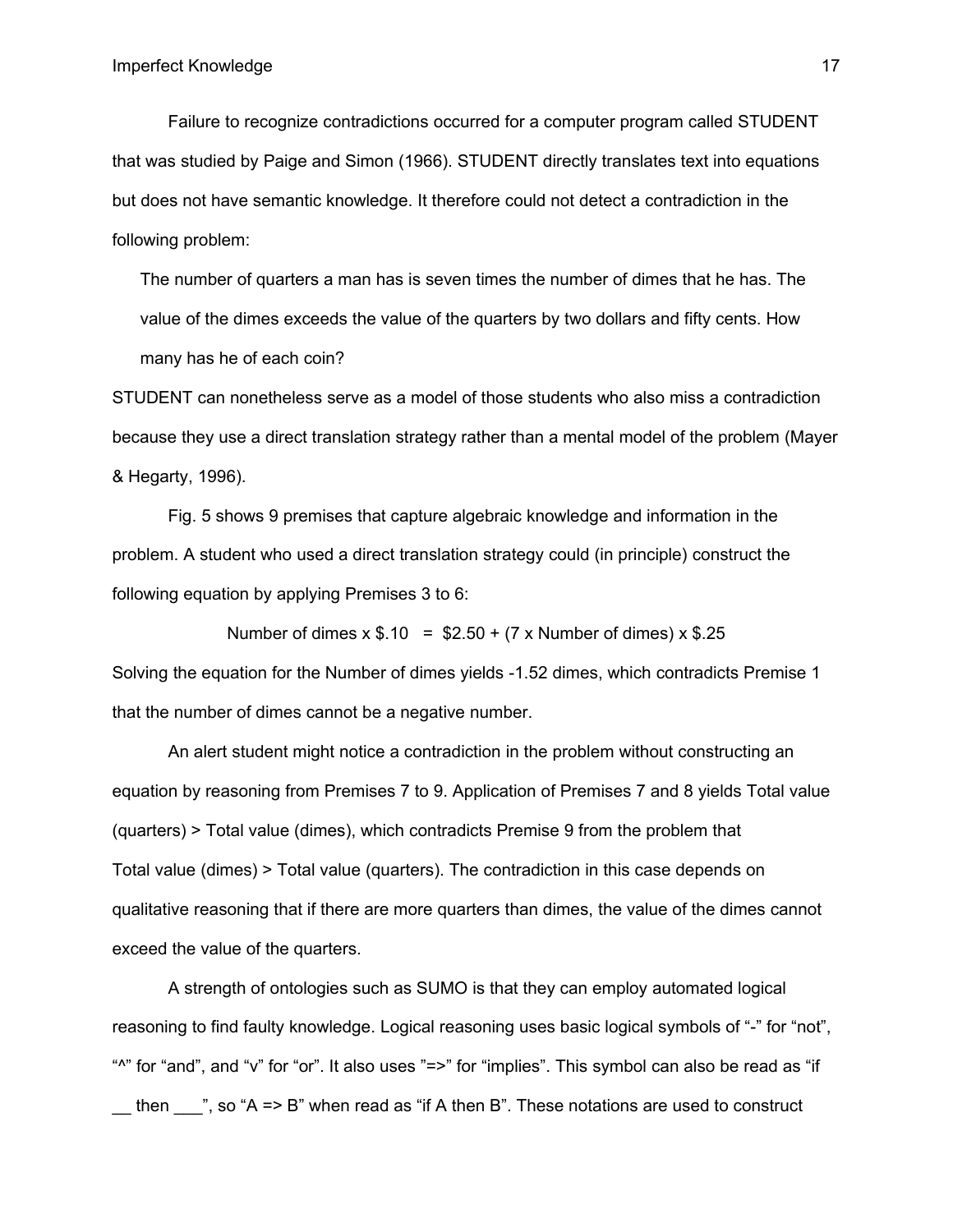Failure to recognize contradictions occurred for a computer program called STUDENT that was studied by Paige and Simon (1966). STUDENT directly translates text into equations but does not have semantic knowledge. It therefore could not detect a contradiction in the following problem:

> The number of quarters a man has is seven times the number of dimes that he has. The value of the dimes exceeds the value of the quarters by two dollars and fifty cents. How many has he of each coin?

STUDENT can nonetheless serve as a model of those students who also miss a contradiction because they use a direct translation strategy rather than a mental model of the problem (Mayer & Hegarty, 1996).

Fig. 5 shows 9 premises that capture algebraic knowledge and information in the problem. A student who used a direct translation strategy could (in principle) construct the following equation by applying Premises 3 to 6:

Number of dimes x \$.10 = \$2.50 + (7 x Number of dimes) x \$.25

Solving the equation for the Number of dimes yields -1.52 dimes, which contradicts Premise 1 that the number of dimes cannot be a negative number.

An alert student might notice a contradiction in the problem without constructing an equation by reasoning from Premises 7 to 9. Application of Premises 7 and 8 yields Total value (quarters) > Total value (dimes), which contradicts Premise 9 from the problem that Total value (dimes) > Total value (quarters). The contradiction in this case depends on qualitative reasoning that if there are more quarters than dimes, the value of the dimes cannot exceed the value of the quarters.

A strength of ontologies such as SUMO is that they can employ automated logical reasoning to find faulty knowledge. Logical reasoning uses basic logical symbols of "-" for "not", "^" for "and", and "v" for "or". It also uses "=>" for "implies". This symbol can also be read as "if __ then ___", so "A => B" when read as "if A then B". These notations are used to construct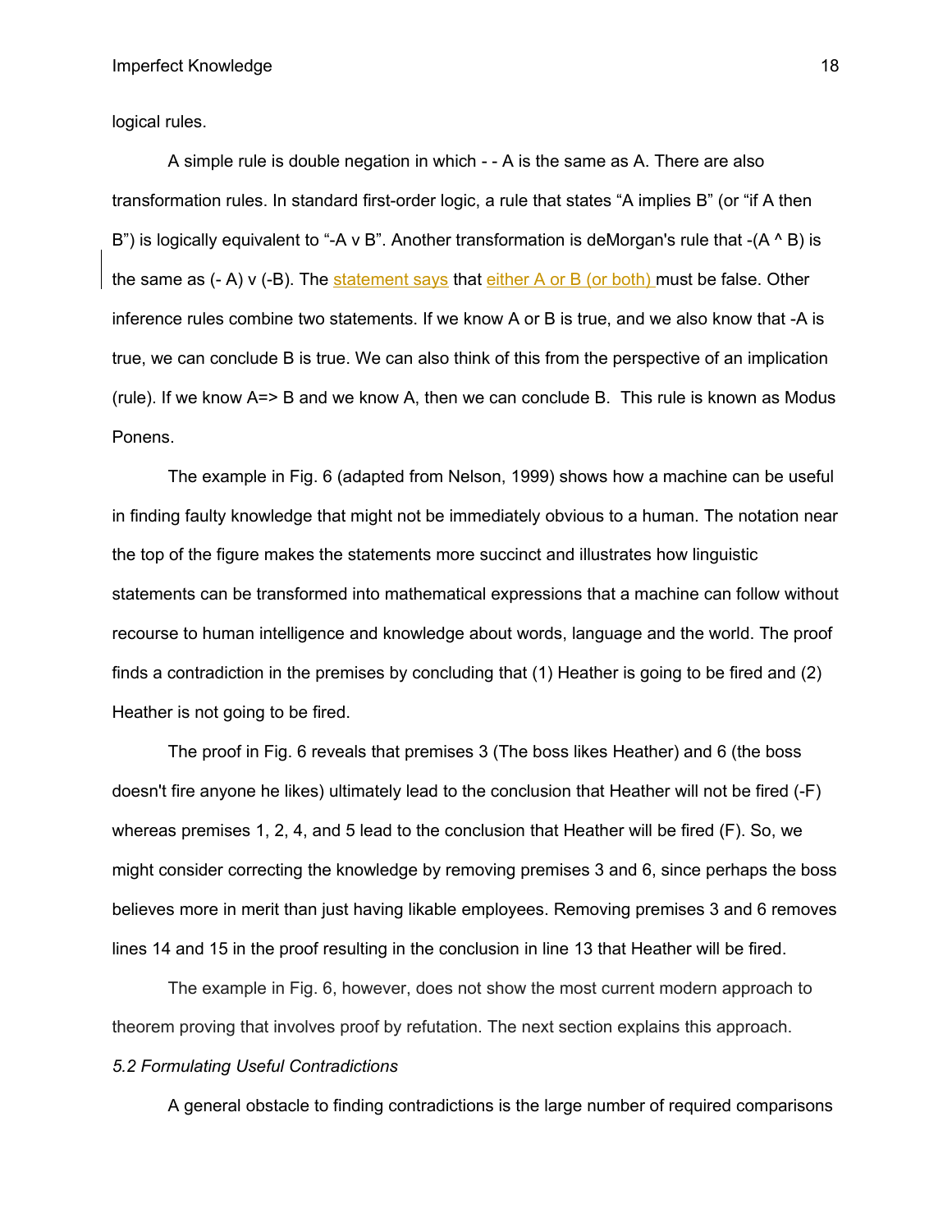logical rules.

A simple rule is double negation in which - - A is the same as A. There are also transformation rules. In standard first-order logic, a rule that states “A implies B” (or “if A then B”) is logically equivalent to “-A v B”. Another transformation is deMorgan's rule that -(A ^ B) is the same as (- A) v (-B). The statement says that either A or B (or both) must be false. Other inference rules combine two statements. If we know A or B is true, and we also know that -A is true, we can conclude B is true. We can also think of this from the perspective of an implication (rule). If we know A=> B and we know A, then we can conclude B. This rule is known as Modus Ponens.

The example in Fig. 6 (adapted from Nelson, 1999) shows how a machine can be useful in finding faulty knowledge that might not be immediately obvious to a human. The notation near the top of the figure makes the statements more succinct and illustrates how linguistic statements can be transformed into mathematical expressions that a machine can follow without recourse to human intelligence and knowledge about words, language and the world. The proof finds a contradiction in the premises by concluding that (1) Heather is going to be fired and (2) Heather is not going to be fired.

The proof in Fig. 6 reveals that premises 3 (The boss likes Heather) and 6 (the boss doesn't fire anyone he likes) ultimately lead to the conclusion that Heather will not be fired (-F) whereas premises 1, 2, 4, and 5 lead to the conclusion that Heather will be fired (F). So, we might consider correcting the knowledge by removing premises 3 and 6, since perhaps the boss believes more in merit than just having likable employees. Removing premises 3 and 6 removes lines 14 and 15 in the proof resulting in the conclusion in line 13 that Heather will be fired.

The example in Fig. 6, however, does not show the most current modern approach to theorem proving that involves proof by refutation. The next section explains this approach.

*5.2 Formulating Useful Contradictions*

A general obstacle to finding contradictions is the large number of required comparisons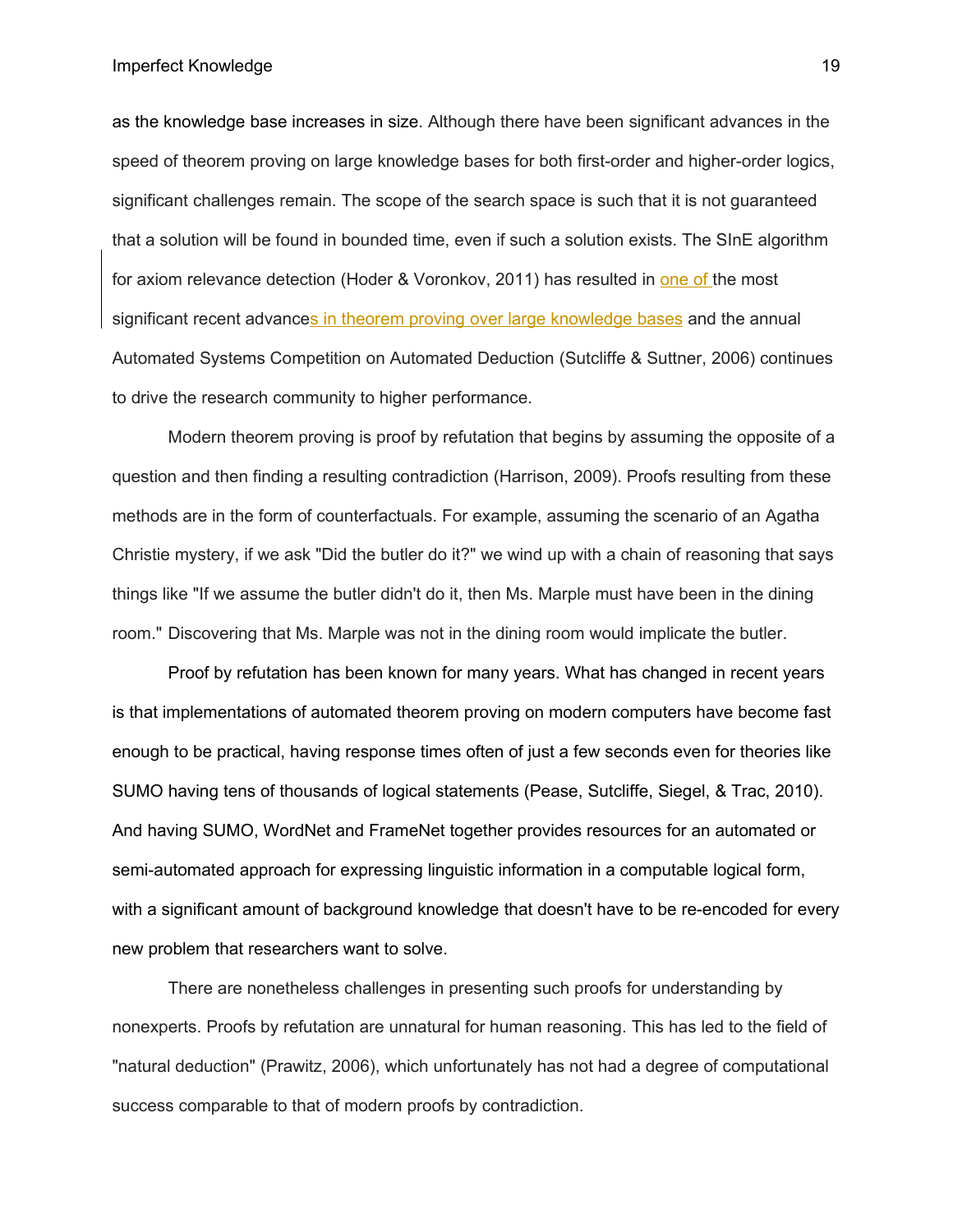as the knowledge base increases in size. Although there have been significant advances in the speed of theorem proving on large knowledge bases for both first-order and higher-order logics, significant challenges remain. The scope of the search space is such that it is not guaranteed that a solution will be found in bounded time, even if such a solution exists. The SInE algorithm for axiom relevance detection (Hoder & Voronkov, 2011) has resulted in one of the most significant recent advances in theorem proving over large knowledge bases and the annual Automated Systems Competition on Automated Deduction (Sutcliffe & Suttner, 2006) continues to drive the research community to higher performance.

Modern theorem proving is proof by refutation that begins by assuming the opposite of a question and then finding a resulting contradiction (Harrison, 2009). Proofs resulting from these methods are in the form of counterfactuals. For example, assuming the scenario of an Agatha Christie mystery, if we ask "Did the butler do it?" we wind up with a chain of reasoning that says things like "If we assume the butler didn't do it, then Ms. Marple must have been in the dining room." Discovering that Ms. Marple was not in the dining room would implicate the butler.

Proof by refutation has been known for many years. What has changed in recent years is that implementations of automated theorem proving on modern computers have become fast enough to be practical, having response times often of just a few seconds even for theories like SUMO having tens of thousands of logical statements (Pease, Sutcliffe, Siegel, & Trac, 2010). And having SUMO, WordNet and FrameNet together provides resources for an automated or semi-automated approach for expressing linguistic information in a computable logical form, with a significant amount of background knowledge that doesn't have to be re-encoded for every new problem that researchers want to solve.

There are nonetheless challenges in presenting such proofs for understanding by nonexperts. Proofs by refutation are unnatural for human reasoning. This has led to the field of "natural deduction" (Prawitz, 2006), which unfortunately has not had a degree of computational success comparable to that of modern proofs by contradiction.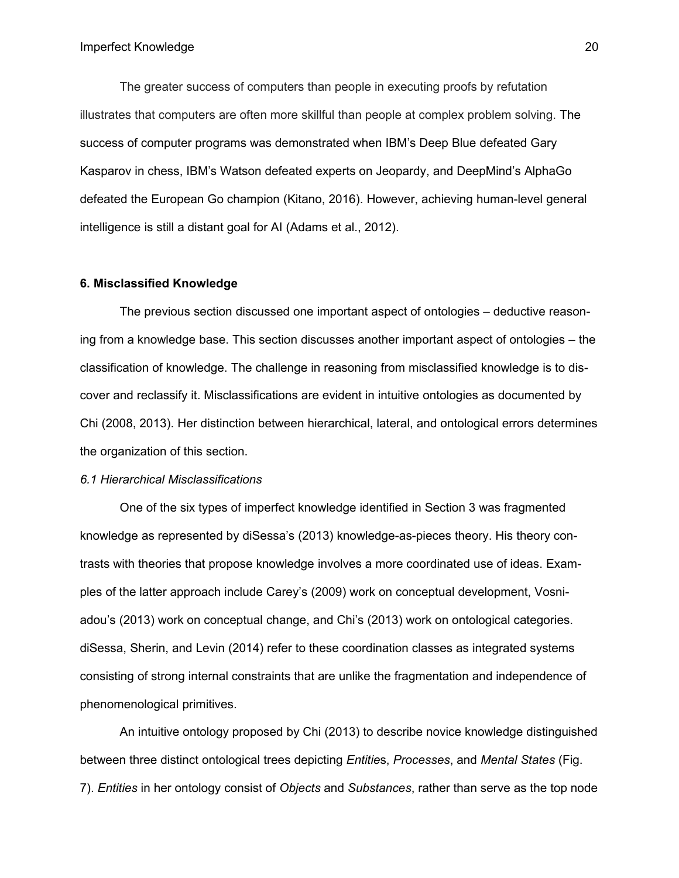The greater success of computers than people in executing proofs by refutation illustrates that computers are often more skillful than people at complex problem solving. The success of computer programs was demonstrated when IBM's Deep Blue defeated Gary Kasparov in chess, IBM's Watson defeated experts on Jeopardy, and DeepMind's AlphaGo defeated the European Go champion (Kitano, 2016). However, achieving human-level general intelligence is still a distant goal for AI (Adams et al., 2012).

## 6. Misclassified Knowledge

The previous section discussed one important aspect of ontologies – deductive reasoning from a knowledge base. This section discusses another important aspect of ontologies – the classification of knowledge. The challenge in reasoning from misclassified knowledge is to discover and reclassify it. Misclassifications are evident in intuitive ontologies as documented by Chi (2008, 2013). Her distinction between hierarchical, lateral, and ontological errors determines the organization of this section.

### *6.1 Hierarchical Misclassifications*

One of the six types of imperfect knowledge identified in Section 3 was fragmented knowledge as represented by diSessa's (2013) knowledge-as-pieces theory. His theory contrasts with theories that propose knowledge involves a more coordinated use of ideas. Examples of the latter approach include Carey's (2009) work on conceptual development, Vosniadou's (2013) work on conceptual change, and Chi's (2013) work on ontological categories. diSessa, Sherin, and Levin (2014) refer to these coordination classes as integrated systems consisting of strong internal constraints that are unlike the fragmentation and independence of phenomenological primitives.

An intuitive ontology proposed by Chi (2013) to describe novice knowledge distinguished between three distinct ontological trees depicting *Entities*, *Processes*, and *Mental States* (Fig. 7). *Entities* in her ontology consist of *Objects* and *Substances*, rather than serve as the top node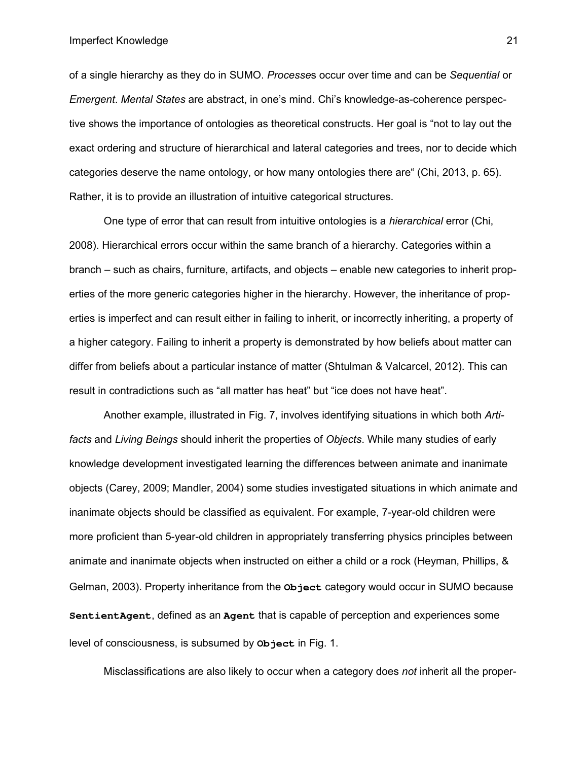of a single hierarchy as they do in SUMO. *Processe*s occur over time and can be *Sequential* or *Emergent*. *Mental States* are abstract, in one's mind. Chi's knowledge-as-coherence perspective shows the importance of ontologies as theoretical constructs. Her goal is "not to lay out the exact ordering and structure of hierarchical and lateral categories and trees, nor to decide which categories deserve the name ontology, or how many ontologies there are" (Chi, 2013, p. 65). Rather, it is to provide an illustration of intuitive categorical structures.

One type of error that can result from intuitive ontologies is a *hierarchical* error (Chi, 2008). Hierarchical errors occur within the same branch of a hierarchy. Categories within a branch – such as chairs, furniture, artifacts, and objects – enable new categories to inherit properties of the more generic categories higher in the hierarchy. However, the inheritance of properties is imperfect and can result either in failing to inherit, or incorrectly inheriting, a property of a higher category. Failing to inherit a property is demonstrated by how beliefs about matter can differ from beliefs about a particular instance of matter (Shtulman & Valcarcel, 2012). This can result in contradictions such as "all matter has heat" but "ice does not have heat".

Another example, illustrated in Fig. 7, involves identifying situations in which both *Artifacts* and *Living Beings* should inherit the properties of *Objects*. While many studies of early knowledge development investigated learning the differences between animate and inanimate objects (Carey, 2009; Mandler, 2004) some studies investigated situations in which animate and inanimate objects should be classified as equivalent. For example, 7-year-old children were more proficient than 5-year-old children in appropriately transferring physics principles between animate and inanimate objects when instructed on either a child or a rock (Heyman, Phillips, & Gelman, 2003). Property inheritance from the **`Object`** category would occur in SUMO because **`SentientAgent`**, defined as an **`Agent`** that is capable of perception and experiences some level of consciousness, is subsumed by **`Object`** in Fig. 1.

Misclassifications are also likely to occur when a category does *not* inherit all the proper-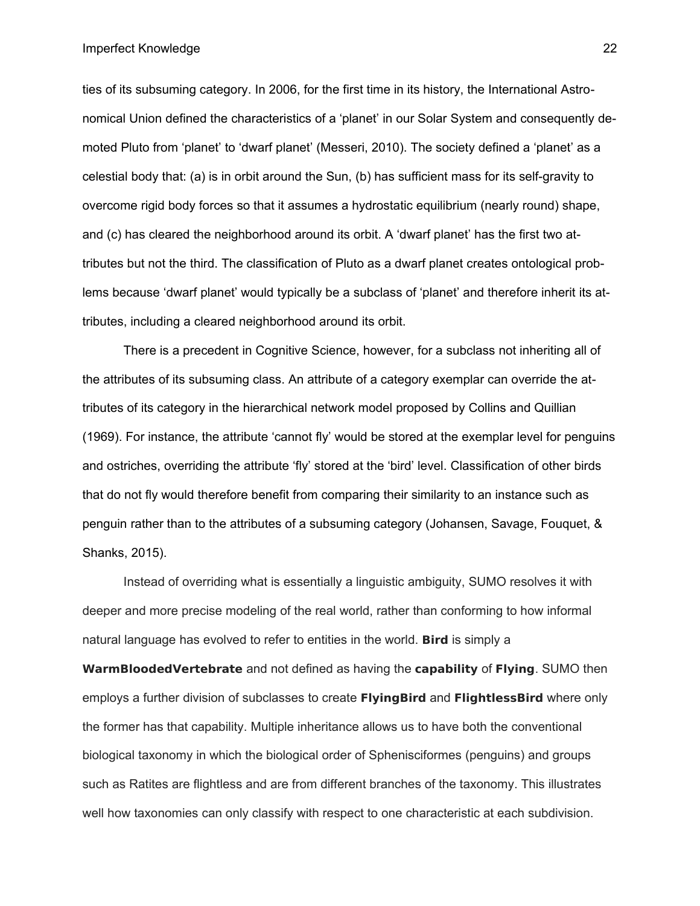ties of its subsuming category. In 2006, for the first time in its history, the International Astronomical Union defined the characteristics of a 'planet' in our Solar System and consequently demoted Pluto from 'planet' to 'dwarf planet' (Messeri, 2010). The society defined a 'planet' as a celestial body that: (a) is in orbit around the Sun, (b) has sufficient mass for its self-gravity to overcome rigid body forces so that it assumes a hydrostatic equilibrium (nearly round) shape, and (c) has cleared the neighborhood around its orbit. A 'dwarf planet' has the first two attributes but not the third. The classification of Pluto as a dwarf planet creates ontological problems because 'dwarf planet' would typically be a subclass of 'planet' and therefore inherit its attributes, including a cleared neighborhood around its orbit.

There is a precedent in Cognitive Science, however, for a subclass not inheriting all of the attributes of its subsuming class. An attribute of a category exemplar can override the attributes of its category in the hierarchical network model proposed by Collins and Quillian (1969). For instance, the attribute 'cannot fly' would be stored at the exemplar level for penguins and ostriches, overriding the attribute 'fly' stored at the 'bird' level. Classification of other birds that do not fly would therefore benefit from comparing their similarity to an instance such as penguin rather than to the attributes of a subsuming category (Johansen, Savage, Fouquet, & Shanks, 2015).

Instead of overriding what is essentially a linguistic ambiguity, SUMO resolves it with deeper and more precise modeling of the real world, rather than conforming to how informal natural language has evolved to refer to entities in the world. **Bird** is simply a **WarmBloodedVertebrate** and not defined as having the **capability** of **Flying**. SUMO then employs a further division of subclasses to create **FlyingBird** and **FlightlessBird** where only the former has that capability. Multiple inheritance allows us to have both the conventional biological taxonomy in which the biological order of Sphenisciformes (penguins) and groups such as Ratites are flightless and are from different branches of the taxonomy. This illustrates well how taxonomies can only classify with respect to one characteristic at each subdivision.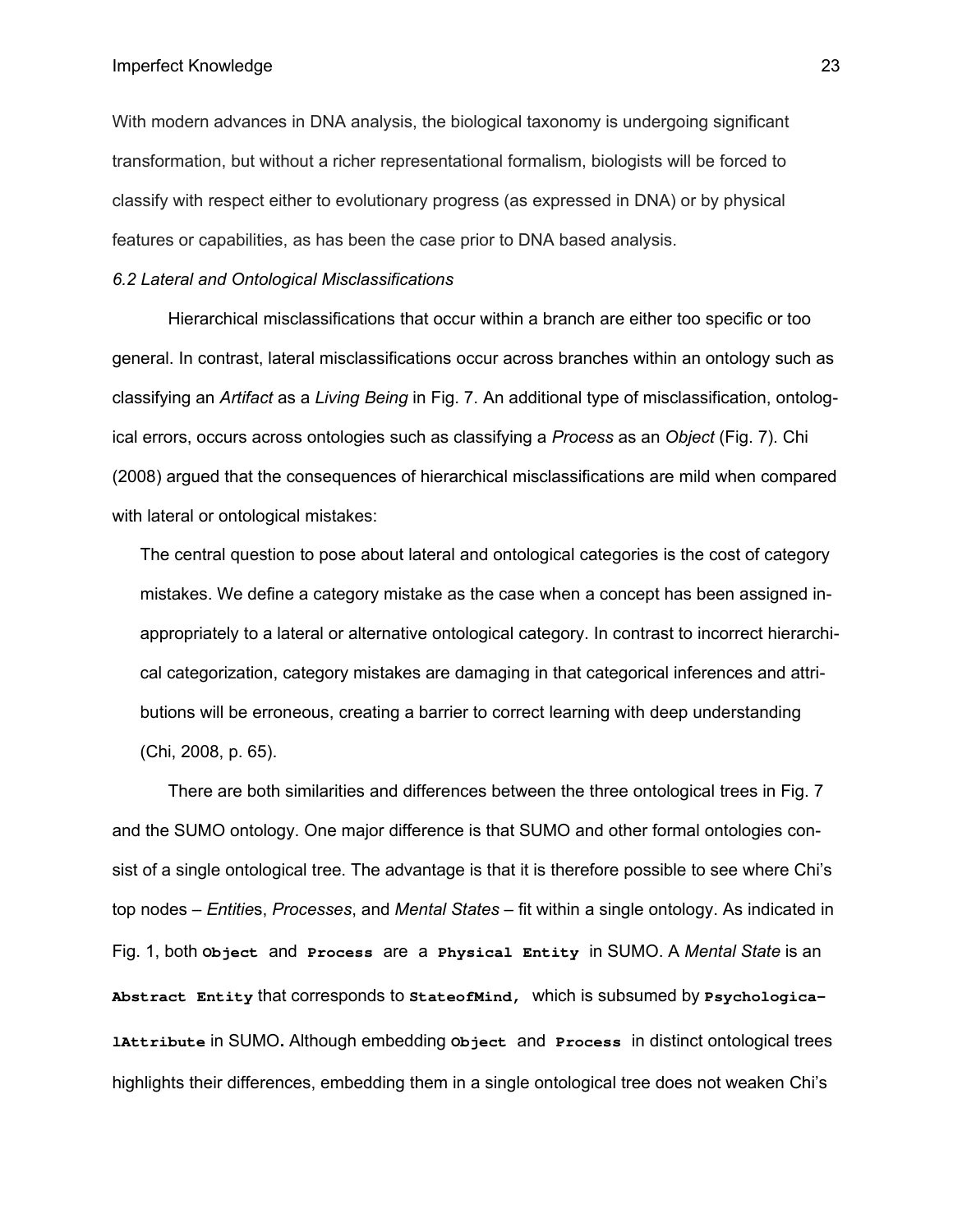With modern advances in DNA analysis, the biological taxonomy is undergoing significant transformation, but without a richer representational formalism, biologists will be forced to classify with respect either to evolutionary progress (as expressed in DNA) or by physical features or capabilities, as has been the case prior to DNA based analysis.

### *6.2 Lateral and Ontological Misclassifications*

Hierarchical misclassifications that occur within a branch are either too specific or too general. In contrast, lateral misclassifications occur across branches within an ontology such as classifying an *Artifact* as a *Living Being* in Fig. 7. An additional type of misclassification, ontological errors, occurs across ontologies such as classifying a *Process* as an *Object* (Fig. 7). Chi (2008) argued that the consequences of hierarchical misclassifications are mild when compared with lateral or ontological mistakes:

> The central question to pose about lateral and ontological categories is the cost of category mistakes. We define a category mistake as the case when a concept has been assigned inappropriately to a lateral or alternative ontological category. In contrast to incorrect hierarchical categorization, category mistakes are damaging in that categorical inferences and attributions will be erroneous, creating a barrier to correct learning with deep understanding (Chi, 2008, p. 65).

There are both similarities and differences between the three ontological trees in Fig. 7 and the SUMO ontology. One major difference is that SUMO and other formal ontologies consist of a single ontological tree. The advantage is that it is therefore possible to see where Chi's top nodes – *Entitie*s, *Processes*, and *Mental States* – fit within a single ontology. As indicated in Fig. 1, both `Object` and `Process` are a `Physical Entity` in SUMO. A *Mental State* is an `Abstract Entity` that corresponds to `StateofMind`, which is subsumed by `PsychologicalAttribute` in SUMO. Although embedding `Object` and `Process` in distinct ontological trees highlights their differences, embedding them in a single ontological tree does not weaken Chi's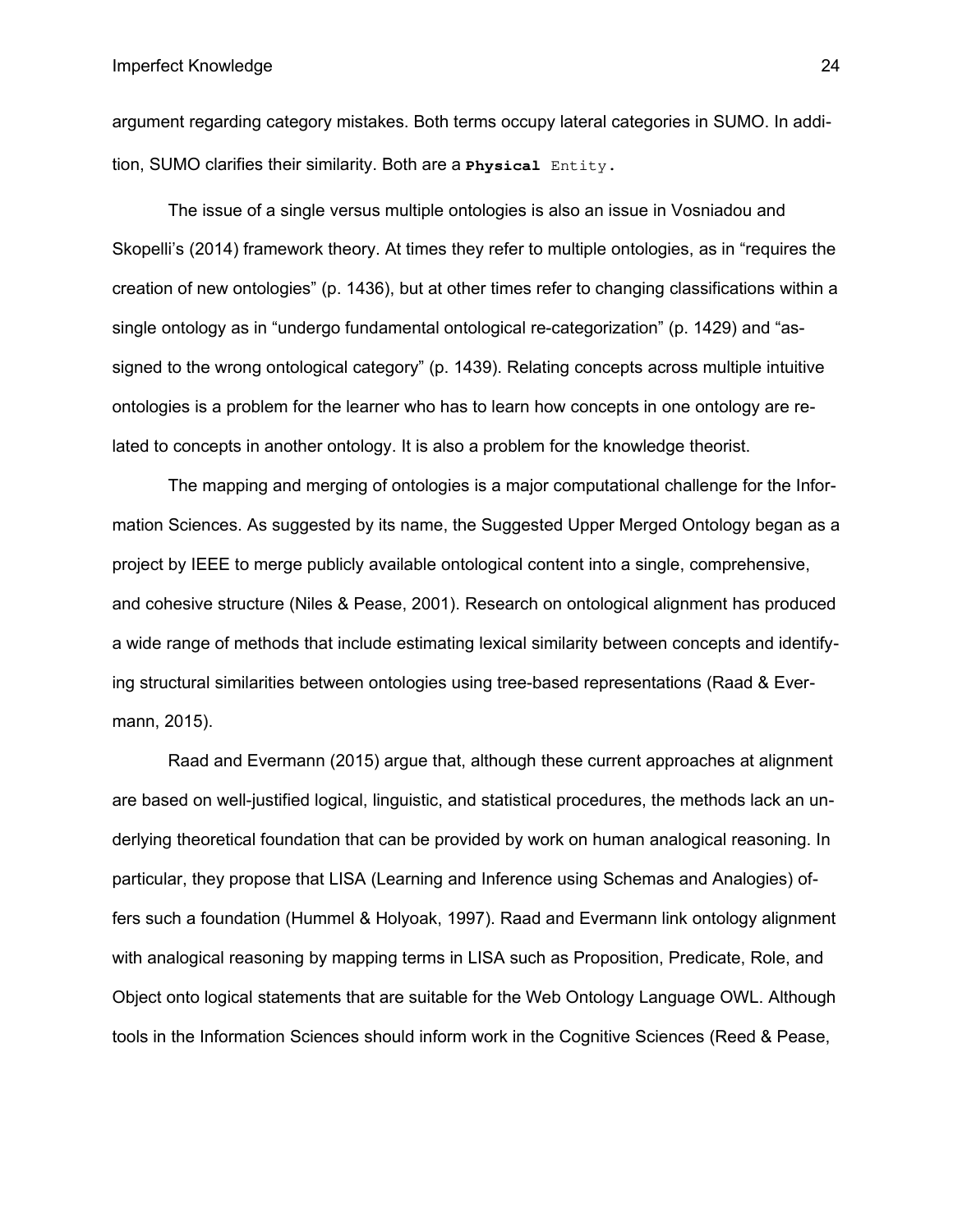argument regarding category mistakes. Both terms occupy lateral categories in SUMO. In addition, SUMO clarifies their similarity. Both are a `Physical Entity`.

The issue of a single versus multiple ontologies is also an issue in Vosniadou and Skopelli's (2014) framework theory. At times they refer to multiple ontologies, as in "requires the creation of new ontologies" (p. 1436), but at other times refer to changing classifications within a single ontology as in "undergo fundamental ontological re-categorization" (p. 1429) and "assigned to the wrong ontological category" (p. 1439). Relating concepts across multiple intuitive ontologies is a problem for the learner who has to learn how concepts in one ontology are related to concepts in another ontology. It is also a problem for the knowledge theorist.

The mapping and merging of ontologies is a major computational challenge for the Information Sciences. As suggested by its name, the Suggested Upper Merged Ontology began as a project by IEEE to merge publicly available ontological content into a single, comprehensive, and cohesive structure (Niles & Pease, 2001). Research on ontological alignment has produced a wide range of methods that include estimating lexical similarity between concepts and identifying structural similarities between ontologies using tree-based representations (Raad & Evermann, 2015).

Raad and Evermann (2015) argue that, although these current approaches at alignment are based on well-justified logical, linguistic, and statistical procedures, the methods lack an underlying theoretical foundation that can be provided by work on human analogical reasoning. In particular, they propose that LISA (Learning and Inference using Schemas and Analogies) offers such a foundation (Hummel & Holyoak, 1997). Raad and Evermann link ontology alignment with analogical reasoning by mapping terms in LISA such as Proposition, Predicate, Role, and Object onto logical statements that are suitable for the Web Ontology Language OWL. Although tools in the Information Sciences should inform work in the Cognitive Sciences (Reed & Pease,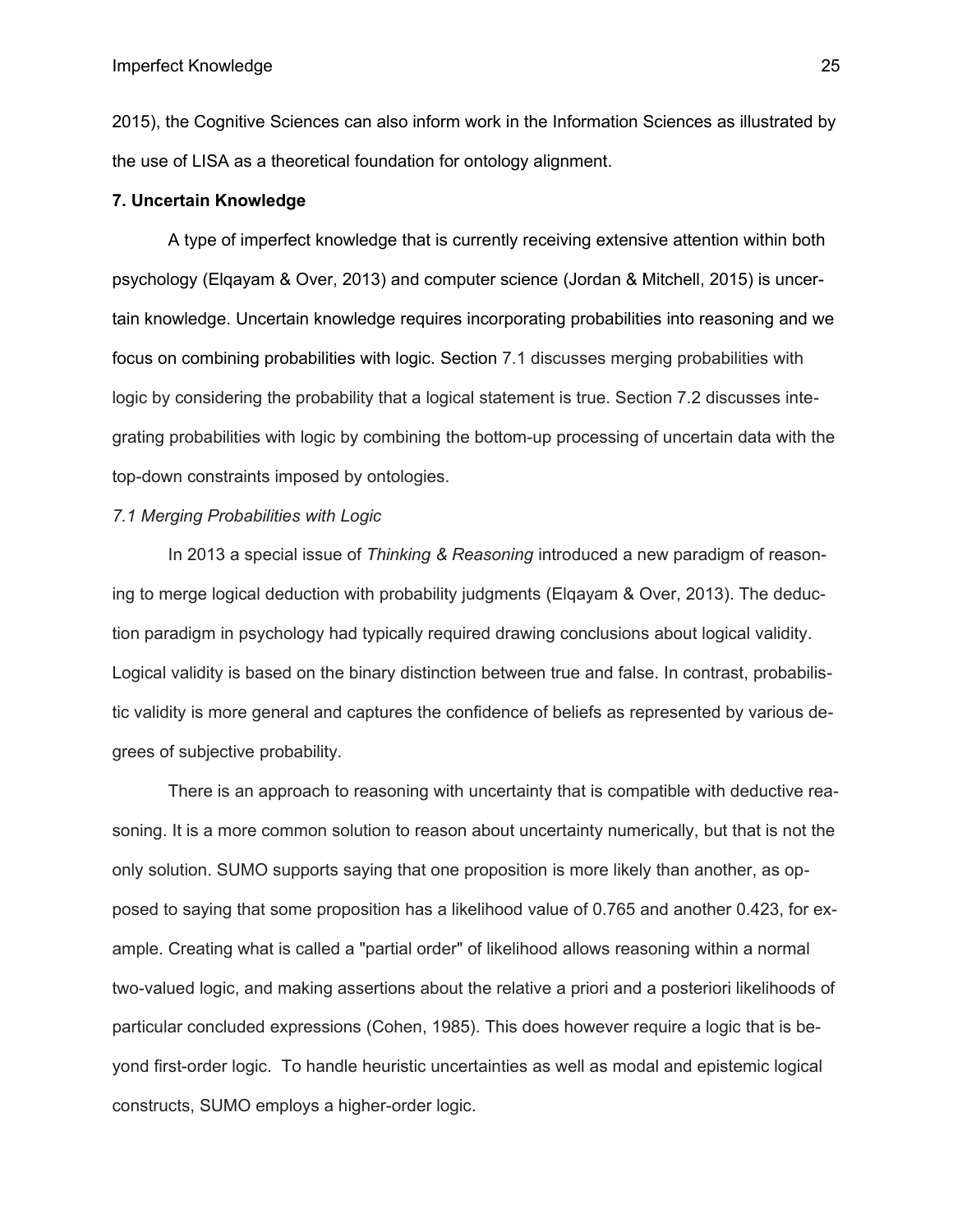2015), the Cognitive Sciences can also inform work in the Information Sciences as illustrated by the use of LISA as a theoretical foundation for ontology alignment.

## 7. Uncertain Knowledge

A type of imperfect knowledge that is currently receiving extensive attention within both psychology (Elqayam & Over, 2013) and computer science (Jordan & Mitchell, 2015) is uncertain knowledge. Uncertain knowledge requires incorporating probabilities into reasoning and we focus on combining probabilities with logic. Section 7.1 discusses merging probabilities with logic by considering the probability that a logical statement is true. Section 7.2 discusses integrating probabilities with logic by combining the bottom-up processing of uncertain data with the top-down constraints imposed by ontologies.

### *7.1 Merging Probabilities with Logic*

In 2013 a special issue of *Thinking & Reasoning* introduced a new paradigm of reasoning to merge logical deduction with probability judgments (Elqayam & Over, 2013). The deduction paradigm in psychology had typically required drawing conclusions about logical validity. Logical validity is based on the binary distinction between true and false. In contrast, probabilistic validity is more general and captures the confidence of beliefs as represented by various degrees of subjective probability.

There is an approach to reasoning with uncertainty that is compatible with deductive reasoning. It is a more common solution to reason about uncertainty numerically, but that is not the only solution. SUMO supports saying that one proposition is more likely than another, as opposed to saying that some proposition has a likelihood value of 0.765 and another 0.423, for example. Creating what is called a "partial order" of likelihood allows reasoning within a normal two-valued logic, and making assertions about the relative a priori and a posteriori likelihoods of particular concluded expressions (Cohen, 1985). This does however require a logic that is beyond first-order logic. To handle heuristic uncertainties as well as modal and epistemic logical constructs, SUMO employs a higher-order logic.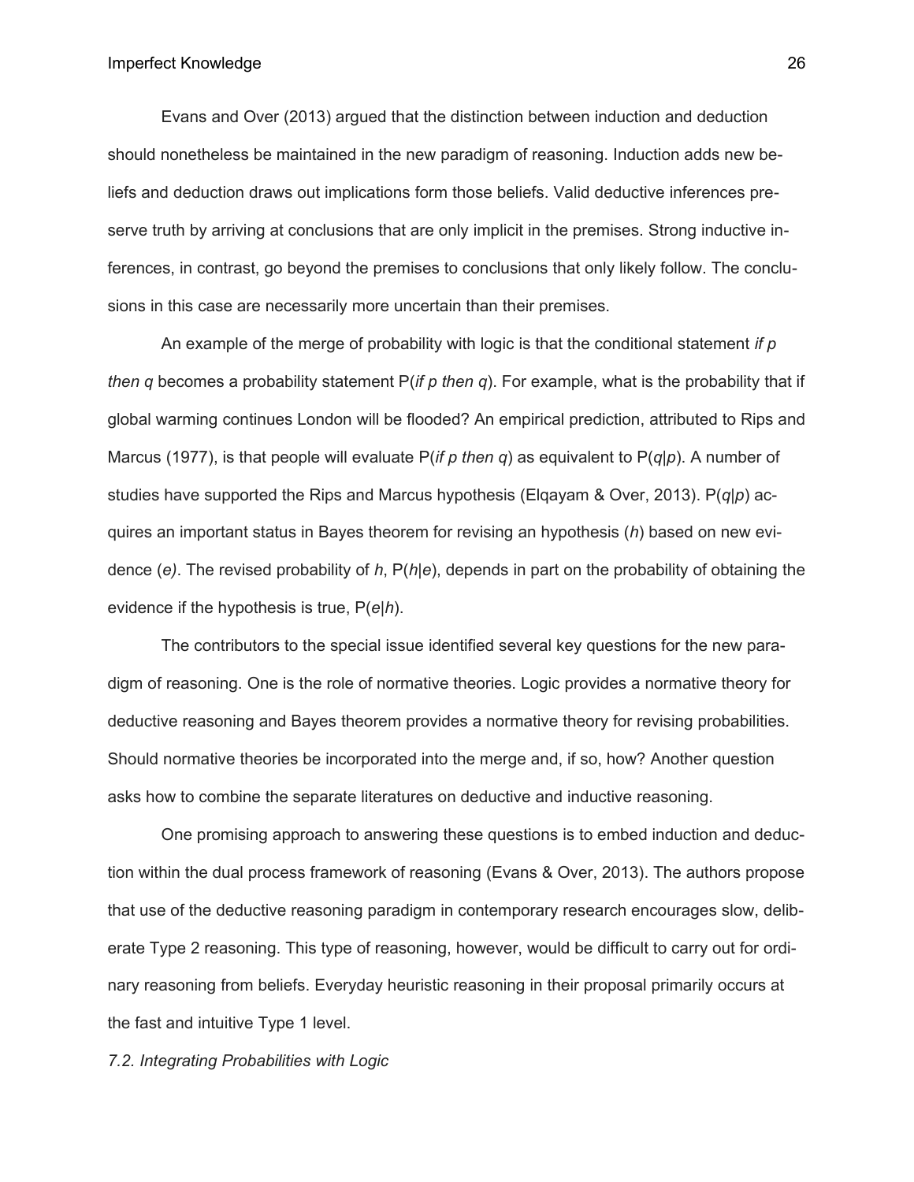Evans and Over (2013) argued that the distinction between induction and deduction should nonetheless be maintained in the new paradigm of reasoning. Induction adds new beliefs and deduction draws out implications form those beliefs. Valid deductive inferences preserve truth by arriving at conclusions that are only implicit in the premises. Strong inductive inferences, in contrast, go beyond the premises to conclusions that only likely follow. The conclusions in this case are necessarily more uncertain than their premises.

An example of the merge of probability with logic is that the conditional statement *if p then q* becomes a probability statement P(*if p then q*). For example, what is the probability that if global warming continues London will be flooded? An empirical prediction, attributed to Rips and Marcus (1977), is that people will evaluate P(*if p then q*) as equivalent to $P(q|p)$. A number of studies have supported the Rips and Marcus hypothesis (Elqayam & Over, 2013). $P(q|p)$ acquires an important status in Bayes theorem for revising an hypothesis (*h*) based on new evidence (*e)*. The revised probability of *h*, $P(h|e)$, depends in part on the probability of obtaining the evidence if the hypothesis is true, $P(e|h)$.

The contributors to the special issue identified several key questions for the new paradigm of reasoning. One is the role of normative theories. Logic provides a normative theory for deductive reasoning and Bayes theorem provides a normative theory for revising probabilities. Should normative theories be incorporated into the merge and, if so, how? Another question asks how to combine the separate literatures on deductive and inductive reasoning.

One promising approach to answering these questions is to embed induction and deduction within the dual process framework of reasoning (Evans & Over, 2013). The authors propose that use of the deductive reasoning paradigm in contemporary research encourages slow, deliberate Type 2 reasoning. This type of reasoning, however, would be difficult to carry out for ordinary reasoning from beliefs. Everyday heuristic reasoning in their proposal primarily occurs at the fast and intuitive Type 1 level.

*7.2. Integrating Probabilities with Logic*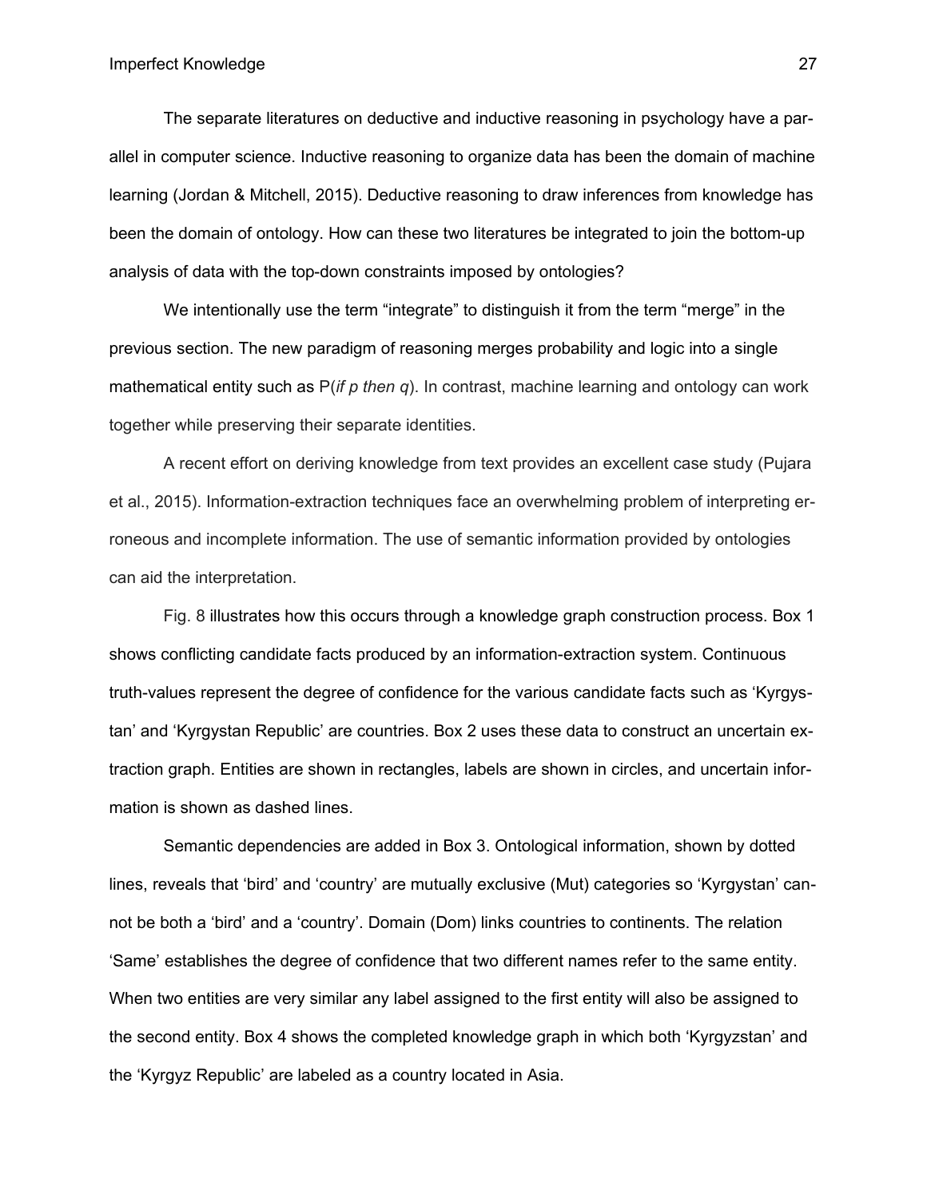The separate literatures on deductive and inductive reasoning in psychology have a parallel in computer science. Inductive reasoning to organize data has been the domain of machine learning (Jordan & Mitchell, 2015). Deductive reasoning to draw inferences from knowledge has been the domain of ontology. How can these two literatures be integrated to join the bottom-up analysis of data with the top-down constraints imposed by ontologies?

We intentionally use the term "integrate" to distinguish it from the term "merge" in the previous section. The new paradigm of reasoning merges probability and logic into a single mathematical entity such as P(*if p then q*). In contrast, machine learning and ontology can work together while preserving their separate identities.

A recent effort on deriving knowledge from text provides an excellent case study (Pujara et al., 2015). Information-extraction techniques face an overwhelming problem of interpreting erroneous and incomplete information. The use of semantic information provided by ontologies can aid the interpretation.

Fig. 8 illustrates how this occurs through a knowledge graph construction process. Box 1 shows conflicting candidate facts produced by an information-extraction system. Continuous truth-values represent the degree of confidence for the various candidate facts such as 'Kyrgystan' and 'Kyrgystan Republic' are countries. Box 2 uses these data to construct an uncertain extraction graph. Entities are shown in rectangles, labels are shown in circles, and uncertain information is shown as dashed lines.

Semantic dependencies are added in Box 3. Ontological information, shown by dotted lines, reveals that 'bird' and 'country' are mutually exclusive (Mut) categories so 'Kyrgystan' cannot be both a 'bird' and a 'country'. Domain (Dom) links countries to continents. The relation 'Same' establishes the degree of confidence that two different names refer to the same entity. When two entities are very similar any label assigned to the first entity will also be assigned to the second entity. Box 4 shows the completed knowledge graph in which both 'Kyrgyzstan' and the 'Kyrgyz Republic' are labeled as a country located in Asia.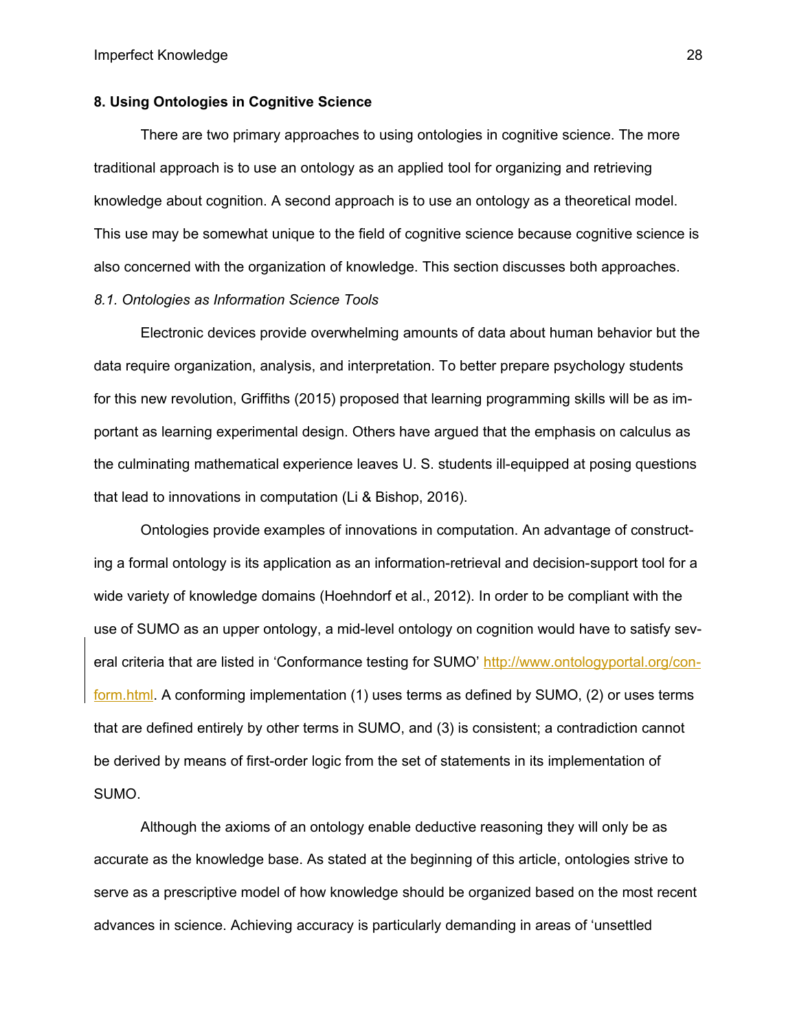## 8. Using Ontologies in Cognitive Science

There are two primary approaches to using ontologies in cognitive science. The more traditional approach is to use an ontology as an applied tool for organizing and retrieving knowledge about cognition. A second approach is to use an ontology as a theoretical model. This use may be somewhat unique to the field of cognitive science because cognitive science is also concerned with the organization of knowledge. This section discusses both approaches.

### *8.1. Ontologies as Information Science Tools*

Electronic devices provide overwhelming amounts of data about human behavior but the data require organization, analysis, and interpretation. To better prepare psychology students for this new revolution, Griffiths (2015) proposed that learning programming skills will be as important as learning experimental design. Others have argued that the emphasis on calculus as the culminating mathematical experience leaves U. S. students ill-equipped at posing questions that lead to innovations in computation (Li & Bishop, 2016).

Ontologies provide examples of innovations in computation. An advantage of constructing a formal ontology is its application as an information-retrieval and decision-support tool for a wide variety of knowledge domains (Hoehndorf et al., 2012). In order to be compliant with the use of SUMO as an upper ontology, a mid-level ontology on cognition would have to satisfy several criteria that are listed in 'Conformance testing for SUMO' [http://www.ontologyportal.org/conform.html](http://www.ontologyportal.org/conform.html). A conforming implementation (1) uses terms as defined by SUMO, (2) or uses terms that are defined entirely by other terms in SUMO, and (3) is consistent; a contradiction cannot be derived by means of first-order logic from the set of statements in its implementation of SUMO.

Although the axioms of an ontology enable deductive reasoning they will only be as accurate as the knowledge base. As stated at the beginning of this article, ontologies strive to serve as a prescriptive model of how knowledge should be organized based on the most recent advances in science. Achieving accuracy is particularly demanding in areas of 'unsettled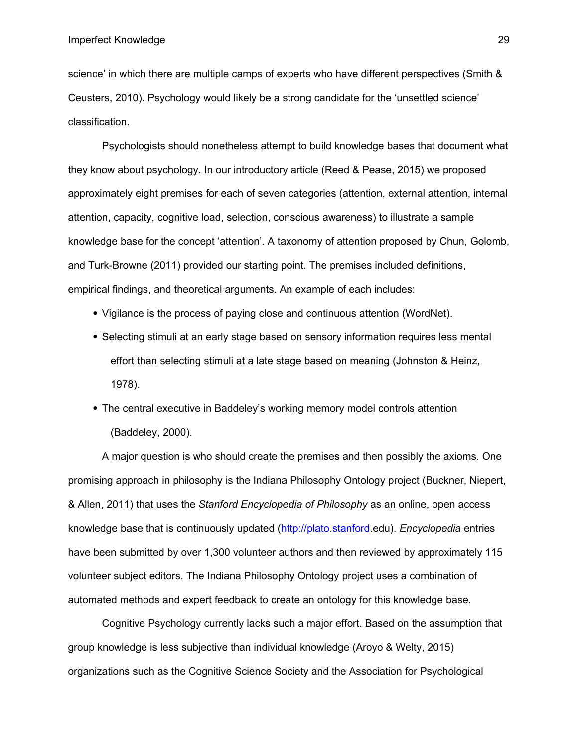science' in which there are multiple camps of experts who have different perspectives (Smith & Ceusters, 2010). Psychology would likely be a strong candidate for the 'unsettled science' classification.

Psychologists should nonetheless attempt to build knowledge bases that document what they know about psychology. In our introductory article (Reed & Pease, 2015) we proposed approximately eight premises for each of seven categories (attention, external attention, internal attention, capacity, cognitive load, selection, conscious awareness) to illustrate a sample knowledge base for the concept 'attention'. A taxonomy of attention proposed by Chun, Golomb, and Turk-Browne (2011) provided our starting point. The premises included definitions, empirical findings, and theoretical arguments. An example of each includes:

- Vigilance is the process of paying close and continuous attention (WordNet).
- Selecting stimuli at an early stage based on sensory information requires less mental effort than selecting stimuli at a late stage based on meaning (Johnston & Heinz, 1978).
- The central executive in Baddeley's working memory model controls attention (Baddeley, 2000).

A major question is who should create the premises and then possibly the axioms. One promising approach in philosophy is the Indiana Philosophy Ontology project (Buckner, Niepert, & Allen, 2011) that uses the *Stanford Encyclopedia of Philosophy* as an online, open access knowledge base that is continuously updated (http://plato.stanford.edu). *Encyclopedia* entries have been submitted by over 1,300 volunteer authors and then reviewed by approximately 115 volunteer subject editors. The Indiana Philosophy Ontology project uses a combination of automated methods and expert feedback to create an ontology for this knowledge base.

Cognitive Psychology currently lacks such a major effort. Based on the assumption that group knowledge is less subjective than individual knowledge (Aroyo & Welty, 2015) organizations such as the Cognitive Science Society and the Association for Psychological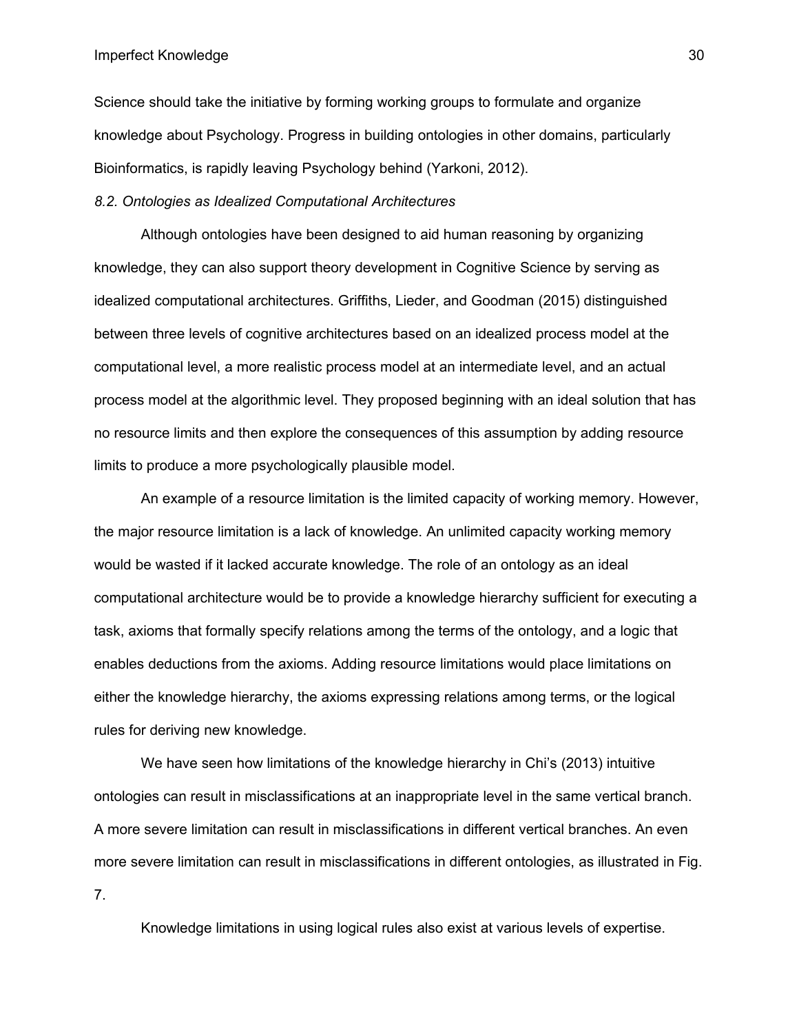Science should take the initiative by forming working groups to formulate and organize knowledge about Psychology. Progress in building ontologies in other domains, particularly Bioinformatics, is rapidly leaving Psychology behind (Yarkoni, 2012).

### *8.2. Ontologies as Idealized Computational Architectures*

Although ontologies have been designed to aid human reasoning by organizing knowledge, they can also support theory development in Cognitive Science by serving as idealized computational architectures. Griffiths, Lieder, and Goodman (2015) distinguished between three levels of cognitive architectures based on an idealized process model at the computational level, a more realistic process model at an intermediate level, and an actual process model at the algorithmic level. They proposed beginning with an ideal solution that has no resource limits and then explore the consequences of this assumption by adding resource limits to produce a more psychologically plausible model.

An example of a resource limitation is the limited capacity of working memory. However, the major resource limitation is a lack of knowledge. An unlimited capacity working memory would be wasted if it lacked accurate knowledge. The role of an ontology as an ideal computational architecture would be to provide a knowledge hierarchy sufficient for executing a task, axioms that formally specify relations among the terms of the ontology, and a logic that enables deductions from the axioms. Adding resource limitations would place limitations on either the knowledge hierarchy, the axioms expressing relations among terms, or the logical rules for deriving new knowledge.

We have seen how limitations of the knowledge hierarchy in Chi's (2013) intuitive ontologies can result in misclassifications at an inappropriate level in the same vertical branch. A more severe limitation can result in misclassifications in different vertical branches. An even more severe limitation can result in misclassifications in different ontologies, as illustrated in Fig. 7.

Knowledge limitations in using logical rules also exist at various levels of expertise.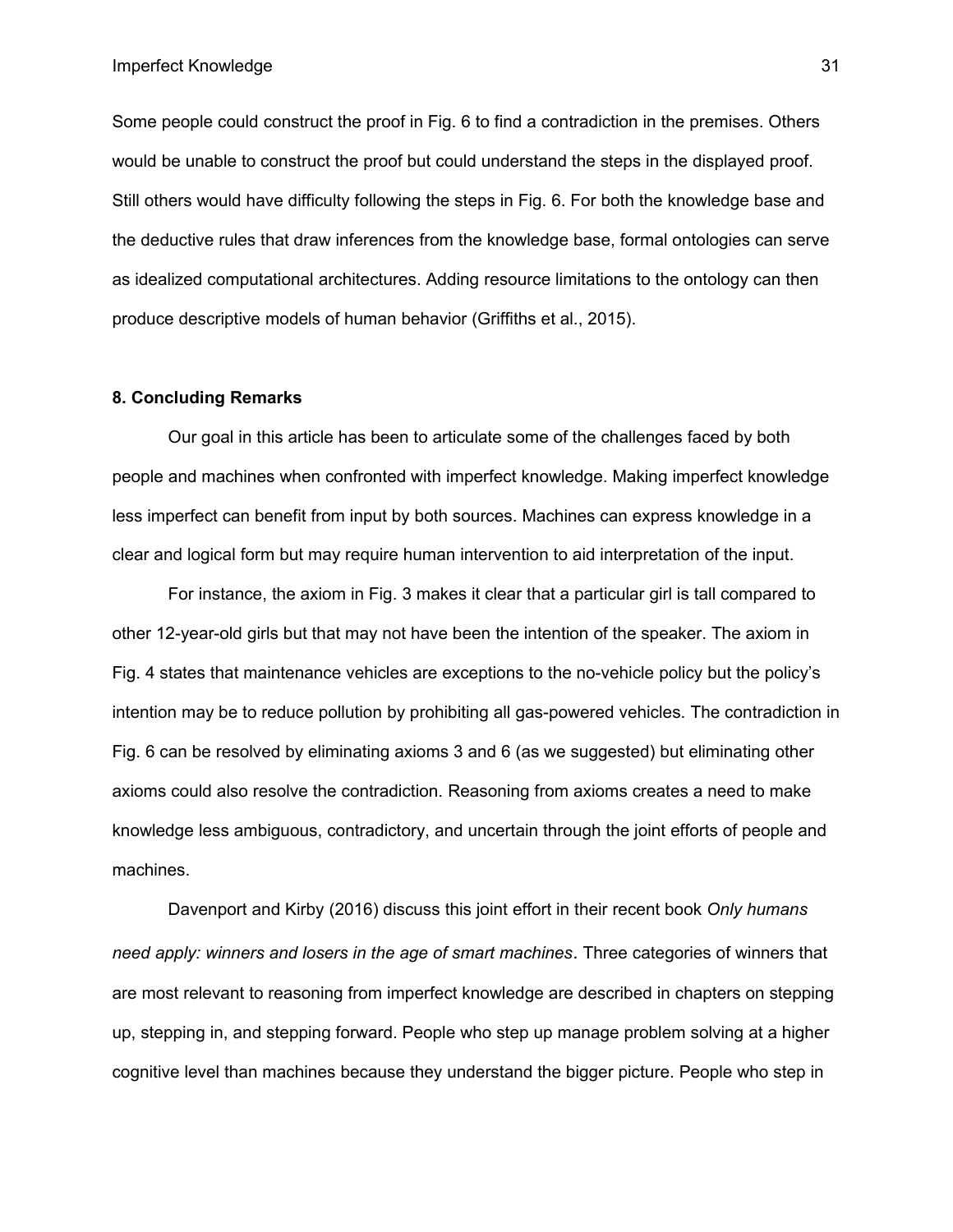Some people could construct the proof in Fig. 6 to find a contradiction in the premises. Others would be unable to construct the proof but could understand the steps in the displayed proof. Still others would have difficulty following the steps in Fig. 6. For both the knowledge base and the deductive rules that draw inferences from the knowledge base, formal ontologies can serve as idealized computational architectures. Adding resource limitations to the ontology can then produce descriptive models of human behavior (Griffiths et al., 2015).

## 8. Concluding Remarks

Our goal in this article has been to articulate some of the challenges faced by both people and machines when confronted with imperfect knowledge. Making imperfect knowledge less imperfect can benefit from input by both sources. Machines can express knowledge in a clear and logical form but may require human intervention to aid interpretation of the input.

For instance, the axiom in Fig. 3 makes it clear that a particular girl is tall compared to other 12-year-old girls but that may not have been the intention of the speaker. The axiom in Fig. 4 states that maintenance vehicles are exceptions to the no-vehicle policy but the policy's intention may be to reduce pollution by prohibiting all gas-powered vehicles. The contradiction in Fig. 6 can be resolved by eliminating axioms 3 and 6 (as we suggested) but eliminating other axioms could also resolve the contradiction. Reasoning from axioms creates a need to make knowledge less ambiguous, contradictory, and uncertain through the joint efforts of people and machines.

Davenport and Kirby (2016) discuss this joint effort in their recent book *Only humans need apply: winners and losers in the age of smart machines*. Three categories of winners that are most relevant to reasoning from imperfect knowledge are described in chapters on stepping up, stepping in, and stepping forward. People who step up manage problem solving at a higher cognitive level than machines because they understand the bigger picture. People who step in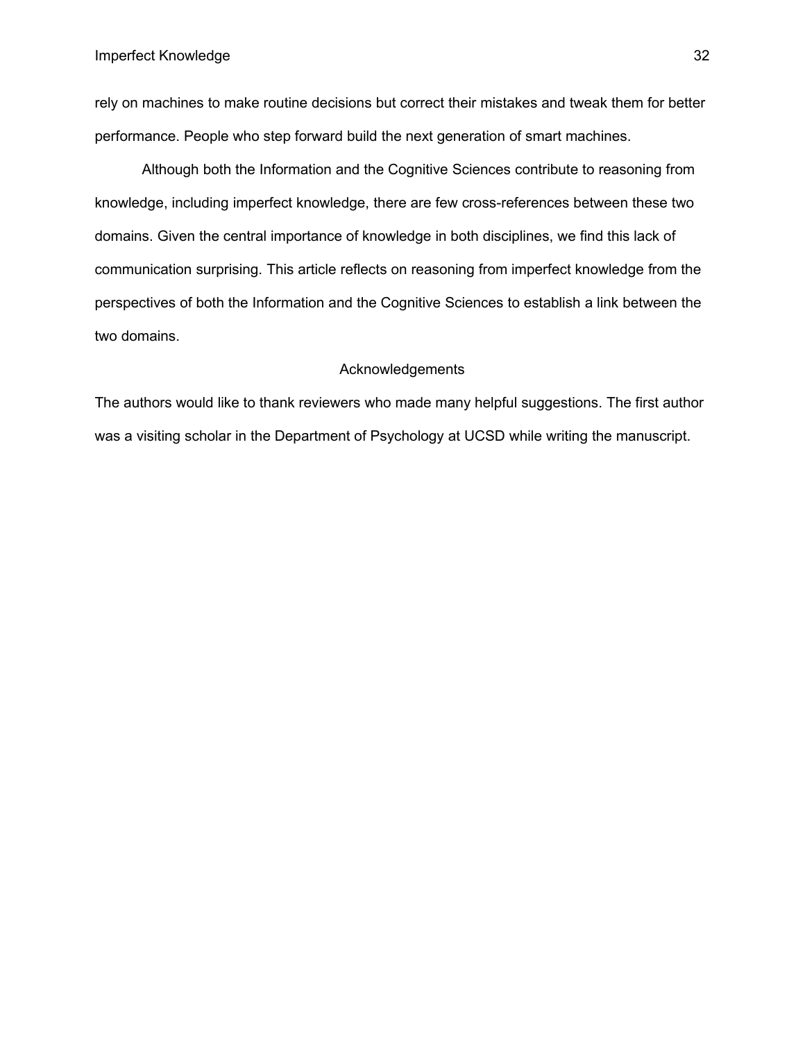rely on machines to make routine decisions but correct their mistakes and tweak them for better performance. People who step forward build the next generation of smart machines.

Although both the Information and the Cognitive Sciences contribute to reasoning from knowledge, including imperfect knowledge, there are few cross-references between these two domains. Given the central importance of knowledge in both disciplines, we find this lack of communication surprising. This article reflects on reasoning from imperfect knowledge from the perspectives of both the Information and the Cognitive Sciences to establish a link between the two domains.

## Acknowledgements

The authors would like to thank reviewers who made many helpful suggestions. The first author was a visiting scholar in the Department of Psychology at UCSD while writing the manuscript.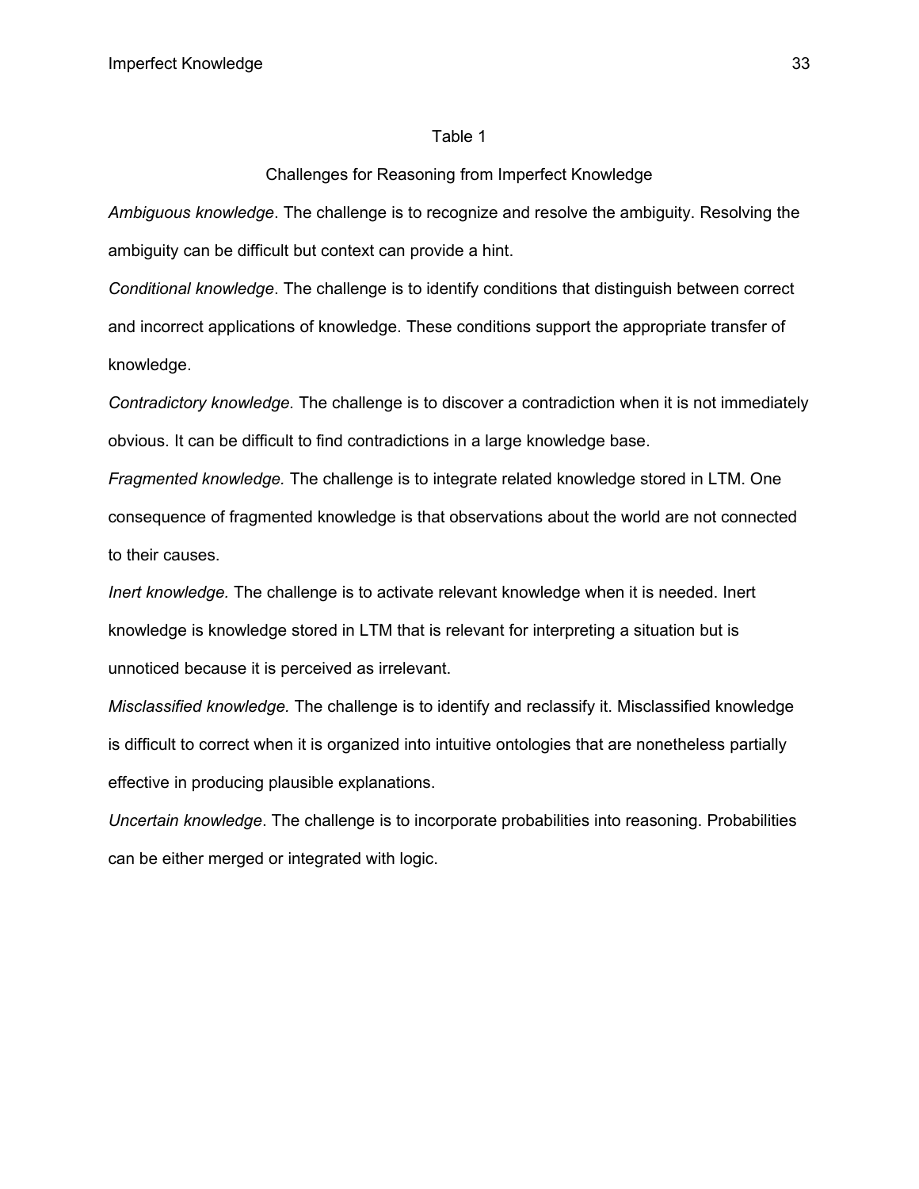Table 1

Challenges for Reasoning from Imperfect Knowledge

*Ambiguous knowledge*. The challenge is to recognize and resolve the ambiguity. Resolving the ambiguity can be difficult but context can provide a hint.

*Conditional knowledge*. The challenge is to identify conditions that distinguish between correct and incorrect applications of knowledge. These conditions support the appropriate transfer of knowledge.

*Contradictory knowledge.* The challenge is to discover a contradiction when it is not immediately obvious. It can be difficult to find contradictions in a large knowledge base.

*Fragmented knowledge.* The challenge is to integrate related knowledge stored in LTM. One consequence of fragmented knowledge is that observations about the world are not connected to their causes.

*Inert knowledge.* The challenge is to activate relevant knowledge when it is needed. Inert knowledge is knowledge stored in LTM that is relevant for interpreting a situation but is unnoticed because it is perceived as irrelevant.

*Misclassified knowledge.* The challenge is to identify and reclassify it. Misclassified knowledge is difficult to correct when it is organized into intuitive ontologies that are nonetheless partially effective in producing plausible explanations.

*Uncertain knowledge*. The challenge is to incorporate probabilities into reasoning. Probabilities can be either merged or integrated with logic.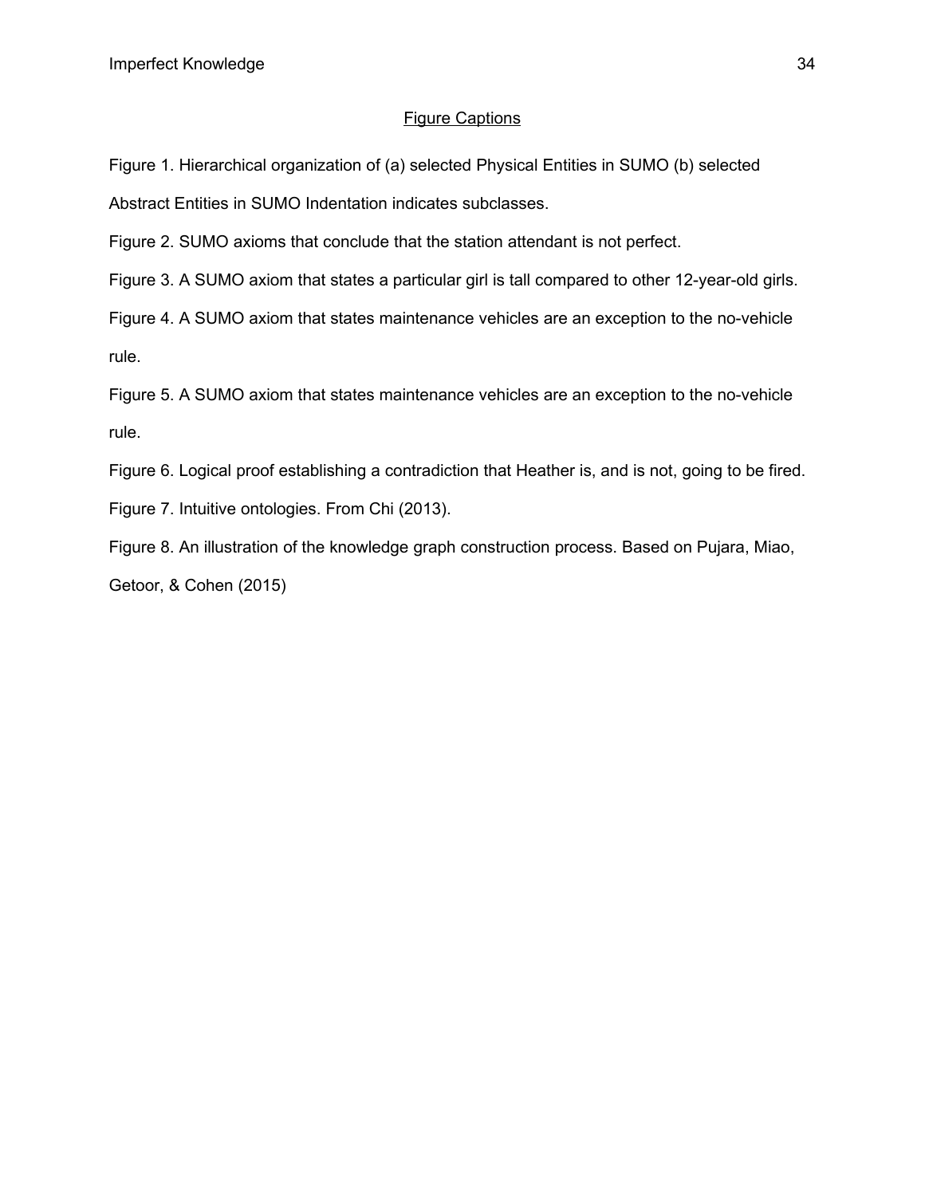## Figure Captions

Figure 1. Hierarchical organization of (a) selected Physical Entities in SUMO (b) selected Abstract Entities in SUMO Indentation indicates subclasses.

Figure 2. SUMO axioms that conclude that the station attendant is not perfect.

Figure 3. A SUMO axiom that states a particular girl is tall compared to other 12-year-old girls.

Figure 4. A SUMO axiom that states maintenance vehicles are an exception to the no-vehicle rule.

Figure 5. A SUMO axiom that states maintenance vehicles are an exception to the no-vehicle rule.

Figure 6. Logical proof establishing a contradiction that Heather is, and is not, going to be fired.

Figure 7. Intuitive ontologies. From Chi (2013).

Figure 8. An illustration of the knowledge graph construction process. Based on Pujara, Miao, Getoor, & Cohen (2015)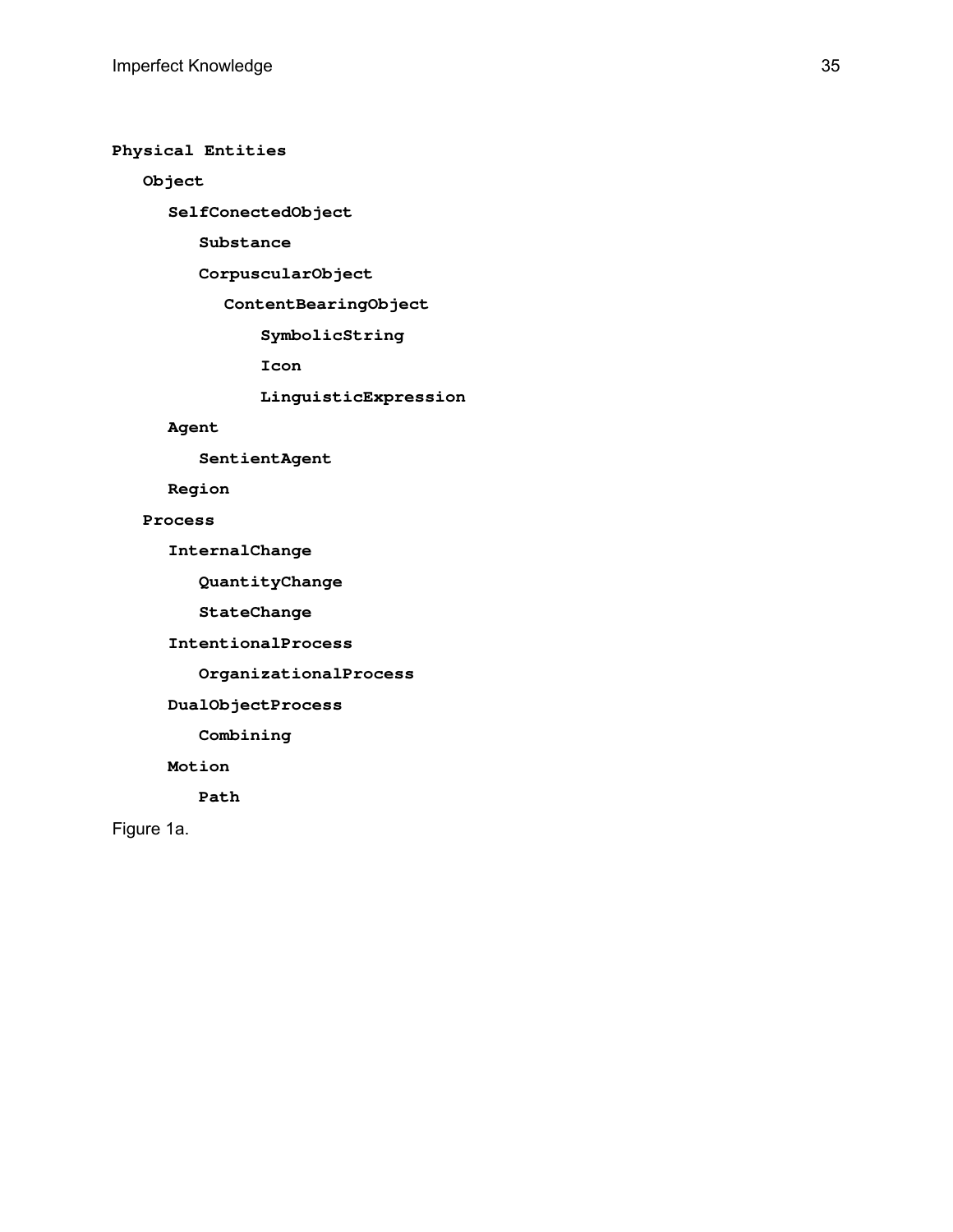```
Physical Entities
  Object
    SelfConectedObject
      Substance
      CorpuscularObject
        ContentBearingObject
          SymbolicString
          Icon
          LinguisticExpression
    Agent
      SentientAgent
    Region
  Process
    InternalChange
      QuantityChange
      StateChange
    IntentionalProcess
      OrganizationalProcess
    DualObjectProcess
      Combining
    Motion
      Path
```

Figure 1a.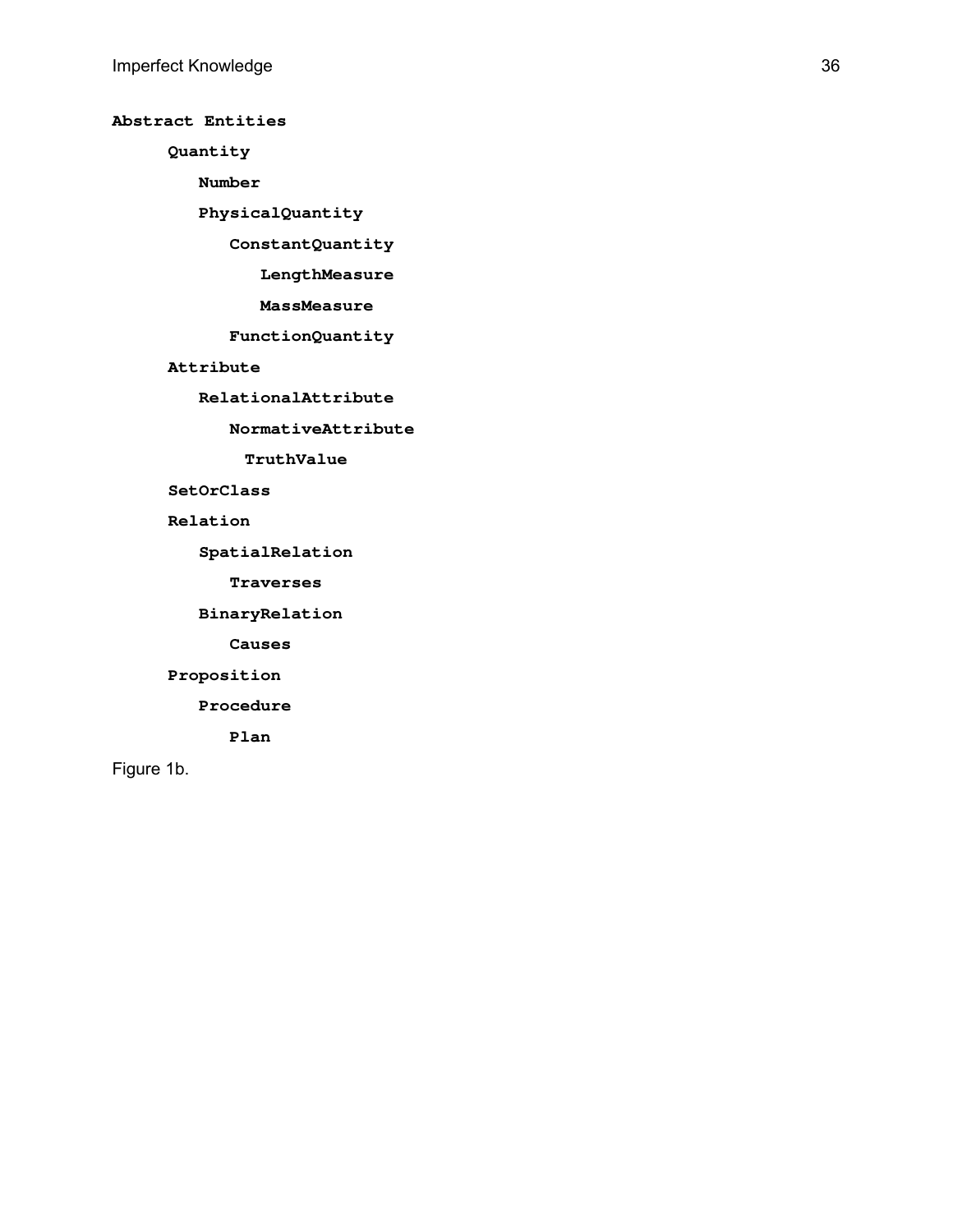**Abstract Entities**

- **Quantity**
  - **Number**
  - **PhysicalQuantity**
    - **ConstantQuantity**
      - **LengthMeasure**
      - **MassMeasure**
    - **FunctionQuantity**
- **Attribute**
  - **RelationalAttribute**
    - **NormativeAttribute**
      - **TruthValue**
- **SetOrClass**
- **Relation**
  - **SpatialRelation**
    - **Traverses**
  - **BinaryRelation**
    - **Causes**
- **Proposition**
  - **Procedure**
    - **Plan**

Figure 1b.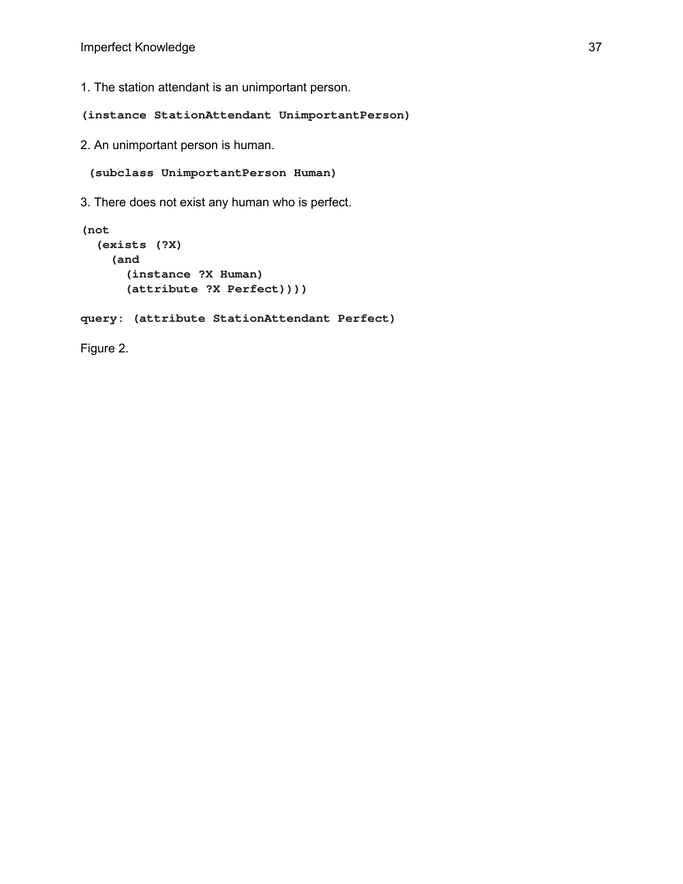1. The station attendant is an unimportant person.

```
(instance StationAttendant UnimportantPerson)
```

2. An unimportant person is human.

```
 (subclass UnimportantPerson Human)
```

3. There does not exist any human who is perfect.

```
(not
  (exists (?X)
    (and
      (instance ?X Human)
      (attribute ?X Perfect))))
```

```
query: (attribute StationAttendant Perfect)
```

Figure 2.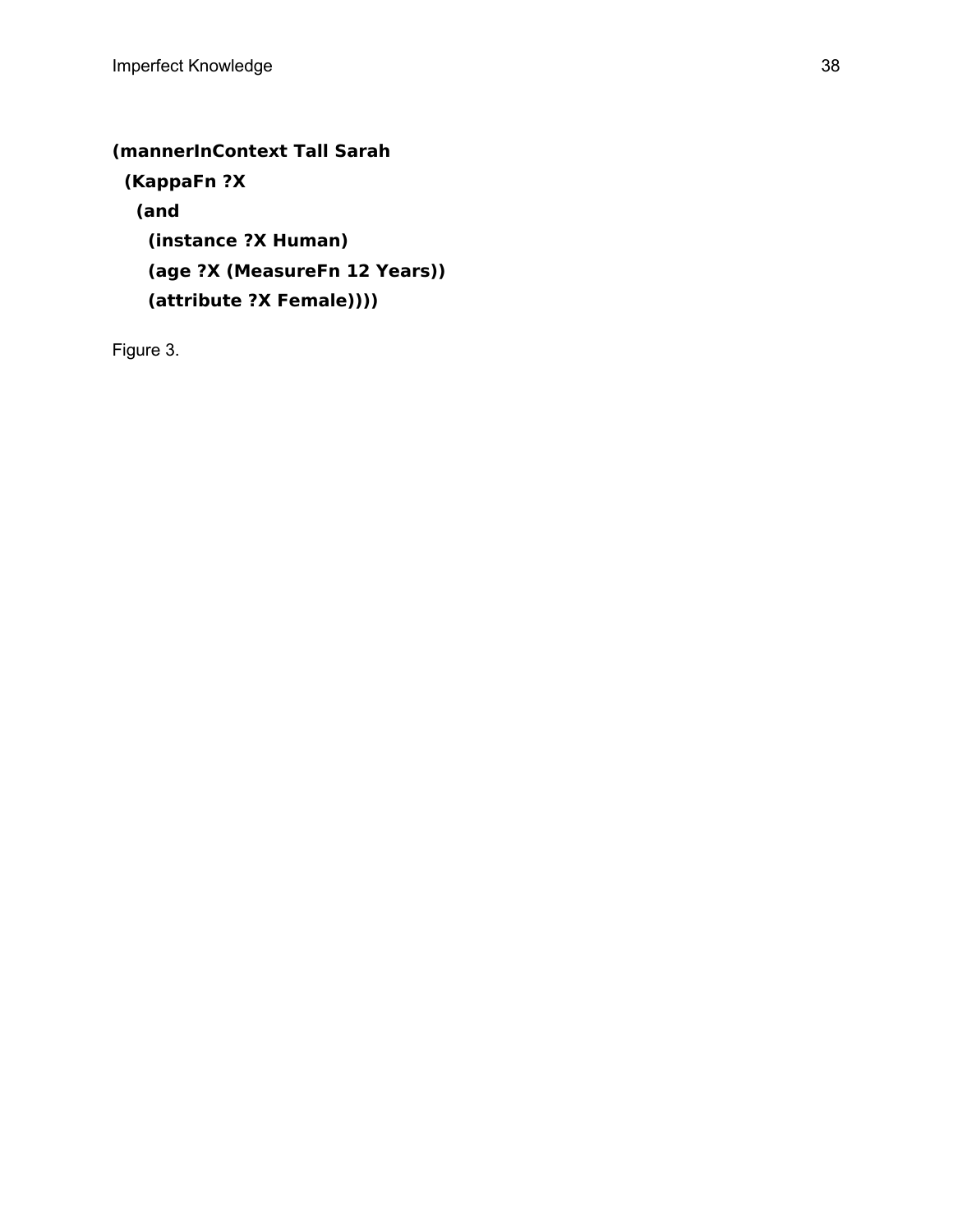```
(mannerInContext Tall Sarah
  (KappaFn ?X
    (and
      (instance ?X Human)
      (age ?X (MeasureFn 12 Years))
      (attribute ?X Female))))
```

Figure 3.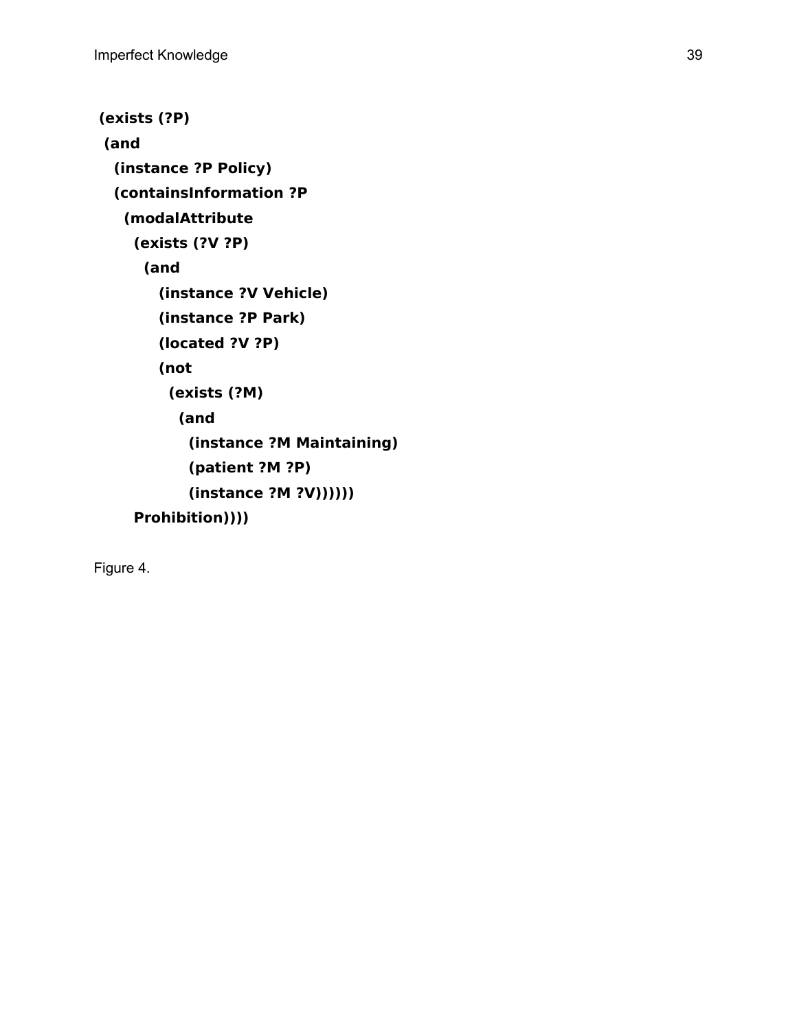```
(exists (?P)
 (and
   (instance ?P Policy)
   (containsInformation ?P
     (modalAttribute
       (exists (?V ?P)
         (and
            (instance ?V Vehicle)
            (instance ?P Park)
            (located ?V ?P)
            (not
              (exists (?M)
                (and
                  (instance ?M Maintaining)
                  (patient ?M ?P)
                  (instance ?M ?V))))))
       Prohibition))))
```

Figure 4.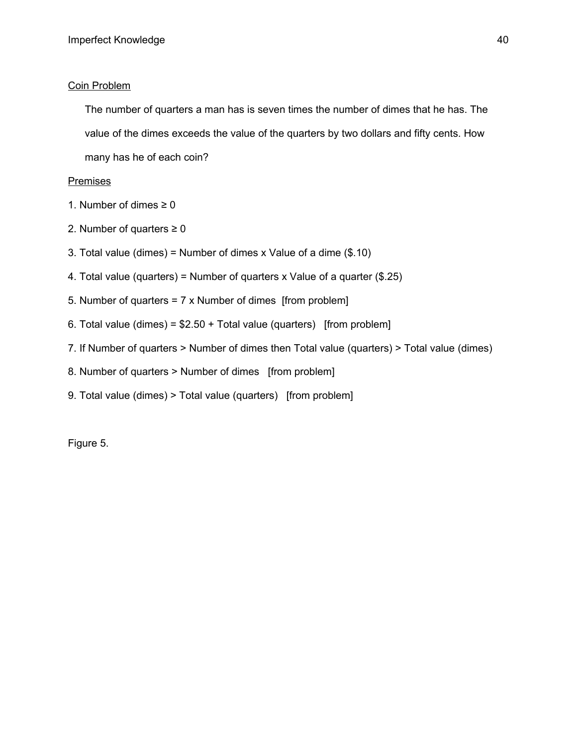Coin Problem

The number of quarters a man has is seven times the number of dimes that he has. The value of the dimes exceeds the value of the quarters by two dollars and fifty cents. How many has he of each coin?

Premises

1. Number of dimes ≥ 0
2. Number of quarters ≥ 0
3. Total value (dimes) = Number of dimes x Value of a dime ($.10)
4. Total value (quarters) = Number of quarters x Value of a quarter ($.25)
5. Number of quarters = 7 x Number of dimes [from problem]
6. Total value (dimes) = $2.50 + Total value (quarters) [from problem]
7. If Number of quarters > Number of dimes then Total value (quarters) > Total value (dimes)
8. Number of quarters > Number of dimes [from problem]
9. Total value (dimes) > Total value (quarters) [from problem]

Figure 5.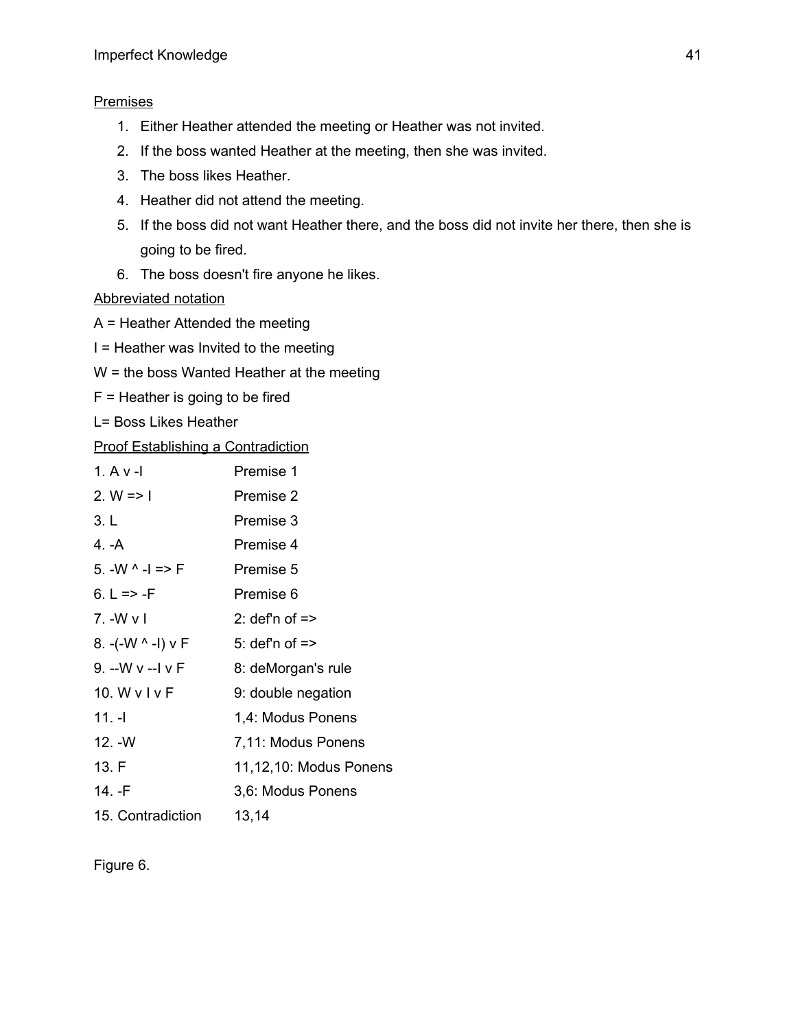<u>Premises</u>

1. Either Heather attended the meeting or Heather was not invited.
2. If the boss wanted Heather at the meeting, then she was invited.
3. The boss likes Heather.
4. Heather did not attend the meeting.
5. If the boss did not want Heather there, and the boss did not invite her there, then she is going to be fired.
6. The boss doesn't fire anyone he likes.

<u>Abbreviated notation</u>

A = Heather Attended the meeting

I = Heather was Invited to the meeting

W = the boss Wanted Heather at the meeting

F = Heather is going to be fired

L= Boss Likes Heather

<u>Proof Establishing a Contradiction</u>

| | |
|---|---|
| 1. A v -I | Premise 1 |
| 2. W => I | Premise 2 |
| 3. L | Premise 3 |
| 4. -A | Premise 4 |
| 5. -W ^ -I => F | Premise 5 |
| 6. L => -F | Premise 6 |
| 7. -W v I | 2: def'n of => |
| 8. -(-W ^ -I) v F | 5: def'n of => |
| 9. --W v --I v F | 8: deMorgan's rule |
| 10. W v I v F | 9: double negation |
| 11. -I | 1,4: Modus Ponens |
| 12. -W | 7,11: Modus Ponens |
| 13. F | 11,12,10: Modus Ponens |
| 14. -F | 3,6: Modus Ponens |
| 15. Contradiction | 13,14 |

Figure 6.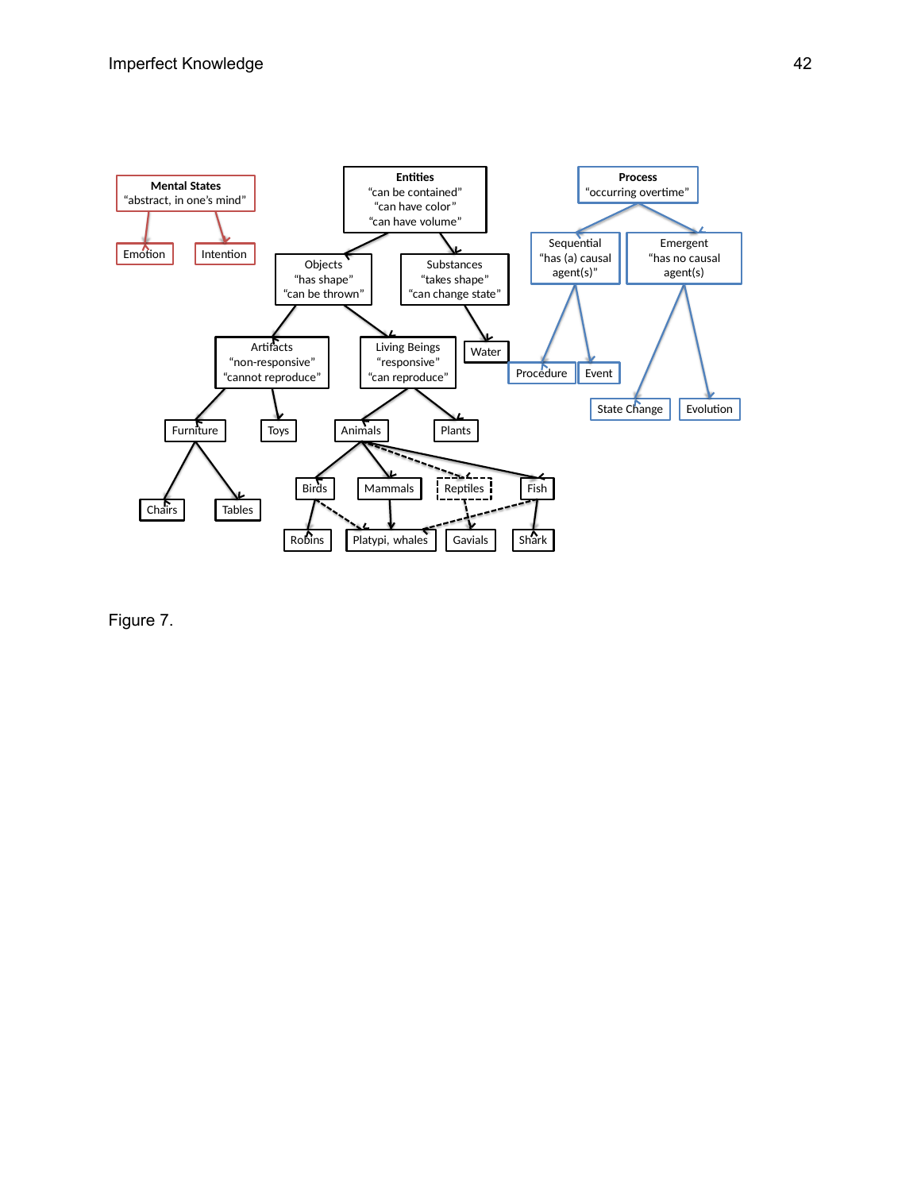Figure 7.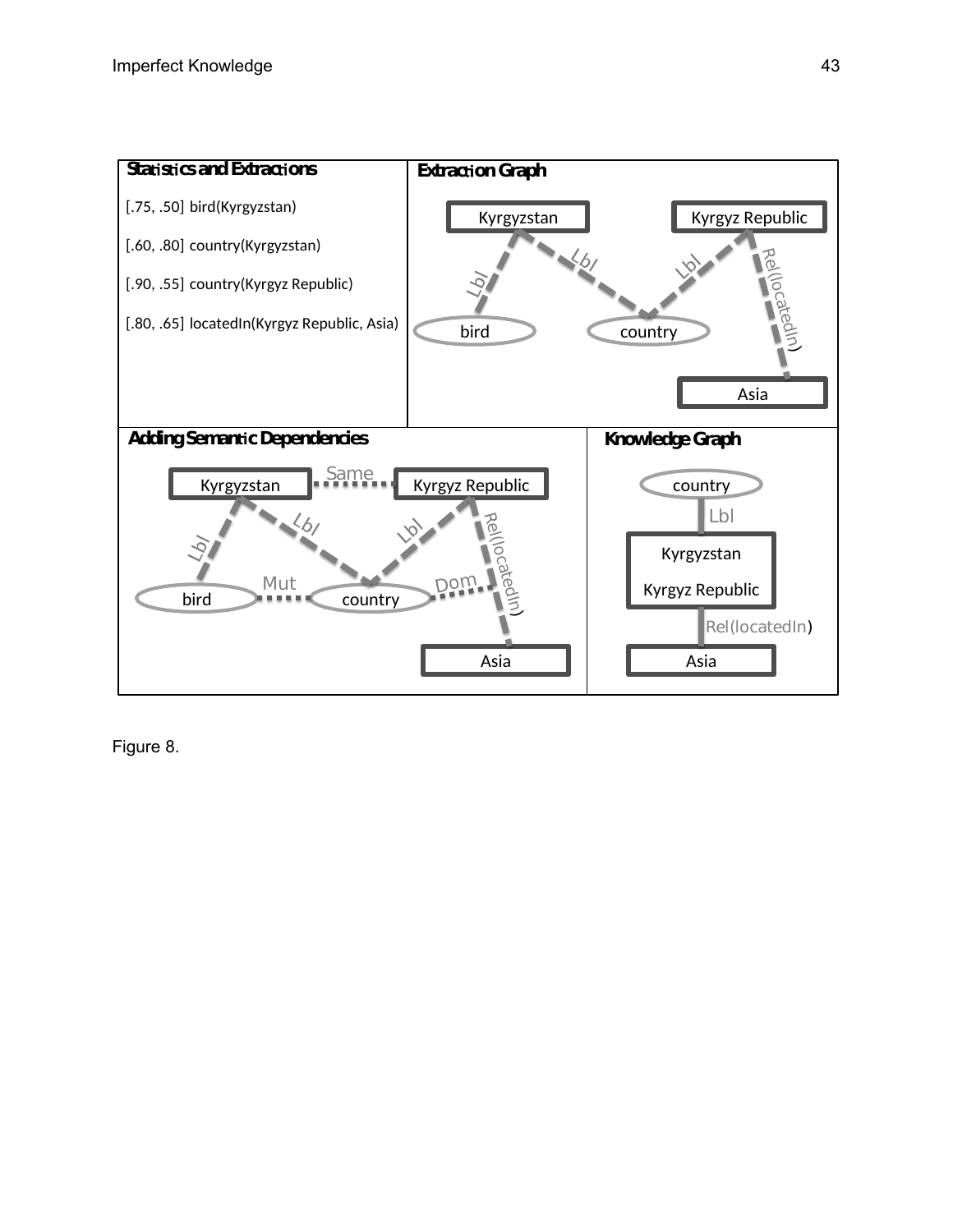**Statistics and Extractions**

[.75, .50] bird(Kyrgyzstan)

[.60, .80] country(Kyrgyzstan)

[.90, .55] country(Kyrgyz Republic)

[.80, .65] locatedIn(Kyrgyz Republic, Asia)

**Extraction Graph**

Kyrgyzstan — Lbl — bird; Kyrgyzstan — Lbl — country; Kyrgyz Republic — Lbl — country; Kyrgyz Republic — Rel(locatedIn) — Asia

**Adding Semantic Dependencies**

Kyrgyzstan — Same — Kyrgyz Republic; Kyrgyzstan — Lbl — bird; Kyrgyzstan — Lbl — country; Kyrgyz Republic — Lbl — country; Kyrgyz Republic — Rel(locatedIn) — Asia; bird — Mut — country; country — Dom — Rel(locatedIn)

**Knowledge Graph**

country — Lbl — Kyrgyzstan / Kyrgyz Republic — Rel(locatedIn) — Asia

Figure 8.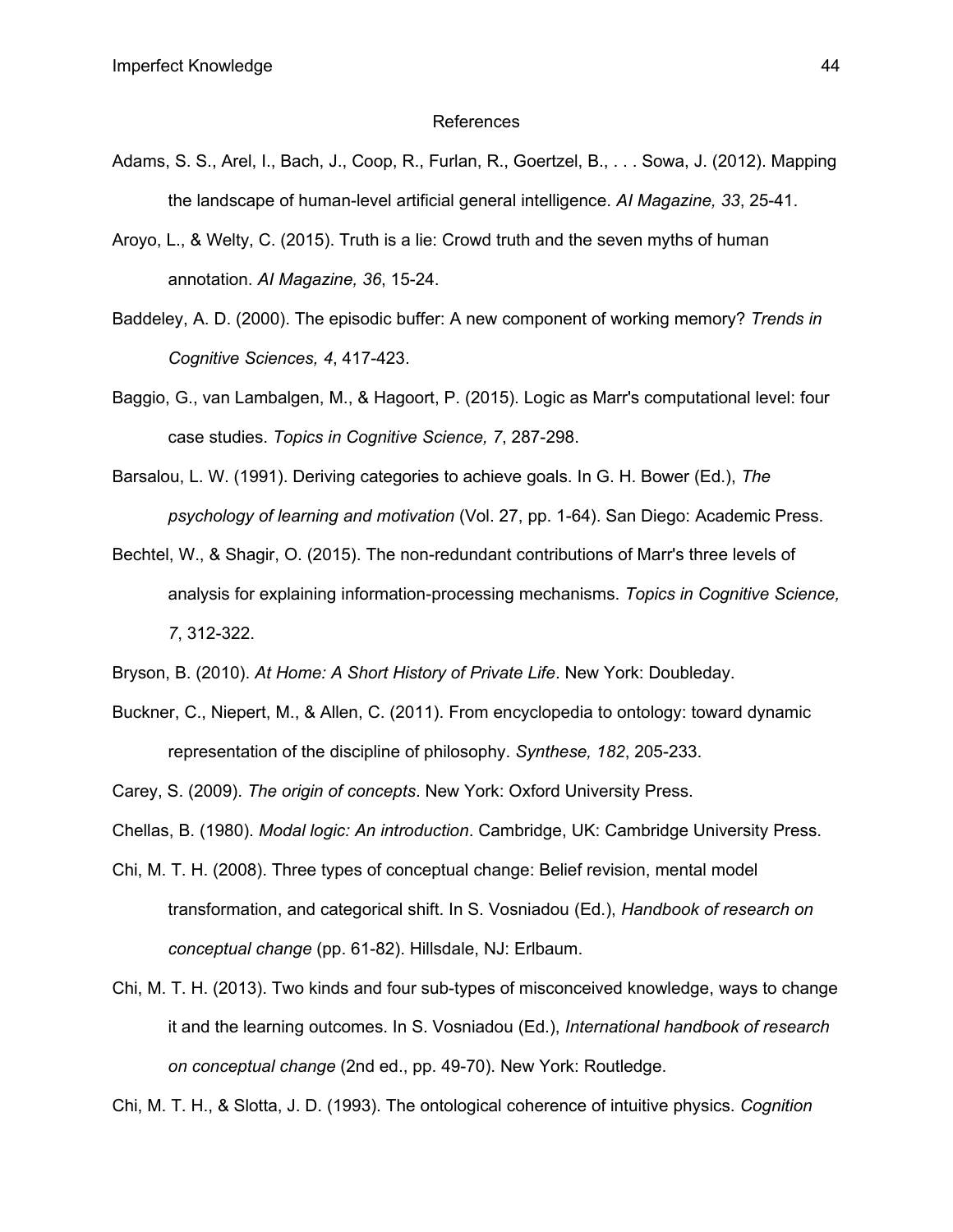# References

Adams, S. S., Arel, I., Bach, J., Coop, R., Furlan, R., Goertzel, B., . . . Sowa, J. (2012). Mapping the landscape of human-level artificial general intelligence. *AI Magazine, 33*, 25-41.

Aroyo, L., & Welty, C. (2015). Truth is a lie: Crowd truth and the seven myths of human annotation. *AI Magazine, 36*, 15-24.

Baddeley, A. D. (2000). The episodic buffer: A new component of working memory? *Trends in Cognitive Sciences, 4*, 417-423.

Baggio, G., van Lambalgen, M., & Hagoort, P. (2015). Logic as Marr's computational level: four case studies. *Topics in Cognitive Science, 7*, 287-298.

Barsalou, L. W. (1991). Deriving categories to achieve goals. In G. H. Bower (Ed.), *The psychology of learning and motivation* (Vol. 27, pp. 1-64). San Diego: Academic Press.

Bechtel, W., & Shagir, O. (2015). The non-redundant contributions of Marr's three levels of analysis for explaining information-processing mechanisms. *Topics in Cognitive Science, 7*, 312-322.

Bryson, B. (2010). *At Home: A Short History of Private Life*. New York: Doubleday.

Buckner, C., Niepert, M., & Allen, C. (2011). From encyclopedia to ontology: toward dynamic representation of the discipline of philosophy. *Synthese, 182*, 205-233.

Carey, S. (2009). *The origin of concepts*. New York: Oxford University Press.

Chellas, B. (1980). *Modal logic: An introduction*. Cambridge, UK: Cambridge University Press.

Chi, M. T. H. (2008). Three types of conceptual change: Belief revision, mental model transformation, and categorical shift. In S. Vosniadou (Ed.), *Handbook of research on conceptual change* (pp. 61-82). Hillsdale, NJ: Erlbaum.

Chi, M. T. H. (2013). Two kinds and four sub-types of misconceived knowledge, ways to change it and the learning outcomes. In S. Vosniadou (Ed.), *International handbook of research on conceptual change* (2nd ed., pp. 49-70). New York: Routledge.

Chi, M. T. H., & Slotta, J. D. (1993). The ontological coherence of intuitive physics. *Cognition*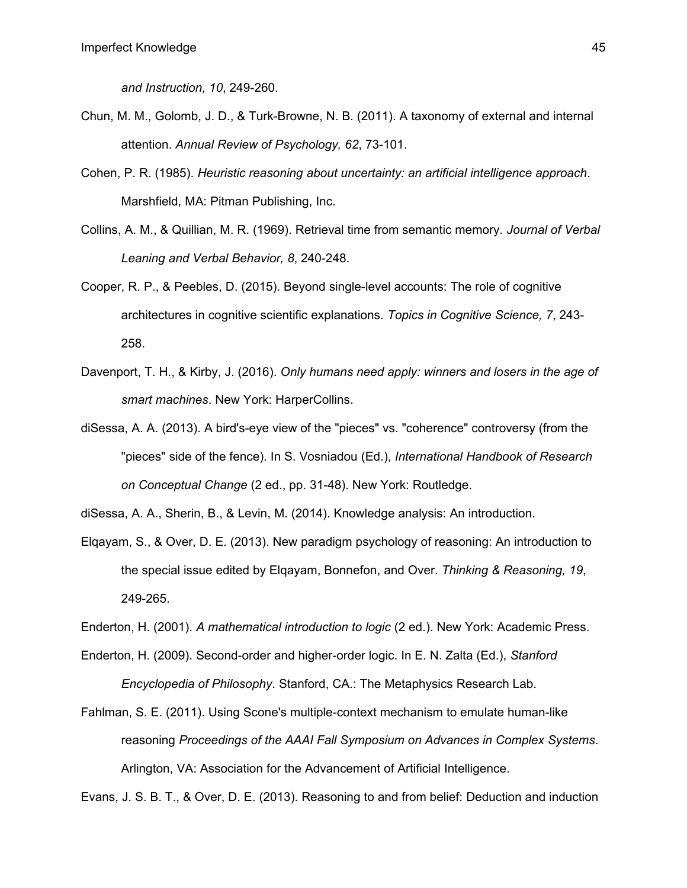*and Instruction, 10*, 249-260.

Chun, M. M., Golomb, J. D., & Turk-Browne, N. B. (2011). A taxonomy of external and internal attention. *Annual Review of Psychology, 62*, 73-101.

Cohen, P. R. (1985). *Heuristic reasoning about uncertainty: an artificial intelligence approach*. Marshfield, MA: Pitman Publishing, Inc.

Collins, A. M., & Quillian, M. R. (1969). Retrieval time from semantic memory. *Journal of Verbal Leaning and Verbal Behavior, 8*, 240-248.

Cooper, R. P., & Peebles, D. (2015). Beyond single-level accounts: The role of cognitive architectures in cognitive scientific explanations. *Topics in Cognitive Science, 7*, 243-258.

Davenport, T. H., & Kirby, J. (2016). *Only humans need apply: winners and losers in the age of smart machines*. New York: HarperCollins.

diSessa, A. A. (2013). A bird's-eye view of the "pieces" vs. "coherence" controversy (from the "pieces" side of the fence). In S. Vosniadou (Ed.), *International Handbook of Research on Conceptual Change* (2 ed., pp. 31-48). New York: Routledge.

diSessa, A. A., Sherin, B., & Levin, M. (2014). Knowledge analysis: An introduction.

Elqayam, S., & Over, D. E. (2013). New paradigm psychology of reasoning: An introduction to the special issue edited by Elqayam, Bonnefon, and Over. *Thinking & Reasoning, 19*, 249-265.

Enderton, H. (2001). *A mathematical introduction to logic* (2 ed.). New York: Academic Press.

Enderton, H. (2009). Second-order and higher-order logic. In E. N. Zalta (Ed.), *Stanford Encyclopedia of Philosophy*. Stanford, CA.: The Metaphysics Research Lab.

Fahlman, S. E. (2011). Using Scone's multiple-context mechanism to emulate human-like reasoning *Proceedings of the AAAI Fall Symposium on Advances in Complex Systems*. Arlington, VA: Association for the Advancement of Artificial Intelligence.

Evans, J. S. B. T., & Over, D. E. (2013). Reasoning to and from belief: Deduction and induction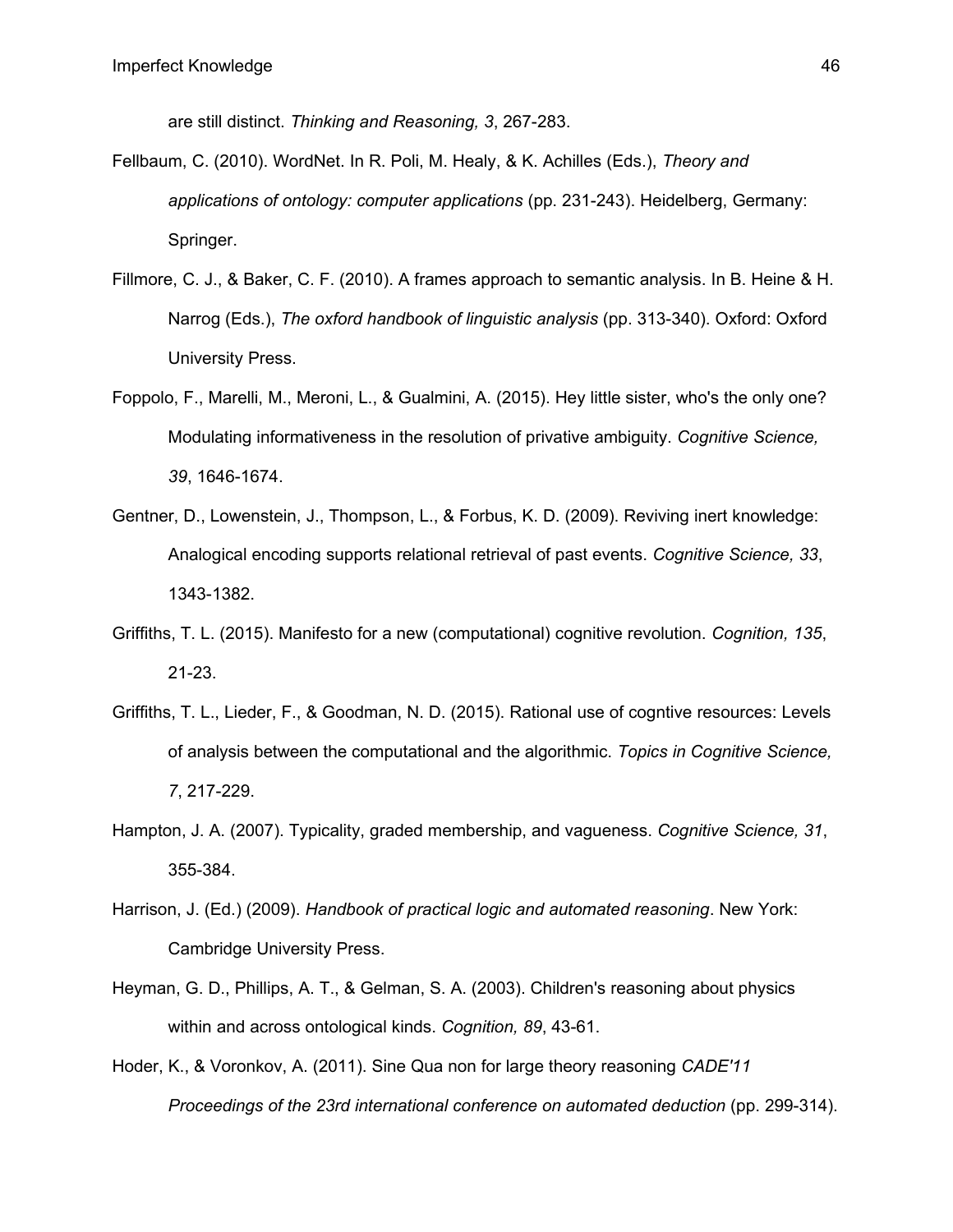are still distinct. *Thinking and Reasoning, 3*, 267-283.

Fellbaum, C. (2010). WordNet. In R. Poli, M. Healy, & K. Achilles (Eds.), *Theory and applications of ontology: computer applications* (pp. 231-243). Heidelberg, Germany: Springer.

Fillmore, C. J., & Baker, C. F. (2010). A frames approach to semantic analysis. In B. Heine & H. Narrog (Eds.), *The oxford handbook of linguistic analysis* (pp. 313-340). Oxford: Oxford University Press.

Foppolo, F., Marelli, M., Meroni, L., & Gualmini, A. (2015). Hey little sister, who's the only one? Modulating informativeness in the resolution of privative ambiguity. *Cognitive Science, 39*, 1646-1674.

Gentner, D., Lowenstein, J., Thompson, L., & Forbus, K. D. (2009). Reviving inert knowledge: Analogical encoding supports relational retrieval of past events. *Cognitive Science, 33*, 1343-1382.

Griffiths, T. L. (2015). Manifesto for a new (computational) cognitive revolution. *Cognition, 135*, 21-23.

Griffiths, T. L., Lieder, F., & Goodman, N. D. (2015). Rational use of cogntive resources: Levels of analysis between the computational and the algorithmic. *Topics in Cognitive Science, 7*, 217-229.

Hampton, J. A. (2007). Typicality, graded membership, and vagueness. *Cognitive Science, 31*, 355-384.

Harrison, J. (Ed.) (2009). *Handbook of practical logic and automated reasoning*. New York: Cambridge University Press.

Heyman, G. D., Phillips, A. T., & Gelman, S. A. (2003). Children's reasoning about physics within and across ontological kinds. *Cognition, 89*, 43-61.

Hoder, K., & Voronkov, A. (2011). Sine Qua non for large theory reasoning *CADE'11 Proceedings of the 23rd international conference on automated deduction* (pp. 299-314).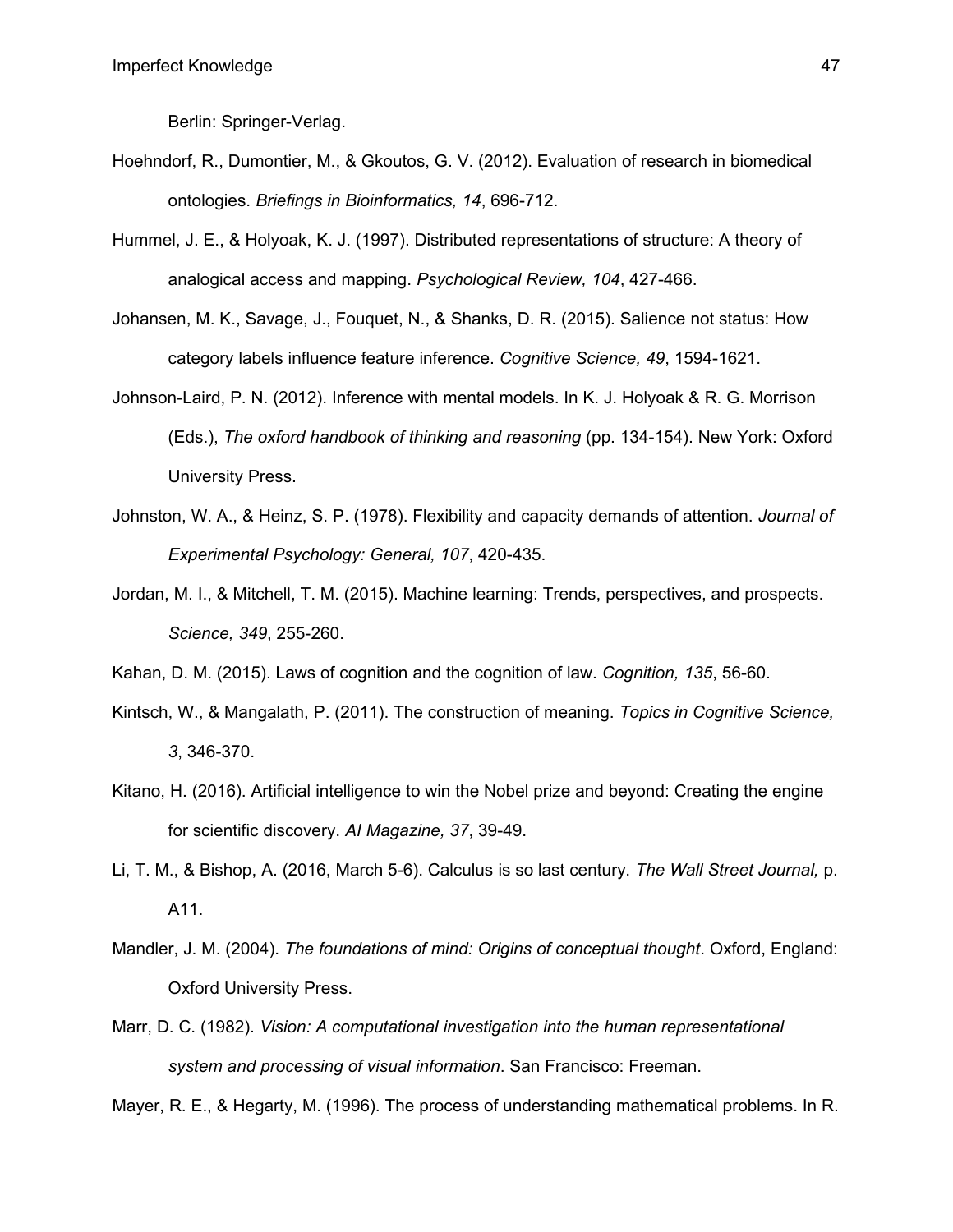Berlin: Springer-Verlag.

Hoehndorf, R., Dumontier, M., & Gkoutos, G. V. (2012). Evaluation of research in biomedical ontologies. *Briefings in Bioinformatics, 14*, 696-712.

Hummel, J. E., & Holyoak, K. J. (1997). Distributed representations of structure: A theory of analogical access and mapping. *Psychological Review, 104*, 427-466.

Johansen, M. K., Savage, J., Fouquet, N., & Shanks, D. R. (2015). Salience not status: How category labels influence feature inference. *Cognitive Science, 49*, 1594-1621.

Johnson-Laird, P. N. (2012). Inference with mental models. In K. J. Holyoak & R. G. Morrison (Eds.), *The oxford handbook of thinking and reasoning* (pp. 134-154). New York: Oxford University Press.

Johnston, W. A., & Heinz, S. P. (1978). Flexibility and capacity demands of attention. *Journal of Experimental Psychology: General, 107*, 420-435.

Jordan, M. I., & Mitchell, T. M. (2015). Machine learning: Trends, perspectives, and prospects. *Science, 349*, 255-260.

Kahan, D. M. (2015). Laws of cognition and the cognition of law. *Cognition, 135*, 56-60.

Kintsch, W., & Mangalath, P. (2011). The construction of meaning. *Topics in Cognitive Science, 3*, 346-370.

Kitano, H. (2016). Artificial intelligence to win the Nobel prize and beyond: Creating the engine for scientific discovery. *AI Magazine, 37*, 39-49.

Li, T. M., & Bishop, A. (2016, March 5-6). Calculus is so last century. *The Wall Street Journal,* p. A11.

Mandler, J. M. (2004). *The foundations of mind: Origins of conceptual thought*. Oxford, England: Oxford University Press.

Marr, D. C. (1982). *Vision: A computational investigation into the human representational system and processing of visual information*. San Francisco: Freeman.

Mayer, R. E., & Hegarty, M. (1996). The process of understanding mathematical problems. In R.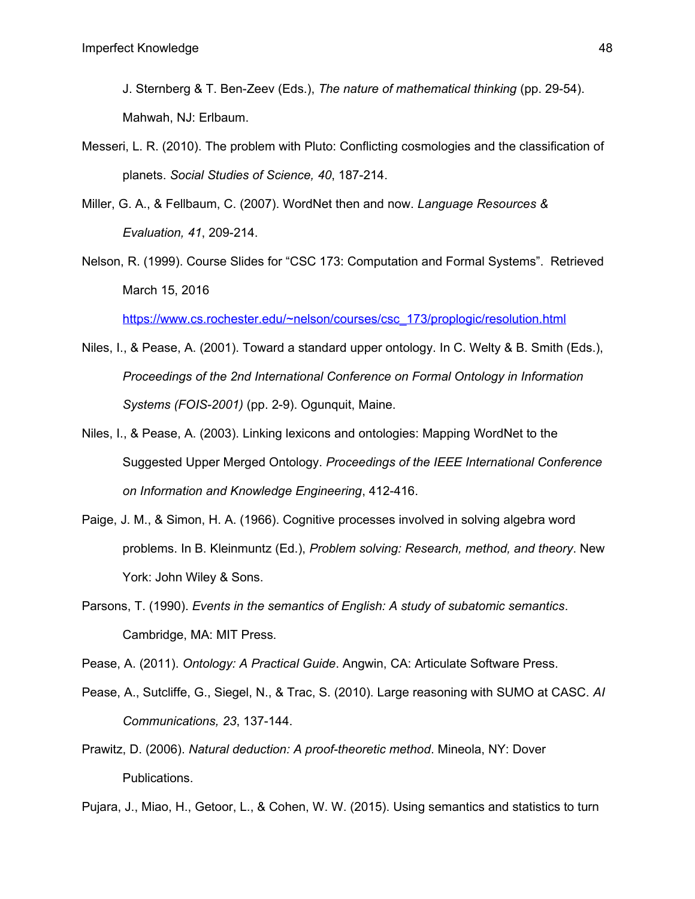J. Sternberg & T. Ben-Zeev (Eds.), *The nature of mathematical thinking* (pp. 29-54). Mahwah, NJ: Erlbaum.

Messeri, L. R. (2010). The problem with Pluto: Conflicting cosmologies and the classification of planets. *Social Studies of Science, 40*, 187-214.

Miller, G. A., & Fellbaum, C. (2007). WordNet then and now. *Language Resources & Evaluation, 41*, 209-214.

Nelson, R. (1999). Course Slides for "CSC 173: Computation and Formal Systems". Retrieved March 15, 2016 https://www.cs.rochester.edu/~nelson/courses/csc_173/proplogic/resolution.html

Niles, I., & Pease, A. (2001). Toward a standard upper ontology. In C. Welty & B. Smith (Eds.), *Proceedings of the 2nd International Conference on Formal Ontology in Information Systems (FOIS-2001)* (pp. 2-9). Ogunquit, Maine.

Niles, I., & Pease, A. (2003). Linking lexicons and ontologies: Mapping WordNet to the Suggested Upper Merged Ontology. *Proceedings of the IEEE International Conference on Information and Knowledge Engineering*, 412-416.

Paige, J. M., & Simon, H. A. (1966). Cognitive processes involved in solving algebra word problems. In B. Kleinmuntz (Ed.), *Problem solving: Research, method, and theory*. New York: John Wiley & Sons.

Parsons, T. (1990). *Events in the semantics of English: A study of subatomic semantics*. Cambridge, MA: MIT Press.

Pease, A. (2011). *Ontology: A Practical Guide*. Angwin, CA: Articulate Software Press.

Pease, A., Sutcliffe, G., Siegel, N., & Trac, S. (2010). Large reasoning with SUMO at CASC. *AI Communications, 23*, 137-144.

Prawitz, D. (2006). *Natural deduction: A proof-theoretic method*. Mineola, NY: Dover Publications.

Pujara, J., Miao, H., Getoor, L., & Cohen, W. W. (2015). Using semantics and statistics to turn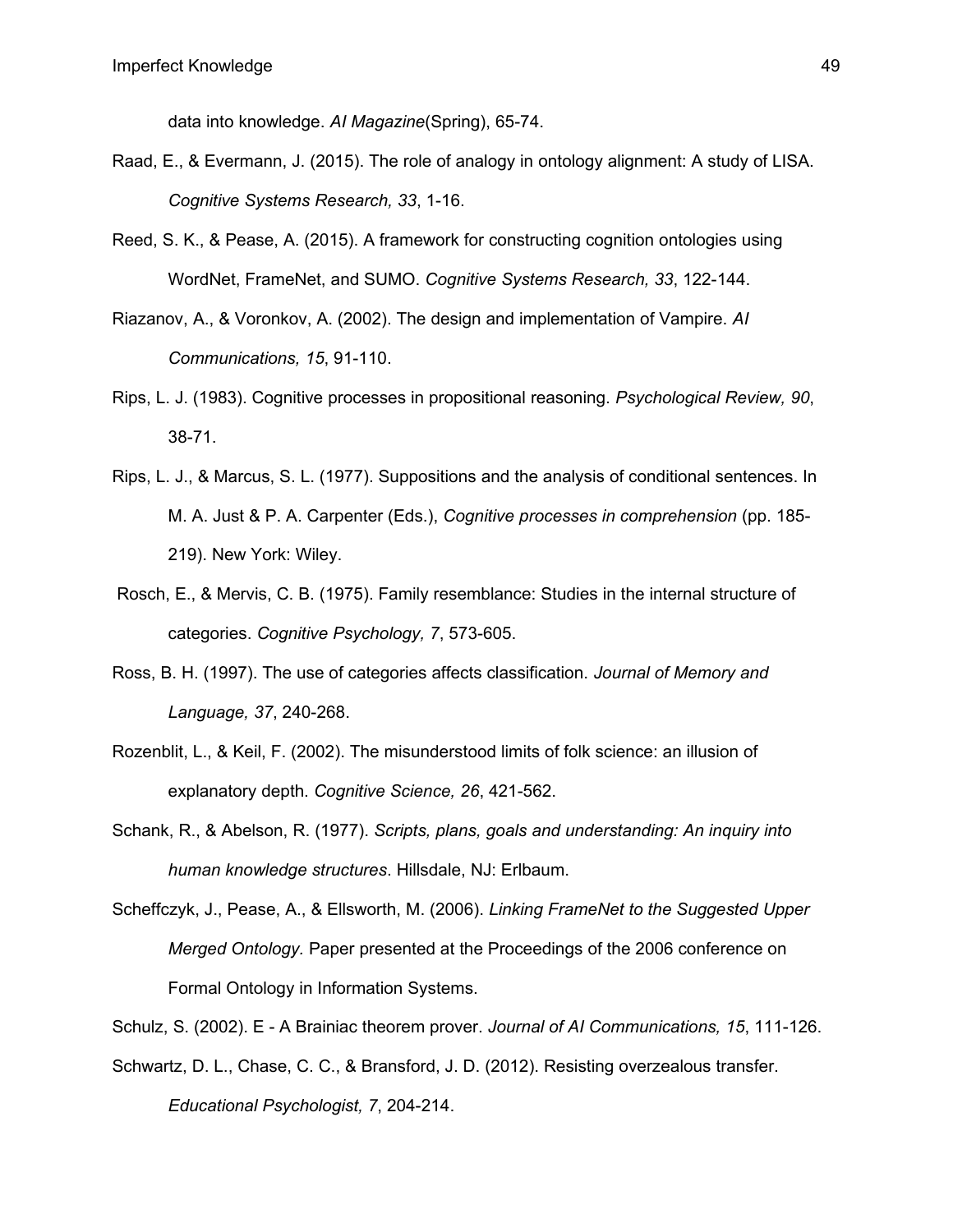data into knowledge. *AI Magazine*(Spring), 65-74.

Raad, E., & Evermann, J. (2015). The role of analogy in ontology alignment: A study of LISA. *Cognitive Systems Research, 33*, 1-16.

Reed, S. K., & Pease, A. (2015). A framework for constructing cognition ontologies using WordNet, FrameNet, and SUMO. *Cognitive Systems Research, 33*, 122-144.

Riazanov, A., & Voronkov, A. (2002). The design and implementation of Vampire. *AI Communications, 15*, 91-110.

Rips, L. J. (1983). Cognitive processes in propositional reasoning. *Psychological Review, 90*, 38-71.

Rips, L. J., & Marcus, S. L. (1977). Suppositions and the analysis of conditional sentences. In M. A. Just & P. A. Carpenter (Eds.), *Cognitive processes in comprehension* (pp. 185-219). New York: Wiley.

Rosch, E., & Mervis, C. B. (1975). Family resemblance: Studies in the internal structure of categories. *Cognitive Psychology, 7*, 573-605.

Ross, B. H. (1997). The use of categories affects classification. *Journal of Memory and Language, 37*, 240-268.

Rozenblit, L., & Keil, F. (2002). The misunderstood limits of folk science: an illusion of explanatory depth. *Cognitive Science, 26*, 421-562.

Schank, R., & Abelson, R. (1977). *Scripts, plans, goals and understanding: An inquiry into human knowledge structures*. Hillsdale, NJ: Erlbaum.

Scheffczyk, J., Pease, A., & Ellsworth, M. (2006). *Linking FrameNet to the Suggested Upper Merged Ontology.* Paper presented at the Proceedings of the 2006 conference on Formal Ontology in Information Systems.

Schulz, S. (2002). E - A Brainiac theorem prover. *Journal of AI Communications, 15*, 111-126.

Schwartz, D. L., Chase, C. C., & Bransford, J. D. (2012). Resisting overzealous transfer. *Educational Psychologist, 7*, 204-214.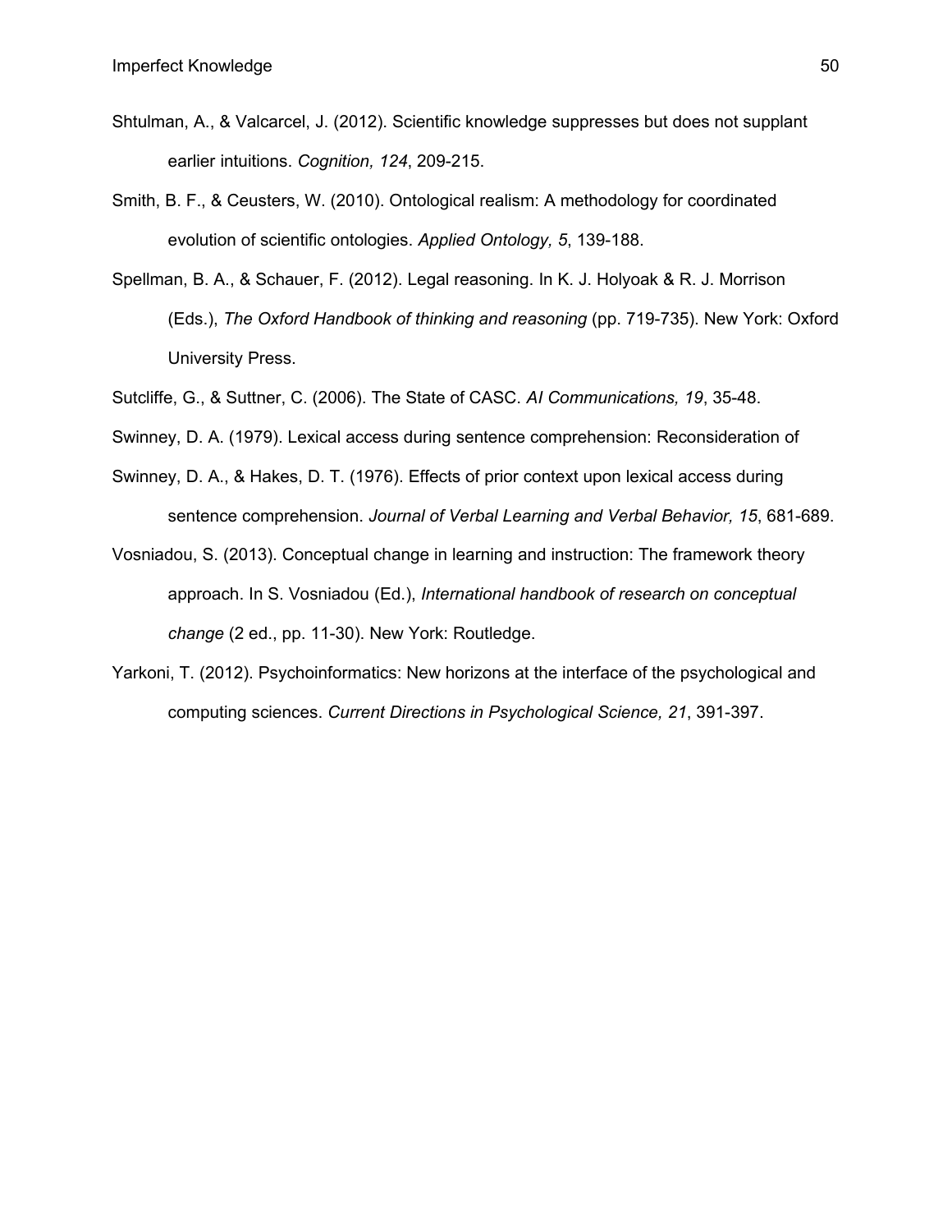Shtulman, A., & Valcarcel, J. (2012). Scientific knowledge suppresses but does not supplant earlier intuitions. *Cognition, 124*, 209-215.

Smith, B. F., & Ceusters, W. (2010). Ontological realism: A methodology for coordinated evolution of scientific ontologies. *Applied Ontology, 5*, 139-188.

Spellman, B. A., & Schauer, F. (2012). Legal reasoning. In K. J. Holyoak & R. J. Morrison (Eds.), *The Oxford Handbook of thinking and reasoning* (pp. 719-735). New York: Oxford University Press.

Sutcliffe, G., & Suttner, C. (2006). The State of CASC. *AI Communications, 19*, 35-48.

Swinney, D. A. (1979). Lexical access during sentence comprehension: Reconsideration of

Swinney, D. A., & Hakes, D. T. (1976). Effects of prior context upon lexical access during sentence comprehension. *Journal of Verbal Learning and Verbal Behavior, 15*, 681-689.

Vosniadou, S. (2013). Conceptual change in learning and instruction: The framework theory approach. In S. Vosniadou (Ed.), *International handbook of research on conceptual change* (2 ed., pp. 11-30). New York: Routledge.

Yarkoni, T. (2012). Psychoinformatics: New horizons at the interface of the psychological and computing sciences. *Current Directions in Psychological Science, 21*, 391-397.